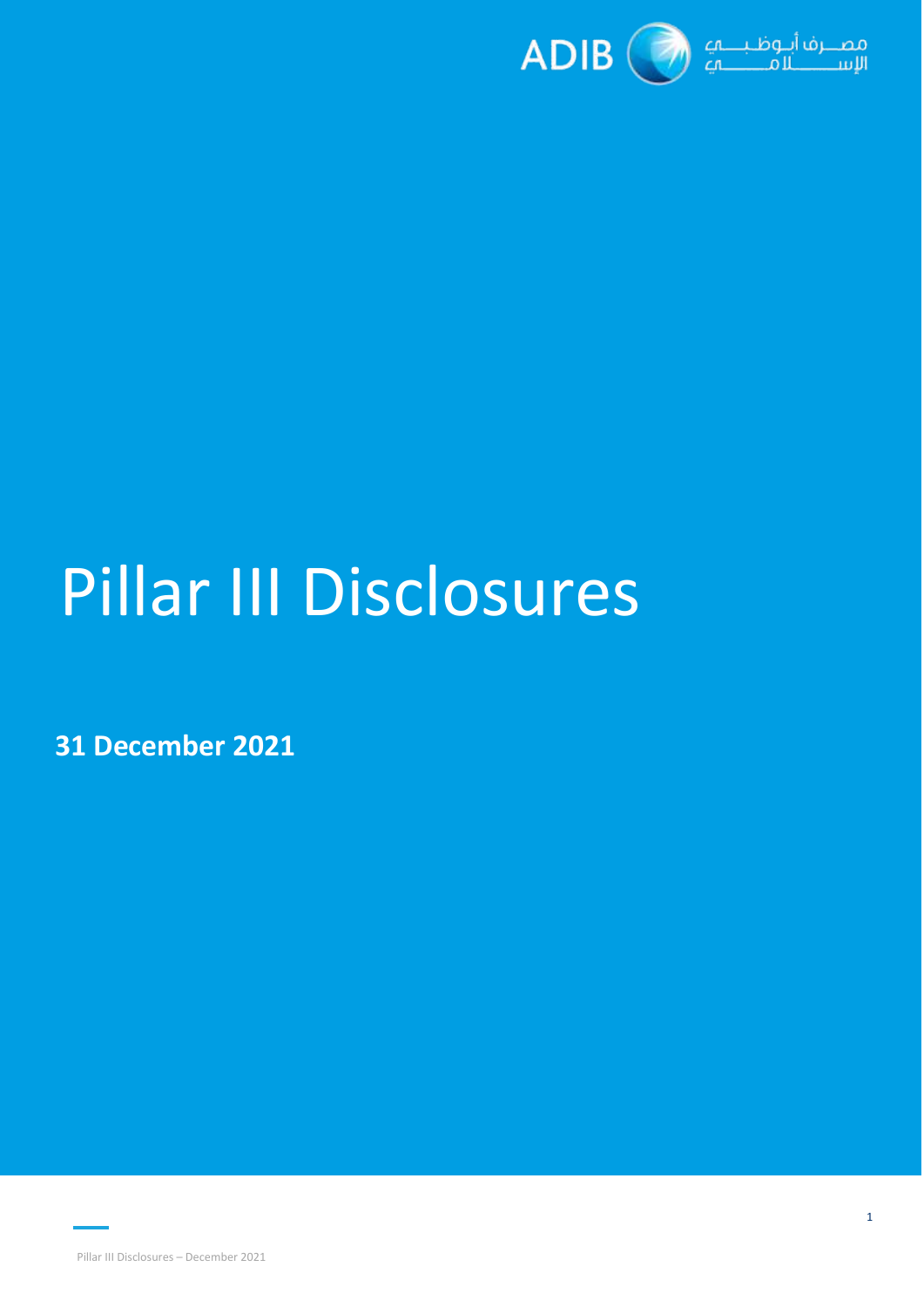ADIB مصرف أبوظبي الإسلامي

# Pillar III Disclosures

**31 December 2021**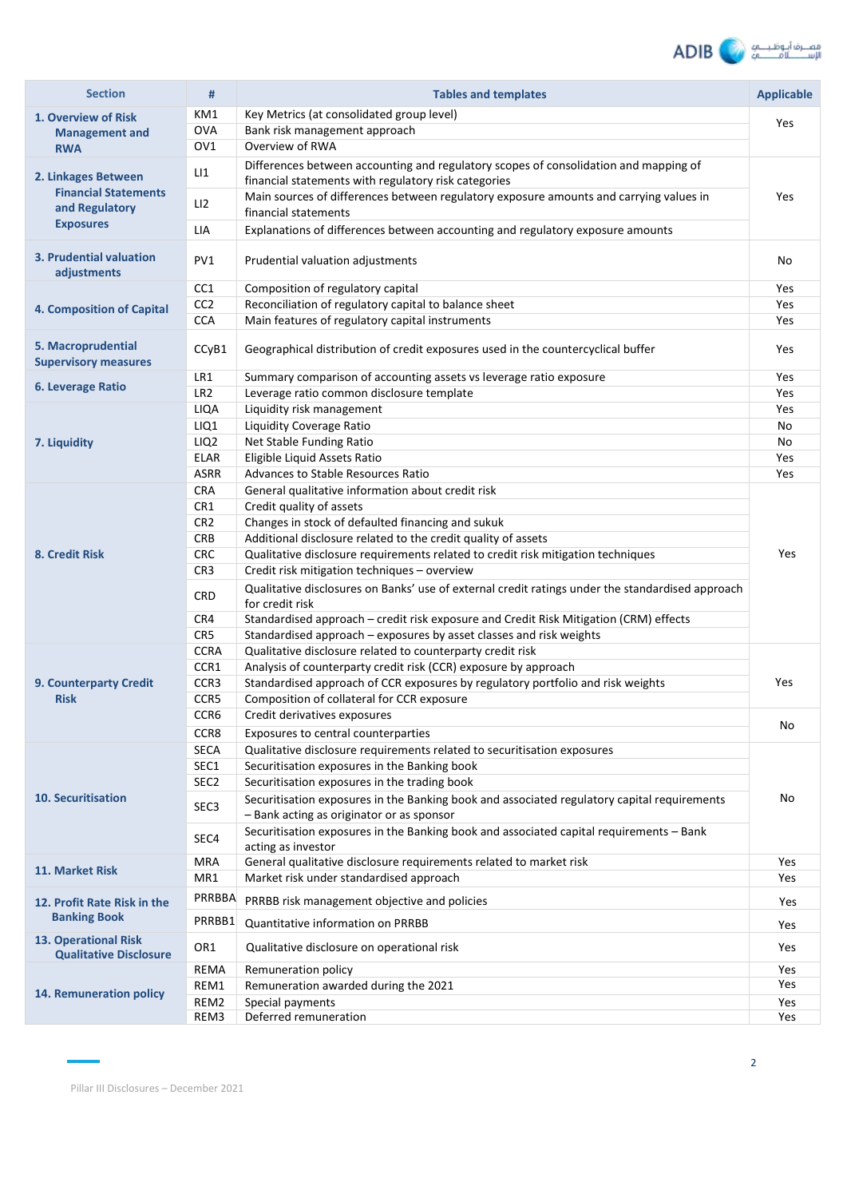| Section | # | Tables and templates | Applicable |
|---|---|---|---|
| 1. Overview of Risk Management and RWA | KM1 | Key Metrics (at consolidated group level) | Yes |
| | OVA | Bank risk management approach | |
| | OV1 | Overview of RWA | |
| 2. Linkages Between Financial Statements and Regulatory Exposures | LI1 | Differences between accounting and regulatory scopes of consolidation and mapping of financial statements with regulatory risk categories | Yes |
| | LI2 | Main sources of differences between regulatory exposure amounts and carrying values in financial statements | |
| | LIA | Explanations of differences between accounting and regulatory exposure amounts | |
| 3. Prudential valuation adjustments | PV1 | Prudential valuation adjustments | No |
| 4. Composition of Capital | CC1 | Composition of regulatory capital | Yes |
| | CC2 | Reconciliation of regulatory capital to balance sheet | Yes |
| | CCA | Main features of regulatory capital instruments | Yes |
| 5. Macroprudential Supervisory measures | CCyB1 | Geographical distribution of credit exposures used in the countercyclical buffer | Yes |
| 6. Leverage Ratio | LR1 | Summary comparison of accounting assets vs leverage ratio exposure | Yes |
| | LR2 | Leverage ratio common disclosure template | Yes |
| 7. Liquidity | LIQA | Liquidity risk management | Yes |
| | LIQ1 | Liquidity Coverage Ratio | No |
| | LIQ2 | Net Stable Funding Ratio | No |
| | ELAR | Eligible Liquid Assets Ratio | Yes |
| | ASRR | Advances to Stable Resources Ratio | Yes |
| 8. Credit Risk | CRA | General qualitative information about credit risk | Yes |
| | CR1 | Credit quality of assets | |
| | CR2 | Changes in stock of defaulted financing and sukuk | |
| | CRB | Additional disclosure related to the credit quality of assets | |
| | CRC | Qualitative disclosure requirements related to credit risk mitigation techniques | |
| | CR3 | Credit risk mitigation techniques – overview | |
| | CRD | Qualitative disclosures on Banks' use of external credit ratings under the standardised approach for credit risk | |
| | CR4 | Standardised approach – credit risk exposure and Credit Risk Mitigation (CRM) effects | |
| | CR5 | Standardised approach – exposures by asset classes and risk weights | |
| 9. Counterparty Credit Risk | CCRA | Qualitative disclosure related to counterparty credit risk | Yes |
| | CCR1 | Analysis of counterparty credit risk (CCR) exposure by approach | |
| | CCR3 | Standardised approach of CCR exposures by regulatory portfolio and risk weights | |
| | CCR5 | Composition of collateral for CCR exposure | |
| | CCR6 | Credit derivatives exposures | No |
| | CCR8 | Exposures to central counterparties | |
| 10. Securitisation | SECA | Qualitative disclosure requirements related to securitisation exposures | No |
| | SEC1 | Securitisation exposures in the Banking book | |
| | SEC2 | Securitisation exposures in the trading book | |
| | SEC3 | Securitisation exposures in the Banking book and associated regulatory capital requirements – Bank acting as originator or as sponsor | |
| | SEC4 | Securitisation exposures in the Banking book and associated capital requirements – Bank acting as investor | |
| 11. Market Risk | MRA | General qualitative disclosure requirements related to market risk | Yes |
| | MR1 | Market risk under standardised approach | Yes |
| 12. Profit Rate Risk in the Banking Book | PRRBBA | PRRBB risk management objective and policies | Yes |
| | PRRBB1 | Quantitative information on PRRBB | Yes |
| 13. Operational Risk Qualitative Disclosure | OR1 | Qualitative disclosure on operational risk | Yes |
| 14. Remuneration policy | REMA | Remuneration policy | Yes |
| | REM1 | Remuneration awarded during the 2021 | Yes |
| | REM2 | Special payments | Yes |
| | REM3 | Deferred remuneration | Yes |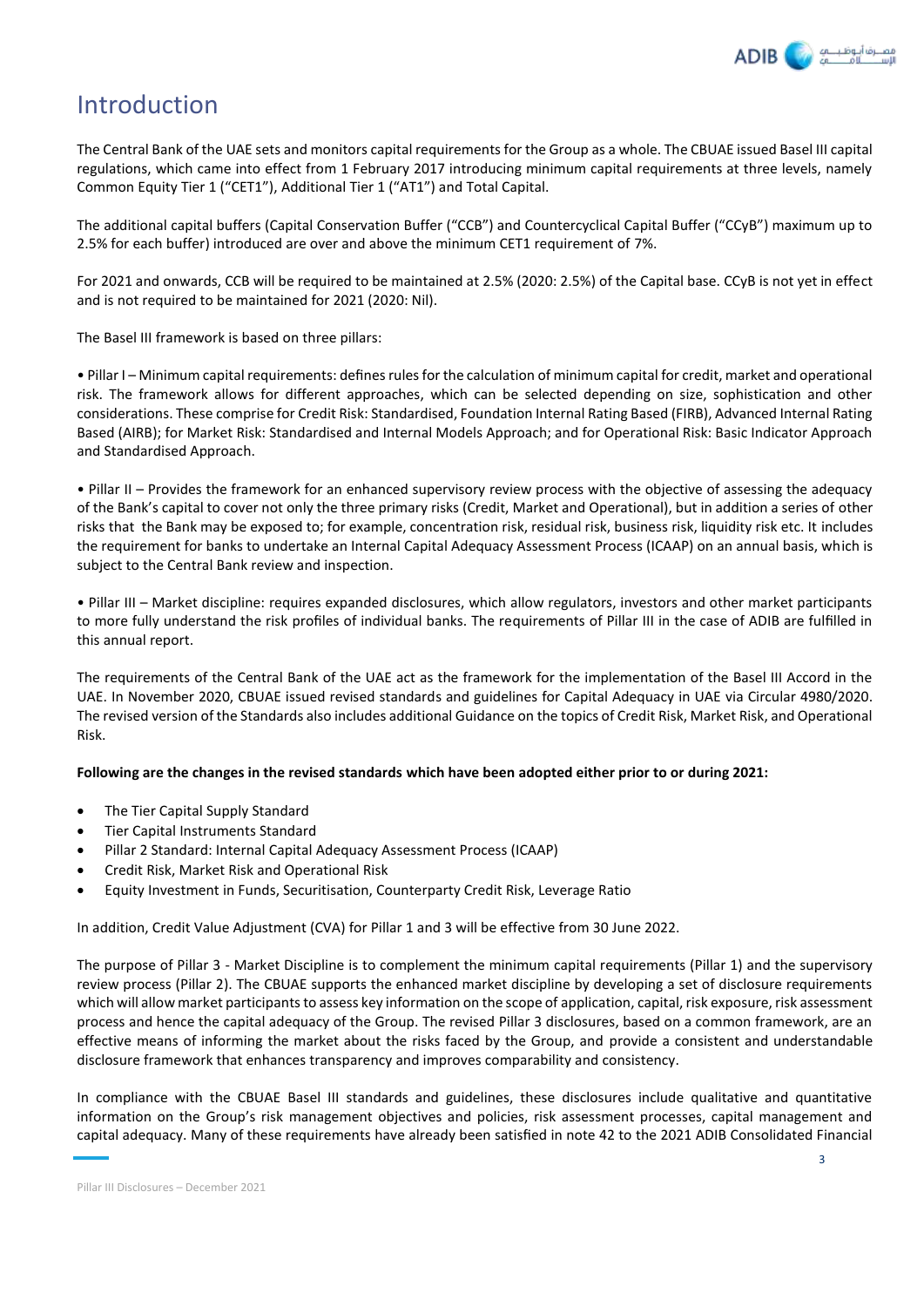# Introduction

The Central Bank of the UAE sets and monitors capital requirements for the Group as a whole. The CBUAE issued Basel III capital regulations, which came into effect from 1 February 2017 introducing minimum capital requirements at three levels, namely Common Equity Tier 1 ("CET1"), Additional Tier 1 ("AT1") and Total Capital.

The additional capital buffers (Capital Conservation Buffer ("CCB") and Countercyclical Capital Buffer ("CCyB") maximum up to 2.5% for each buffer) introduced are over and above the minimum CET1 requirement of 7%.

For 2021 and onwards, CCB will be required to be maintained at 2.5% (2020: 2.5%) of the Capital base. CCyB is not yet in effect and is not required to be maintained for 2021 (2020: Nil).

The Basel III framework is based on three pillars:

• Pillar I – Minimum capital requirements: defines rules for the calculation of minimum capital for credit, market and operational risk. The framework allows for different approaches, which can be selected depending on size, sophistication and other considerations. These comprise for Credit Risk: Standardised, Foundation Internal Rating Based (FIRB), Advanced Internal Rating Based (AIRB); for Market Risk: Standardised and Internal Models Approach; and for Operational Risk: Basic Indicator Approach and Standardised Approach.

• Pillar II – Provides the framework for an enhanced supervisory review process with the objective of assessing the adequacy of the Bank's capital to cover not only the three primary risks (Credit, Market and Operational), but in addition a series of other risks that the Bank may be exposed to; for example, concentration risk, residual risk, business risk, liquidity risk etc. It includes the requirement for banks to undertake an Internal Capital Adequacy Assessment Process (ICAAP) on an annual basis, which is subject to the Central Bank review and inspection.

• Pillar III – Market discipline: requires expanded disclosures, which allow regulators, investors and other market participants to more fully understand the risk profiles of individual banks. The requirements of Pillar III in the case of ADIB are fulfilled in this annual report.

The requirements of the Central Bank of the UAE act as the framework for the implementation of the Basel III Accord in the UAE. In November 2020, CBUAE issued revised standards and guidelines for Capital Adequacy in UAE via Circular 4980/2020. The revised version of the Standards also includes additional Guidance on the topics of Credit Risk, Market Risk, and Operational Risk.

**Following are the changes in the revised standards which have been adopted either prior to or during 2021:**

- The Tier Capital Supply Standard
- Tier Capital Instruments Standard
- Pillar 2 Standard: Internal Capital Adequacy Assessment Process (ICAAP)
- Credit Risk, Market Risk and Operational Risk
- Equity Investment in Funds, Securitisation, Counterparty Credit Risk, Leverage Ratio

In addition, Credit Value Adjustment (CVA) for Pillar 1 and 3 will be effective from 30 June 2022.

The purpose of Pillar 3 - Market Discipline is to complement the minimum capital requirements (Pillar 1) and the supervisory review process (Pillar 2). The CBUAE supports the enhanced market discipline by developing a set of disclosure requirements which will allow market participants to assess key information on the scope of application, capital, risk exposure, risk assessment process and hence the capital adequacy of the Group. The revised Pillar 3 disclosures, based on a common framework, are an effective means of informing the market about the risks faced by the Group, and provide a consistent and understandable disclosure framework that enhances transparency and improves comparability and consistency.

In compliance with the CBUAE Basel III standards and guidelines, these disclosures include qualitative and quantitative information on the Group's risk management objectives and policies, risk assessment processes, capital management and capital adequacy. Many of these requirements have already been satisfied in note 42 to the 2021 ADIB Consolidated Financial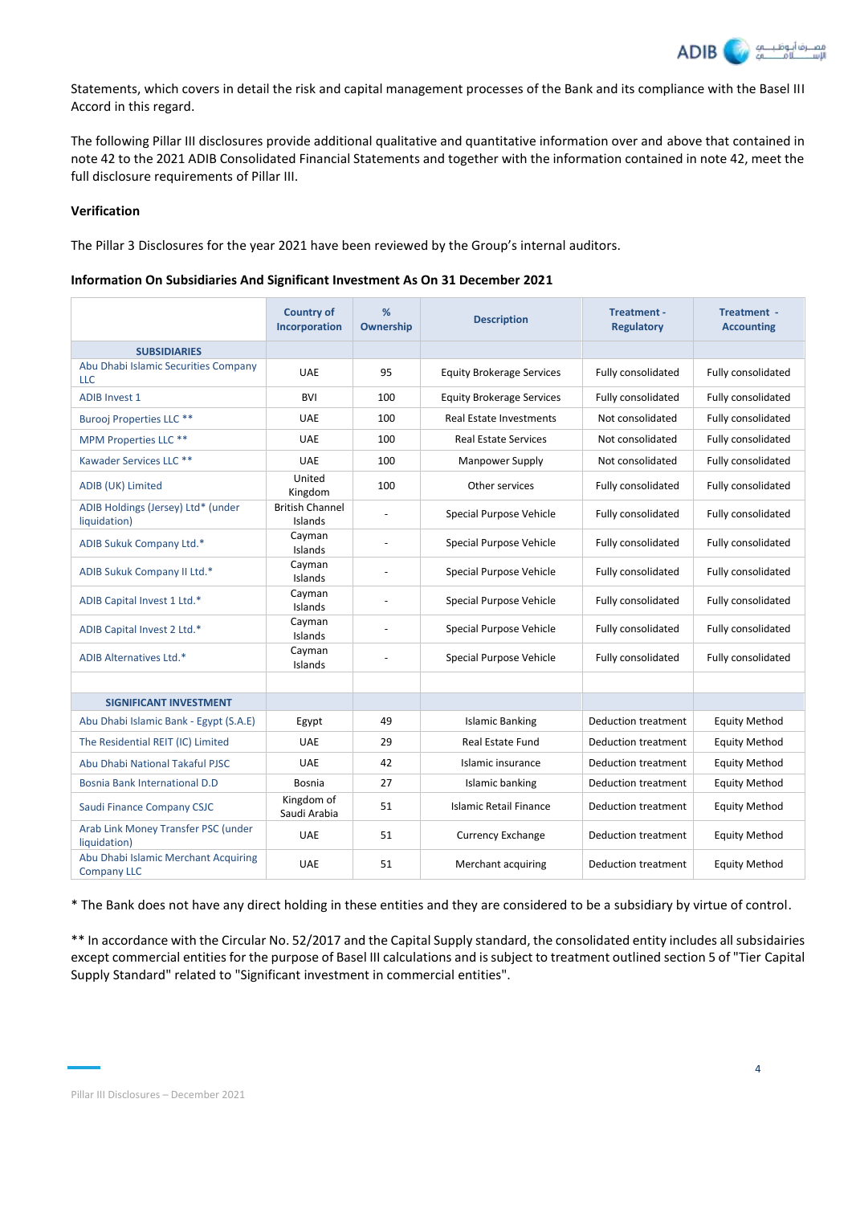Statements, which covers in detail the risk and capital management processes of the Bank and its compliance with the Basel III Accord in this regard.

The following Pillar III disclosures provide additional qualitative and quantitative information over and above that contained in note 42 to the 2021 ADIB Consolidated Financial Statements and together with the information contained in note 42, meet the full disclosure requirements of Pillar III.

**Verification**

The Pillar 3 Disclosures for the year 2021 have been reviewed by the Group's internal auditors.

**Information On Subsidiaries And Significant Investment As On 31 December 2021**

| | Country of Incorporation | % Ownership | Description | Treatment - Regulatory | Treatment - Accounting |
|---|---|---|---|---|---|
| **SUBSIDIARIES** | | | | | |
| Abu Dhabi Islamic Securities Company LLC | UAE | 95 | Equity Brokerage Services | Fully consolidated | Fully consolidated |
| ADIB Invest 1 | BVI | 100 | Equity Brokerage Services | Fully consolidated | Fully consolidated |
| Burooj Properties LLC ** | UAE | 100 | Real Estate Investments | Not consolidated | Fully consolidated |
| MPM Properties LLC ** | UAE | 100 | Real Estate Services | Not consolidated | Fully consolidated |
| Kawader Services LLC ** | UAE | 100 | Manpower Supply | Not consolidated | Fully consolidated |
| ADIB (UK) Limited | United Kingdom | 100 | Other services | Fully consolidated | Fully consolidated |
| ADIB Holdings (Jersey) Ltd* (under liquidation) | British Channel Islands | - | Special Purpose Vehicle | Fully consolidated | Fully consolidated |
| ADIB Sukuk Company Ltd.* | Cayman Islands | - | Special Purpose Vehicle | Fully consolidated | Fully consolidated |
| ADIB Sukuk Company II Ltd.* | Cayman Islands | - | Special Purpose Vehicle | Fully consolidated | Fully consolidated |
| ADIB Capital Invest 1 Ltd.* | Cayman Islands | - | Special Purpose Vehicle | Fully consolidated | Fully consolidated |
| ADIB Capital Invest 2 Ltd.* | Cayman Islands | - | Special Purpose Vehicle | Fully consolidated | Fully consolidated |
| ADIB Alternatives Ltd.* | Cayman Islands | - | Special Purpose Vehicle | Fully consolidated | Fully consolidated |
| | | | | | |
| **SIGNIFICANT INVESTMENT** | | | | | |
| Abu Dhabi Islamic Bank - Egypt (S.A.E) | Egypt | 49 | Islamic Banking | Deduction treatment | Equity Method |
| The Residential REIT (IC) Limited | UAE | 29 | Real Estate Fund | Deduction treatment | Equity Method |
| Abu Dhabi National Takaful PJSC | UAE | 42 | Islamic insurance | Deduction treatment | Equity Method |
| Bosnia Bank International D.D | Bosnia | 27 | Islamic banking | Deduction treatment | Equity Method |
| Saudi Finance Company CSJC | Kingdom of Saudi Arabia | 51 | Islamic Retail Finance | Deduction treatment | Equity Method |
| Arab Link Money Transfer PSC (under liquidation) | UAE | 51 | Currency Exchange | Deduction treatment | Equity Method |
| Abu Dhabi Islamic Merchant Acquiring Company LLC | UAE | 51 | Merchant acquiring | Deduction treatment | Equity Method |

\* The Bank does not have any direct holding in these entities and they are considered to be a subsidiary by virtue of control.

** In accordance with the Circular No. 52/2017 and the Capital Supply standard, the consolidated entity includes all subsidaires except commercial entities for the purpose of Basel III calculations and is subject to treatment outlined section 5 of "Tier Capital Supply Standard" related to "Significant investment in commercial entities".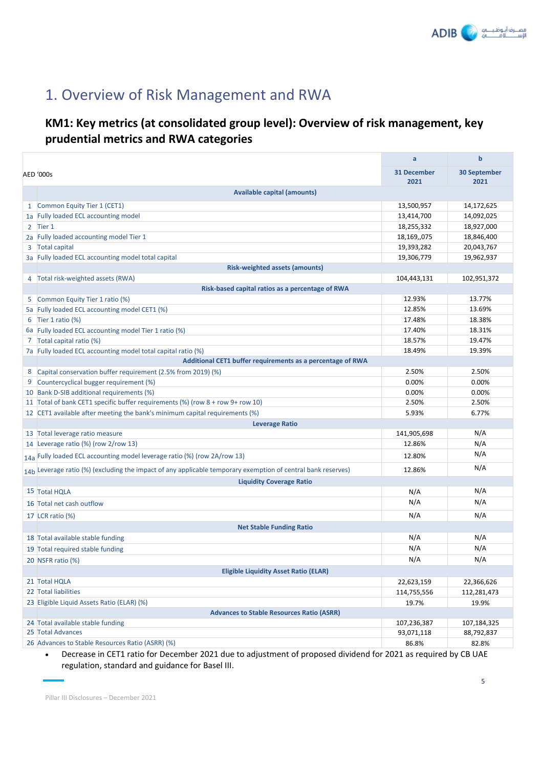# 1. Overview of Risk Management and RWA

## KM1: Key metrics (at consolidated group level): Overview of risk management, key prudential metrics and RWA categories

| AED '000s | | a<br>31 December 2021 | b<br>30 September 2021 |
|---|---|---|---|
| | **Available capital (amounts)** | | |
| 1 | Common Equity Tier 1 (CET1) | 13,500,957 | 14,172,625 |
| 1a | Fully loaded ECL accounting model | 13,414,700 | 14,092,025 |
| 2 | Tier 1 | 18,255,332 | 18,927,000 |
| 2a | Fully loaded accounting model Tier 1 | 18,169,,075 | 18,846,400 |
| 3 | Total capital | 19,393,282 | 20,043,767 |
| 3a | Fully loaded ECL accounting model total capital | 19,306,779 | 19,962,937 |
| | **Risk-weighted assets (amounts)** | | |
| 4 | Total risk-weighted assets (RWA) | 104,443,131 | 102,951,372 |
| | **Risk-based capital ratios as a percentage of RWA** | | |
| 5 | Common Equity Tier 1 ratio (%) | 12.93% | 13.77% |
| 5a | Fully loaded ECL accounting model CET1 (%) | 12.85% | 13.69% |
| 6 | Tier 1 ratio (%) | 17.48% | 18.38% |
| 6a | Fully loaded ECL accounting model Tier 1 ratio (%) | 17.40% | 18.31% |
| 7 | Total capital ratio (%) | 18.57% | 19.47% |
| 7a | Fully loaded ECL accounting model total capital ratio (%) | 18.49% | 19.39% |
| | **Additional CET1 buffer requirements as a percentage of RWA** | | |
| 8 | Capital conservation buffer requirement (2.5% from 2019) (%) | 2.50% | 2.50% |
| 9 | Countercyclical bugger requirement (%) | 0.00% | 0.00% |
| 10 | Bank D-SIB additional requirements (%) | 0.00% | 0.00% |
| 11 | Total of bank CET1 specific buffer requirements (%) (row 8 + row 9+ row 10) | 2.50% | 2.50% |
| 12 | CET1 available after meeting the bank's minimum capital requirements (%) | 5.93% | 6.77% |
| | **Leverage Ratio** | | |
| 13 | Total leverage ratio measure | 141,905,698 | N/A |
| 14 | Leverage ratio (%) (row 2/row 13) | 12.86% | N/A |
| 14a | Fully loaded ECL accounting model leverage ratio (%) (row 2A/row 13) | 12.80% | N/A |
| 14b | Leverage ratio (%) (excluding the impact of any applicable temporary exemption of central bank reserves) | 12.86% | N/A |
| | **Liquidity Coverage Ratio** | | |
| 15 | Total HQLA | N/A | N/A |
| 16 | Total net cash outflow | N/A | N/A |
| 17 | LCR ratio (%) | N/A | N/A |
| | **Net Stable Funding Ratio** | | |
| 18 | Total available stable funding | N/A | N/A |
| 19 | Total required stable funding | N/A | N/A |
| 20 | NSFR ratio (%) | N/A | N/A |
| | **Eligible Liquidity Asset Ratio (ELAR)** | | |
| 21 | Total HQLA | 22,623,159 | 22,366,626 |
| 22 | Total liabilities | 114,755,556 | 112,281,473 |
| 23 | Eligible Liquid Assets Ratio (ELAR) (%) | 19.7% | 19.9% |
| | **Advances to Stable Resources Ratio (ASRR)** | | |
| 24 | Total available stable funding | 107,236,387 | 107,184,325 |
| 25 | Total Advances | 93,071,118 | 88,792,837 |
| 26 | Advances to Stable Resources Ratio (ASRR) (%) | 86.8% | 82.8% |

- Decrease in CET1 ratio for December 2021 due to adjustment of proposed dividend for 2021 as required by CB UAE regulation, standard and guidance for Basel III.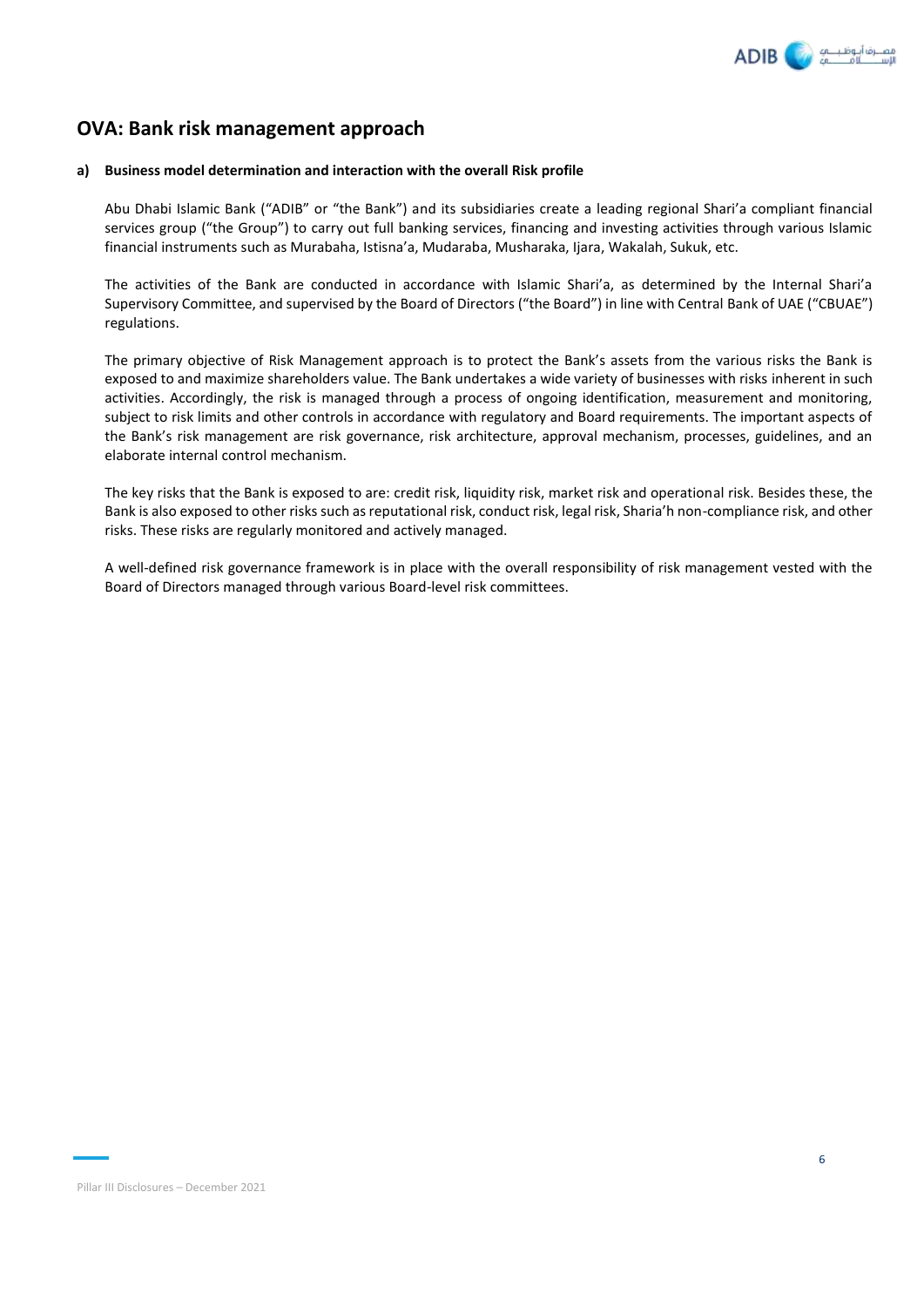## OVA: Bank risk management approach

**a) Business model determination and interaction with the overall Risk profile**

Abu Dhabi Islamic Bank ("ADIB" or "the Bank") and its subsidiaries create a leading regional Shari'a compliant financial services group ("the Group") to carry out full banking services, financing and investing activities through various Islamic financial instruments such as Murabaha, Istisna'a, Mudaraba, Musharaka, Ijara, Wakalah, Sukuk, etc.

The activities of the Bank are conducted in accordance with Islamic Shari'a, as determined by the Internal Shari'a Supervisory Committee, and supervised by the Board of Directors ("the Board") in line with Central Bank of UAE ("CBUAE") regulations.

The primary objective of Risk Management approach is to protect the Bank's assets from the various risks the Bank is exposed to and maximize shareholders value. The Bank undertakes a wide variety of businesses with risks inherent in such activities. Accordingly, the risk is managed through a process of ongoing identification, measurement and monitoring, subject to risk limits and other controls in accordance with regulatory and Board requirements. The important aspects of the Bank's risk management are risk governance, risk architecture, approval mechanism, processes, guidelines, and an elaborate internal control mechanism.

The key risks that the Bank is exposed to are: credit risk, liquidity risk, market risk and operational risk. Besides these, the Bank is also exposed to other risks such as reputational risk, conduct risk, legal risk, Sharia'h non-compliance risk, and other risks. These risks are regularly monitored and actively managed.

A well-defined risk governance framework is in place with the overall responsibility of risk management vested with the Board of Directors managed through various Board-level risk committees.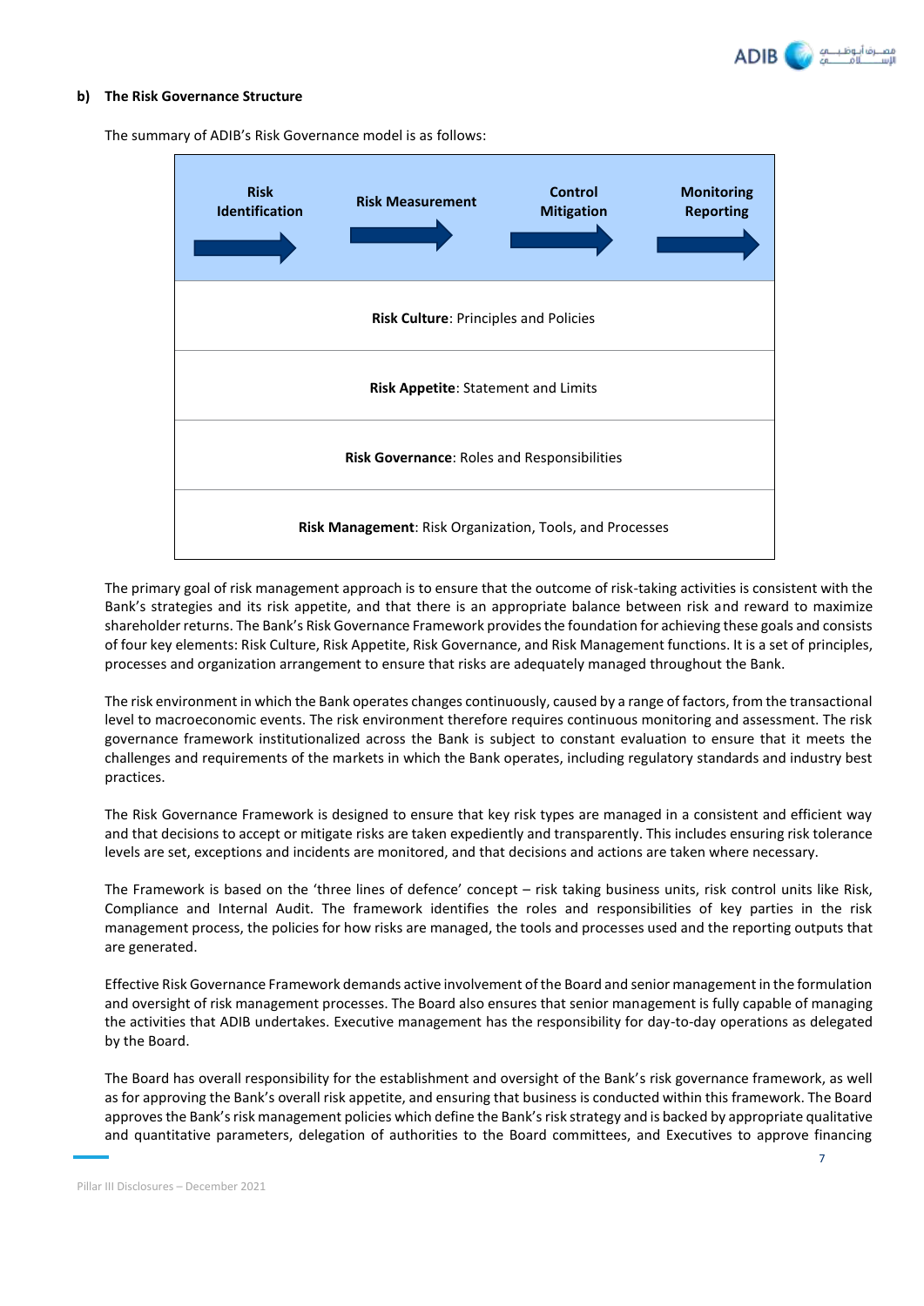## b) The Risk Governance Structure

The summary of ADIB's Risk Governance model is as follows:

| Risk Identification | Risk Measurement | Control Mitigation | Monitoring Reporting |
|---|---|---|---|
| **Risk Culture**: Principles and Policies | | | |
| **Risk Appetite**: Statement and Limits | | | |
| **Risk Governance**: Roles and Responsibilities | | | |
| **Risk Management**: Risk Organization, Tools, and Processes | | | |

The primary goal of risk management approach is to ensure that the outcome of risk-taking activities is consistent with the Bank's strategies and its risk appetite, and that there is an appropriate balance between risk and reward to maximize shareholder returns. The Bank's Risk Governance Framework provides the foundation for achieving these goals and consists of four key elements: Risk Culture, Risk Appetite, Risk Governance, and Risk Management functions. It is a set of principles, processes and organization arrangement to ensure that risks are adequately managed throughout the Bank.

The risk environment in which the Bank operates changes continuously, caused by a range of factors, from the transactional level to macroeconomic events. The risk environment therefore requires continuous monitoring and assessment. The risk governance framework institutionalized across the Bank is subject to constant evaluation to ensure that it meets the challenges and requirements of the markets in which the Bank operates, including regulatory standards and industry best practices.

The Risk Governance Framework is designed to ensure that key risk types are managed in a consistent and efficient way and that decisions to accept or mitigate risks are taken expediently and transparently. This includes ensuring risk tolerance levels are set, exceptions and incidents are monitored, and that decisions and actions are taken where necessary.

The Framework is based on the 'three lines of defence' concept – risk taking business units, risk control units like Risk, Compliance and Internal Audit. The framework identifies the roles and responsibilities of key parties in the risk management process, the policies for how risks are managed, the tools and processes used and the reporting outputs that are generated.

Effective Risk Governance Framework demands active involvement of the Board and senior management in the formulation and oversight of risk management processes. The Board also ensures that senior management is fully capable of managing the activities that ADIB undertakes. Executive management has the responsibility for day-to-day operations as delegated by the Board.

The Board has overall responsibility for the establishment and oversight of the Bank's risk governance framework, as well as for approving the Bank's overall risk appetite, and ensuring that business is conducted within this framework. The Board approves the Bank's risk management policies which define the Bank's risk strategy and is backed by appropriate qualitative and quantitative parameters, delegation of authorities to the Board committees, and Executives to approve financing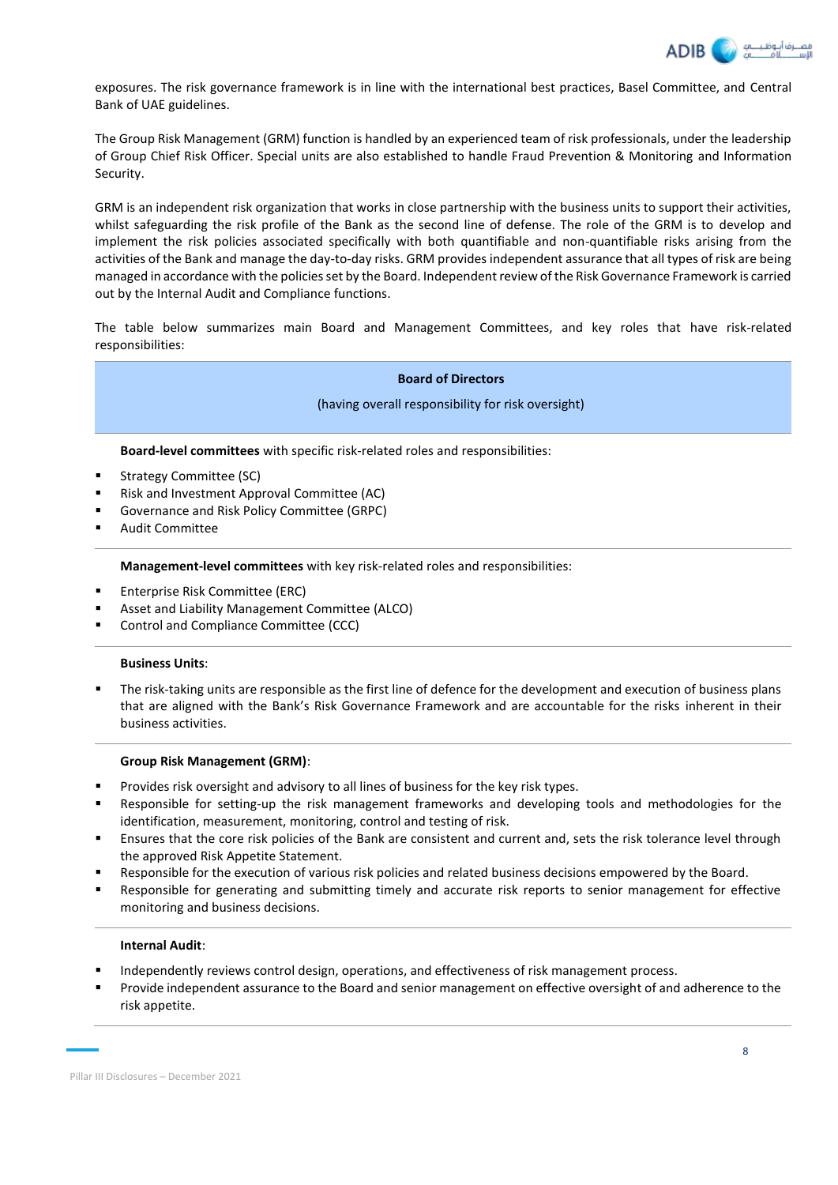exposures. The risk governance framework is in line with the international best practices, Basel Committee, and Central Bank of UAE guidelines.

The Group Risk Management (GRM) function is handled by an experienced team of risk professionals, under the leadership of Group Chief Risk Officer. Special units are also established to handle Fraud Prevention & Monitoring and Information Security.

GRM is an independent risk organization that works in close partnership with the business units to support their activities, whilst safeguarding the risk profile of the Bank as the second line of defense. The role of the GRM is to develop and implement the risk policies associated specifically with both quantifiable and non-quantifiable risks arising from the activities of the Bank and manage the day-to-day risks. GRM provides independent assurance that all types of risk are being managed in accordance with the policies set by the Board. Independent review of the Risk Governance Framework is carried out by the Internal Audit and Compliance functions.

The table below summarizes main Board and Management Committees, and key roles that have risk-related responsibilities:

**Board of Directors**

(having overall responsibility for risk oversight)

**Board-level committees** with specific risk-related roles and responsibilities:

- Strategy Committee (SC)
- Risk and Investment Approval Committee (AC)
- Governance and Risk Policy Committee (GRPC)
- Audit Committee

**Management-level committees** with key risk-related roles and responsibilities:

- Enterprise Risk Committee (ERC)
- Asset and Liability Management Committee (ALCO)
- Control and Compliance Committee (CCC)

**Business Units**:

- The risk-taking units are responsible as the first line of defence for the development and execution of business plans that are aligned with the Bank's Risk Governance Framework and are accountable for the risks inherent in their business activities.

**Group Risk Management (GRM)**:

- Provides risk oversight and advisory to all lines of business for the key risk types.
- Responsible for setting-up the risk management frameworks and developing tools and methodologies for the identification, measurement, monitoring, control and testing of risk.
- Ensures that the core risk policies of the Bank are consistent and current and, sets the risk tolerance level through the approved Risk Appetite Statement.
- Responsible for the execution of various risk policies and related business decisions empowered by the Board.
- Responsible for generating and submitting timely and accurate risk reports to senior management for effective monitoring and business decisions.

**Internal Audit**:

- Independently reviews control design, operations, and effectiveness of risk management process.
- Provide independent assurance to the Board and senior management on effective oversight of and adherence to the risk appetite.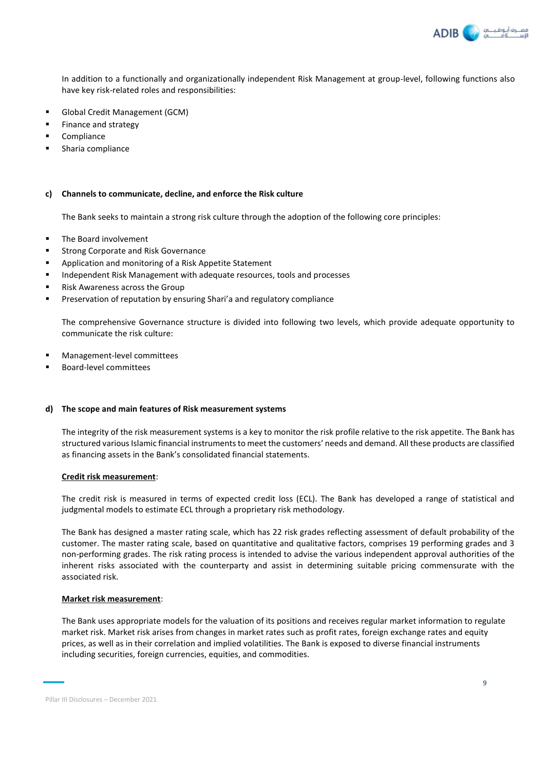In addition to a functionally and organizationally independent Risk Management at group-level, following functions also have key risk-related roles and responsibilities:

- Global Credit Management (GCM)
- Finance and strategy
- Compliance
- Sharia compliance

### c) Channels to communicate, decline, and enforce the Risk culture

The Bank seeks to maintain a strong risk culture through the adoption of the following core principles:

- The Board involvement
- Strong Corporate and Risk Governance
- Application and monitoring of a Risk Appetite Statement
- Independent Risk Management with adequate resources, tools and processes
- Risk Awareness across the Group
- Preservation of reputation by ensuring Shari'a and regulatory compliance

The comprehensive Governance structure is divided into following two levels, which provide adequate opportunity to communicate the risk culture:

- Management-level committees
- Board-level committees

### d) The scope and main features of Risk measurement systems

The integrity of the risk measurement systems is a key to monitor the risk profile relative to the risk appetite. The Bank has structured various Islamic financial instruments to meet the customers' needs and demand. All these products are classified as financing assets in the Bank's consolidated financial statements.

**Credit risk measurement**:

The credit risk is measured in terms of expected credit loss (ECL). The Bank has developed a range of statistical and judgmental models to estimate ECL through a proprietary risk methodology.

The Bank has designed a master rating scale, which has 22 risk grades reflecting assessment of default probability of the customer. The master rating scale, based on quantitative and qualitative factors, comprises 19 performing grades and 3 non-performing grades. The risk rating process is intended to advise the various independent approval authorities of the inherent risks associated with the counterparty and assist in determining suitable pricing commensurate with the associated risk.

**Market risk measurement**:

The Bank uses appropriate models for the valuation of its positions and receives regular market information to regulate market risk. Market risk arises from changes in market rates such as profit rates, foreign exchange rates and equity prices, as well as in their correlation and implied volatilities. The Bank is exposed to diverse financial instruments including securities, foreign currencies, equities, and commodities.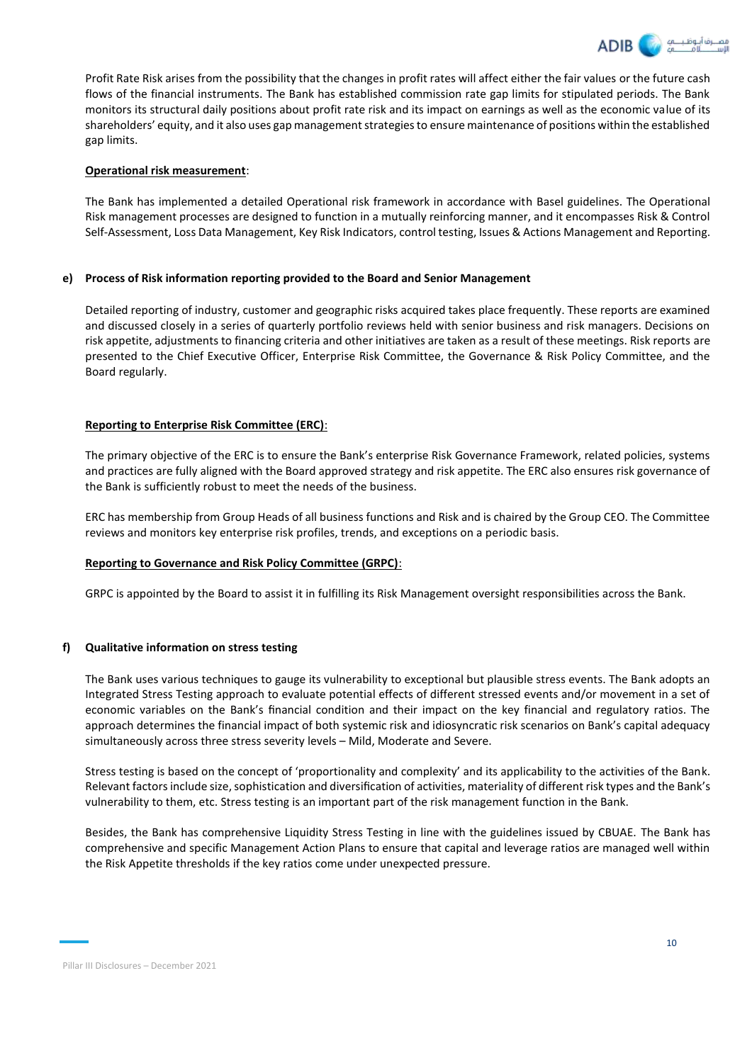Profit Rate Risk arises from the possibility that the changes in profit rates will affect either the fair values or the future cash flows of the financial instruments. The Bank has established commission rate gap limits for stipulated periods. The Bank monitors its structural daily positions about profit rate risk and its impact on earnings as well as the economic value of its shareholders' equity, and it also uses gap management strategies to ensure maintenance of positions within the established gap limits.

**Operational risk measurement**:

The Bank has implemented a detailed Operational risk framework in accordance with Basel guidelines. The Operational Risk management processes are designed to function in a mutually reinforcing manner, and it encompasses Risk & Control Self-Assessment, Loss Data Management, Key Risk Indicators, control testing, Issues & Actions Management and Reporting.

## e) Process of Risk information reporting provided to the Board and Senior Management

Detailed reporting of industry, customer and geographic risks acquired takes place frequently. These reports are examined and discussed closely in a series of quarterly portfolio reviews held with senior business and risk managers. Decisions on risk appetite, adjustments to financing criteria and other initiatives are taken as a result of these meetings. Risk reports are presented to the Chief Executive Officer, Enterprise Risk Committee, the Governance & Risk Policy Committee, and the Board regularly.

**Reporting to Enterprise Risk Committee (ERC)**:

The primary objective of the ERC is to ensure the Bank's enterprise Risk Governance Framework, related policies, systems and practices are fully aligned with the Board approved strategy and risk appetite. The ERC also ensures risk governance of the Bank is sufficiently robust to meet the needs of the business.

ERC has membership from Group Heads of all business functions and Risk and is chaired by the Group CEO. The Committee reviews and monitors key enterprise risk profiles, trends, and exceptions on a periodic basis.

**Reporting to Governance and Risk Policy Committee (GRPC)**:

GRPC is appointed by the Board to assist it in fulfilling its Risk Management oversight responsibilities across the Bank.

## f) Qualitative information on stress testing

The Bank uses various techniques to gauge its vulnerability to exceptional but plausible stress events. The Bank adopts an Integrated Stress Testing approach to evaluate potential effects of different stressed events and/or movement in a set of economic variables on the Bank's financial condition and their impact on the key financial and regulatory ratios. The approach determines the financial impact of both systemic risk and idiosyncratic risk scenarios on Bank's capital adequacy simultaneously across three stress severity levels – Mild, Moderate and Severe.

Stress testing is based on the concept of 'proportionality and complexity' and its applicability to the activities of the Bank. Relevant factors include size, sophistication and diversification of activities, materiality of different risk types and the Bank's vulnerability to them, etc. Stress testing is an important part of the risk management function in the Bank.

Besides, the Bank has comprehensive Liquidity Stress Testing in line with the guidelines issued by CBUAE. The Bank has comprehensive and specific Management Action Plans to ensure that capital and leverage ratios are managed well within the Risk Appetite thresholds if the key ratios come under unexpected pressure.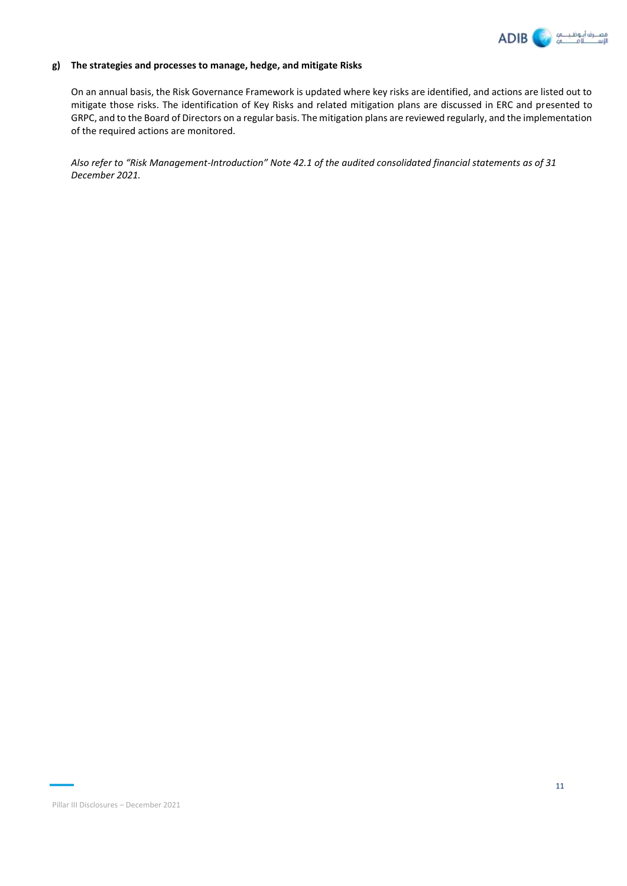**g) The strategies and processes to manage, hedge, and mitigate Risks**

On an annual basis, the Risk Governance Framework is updated where key risks are identified, and actions are listed out to mitigate those risks. The identification of Key Risks and related mitigation plans are discussed in ERC and presented to GRPC, and to the Board of Directors on a regular basis. The mitigation plans are reviewed regularly, and the implementation of the required actions are monitored.

*Also refer to "Risk Management-Introduction" Note 42.1 of the audited consolidated financial statements as of 31 December 2021.*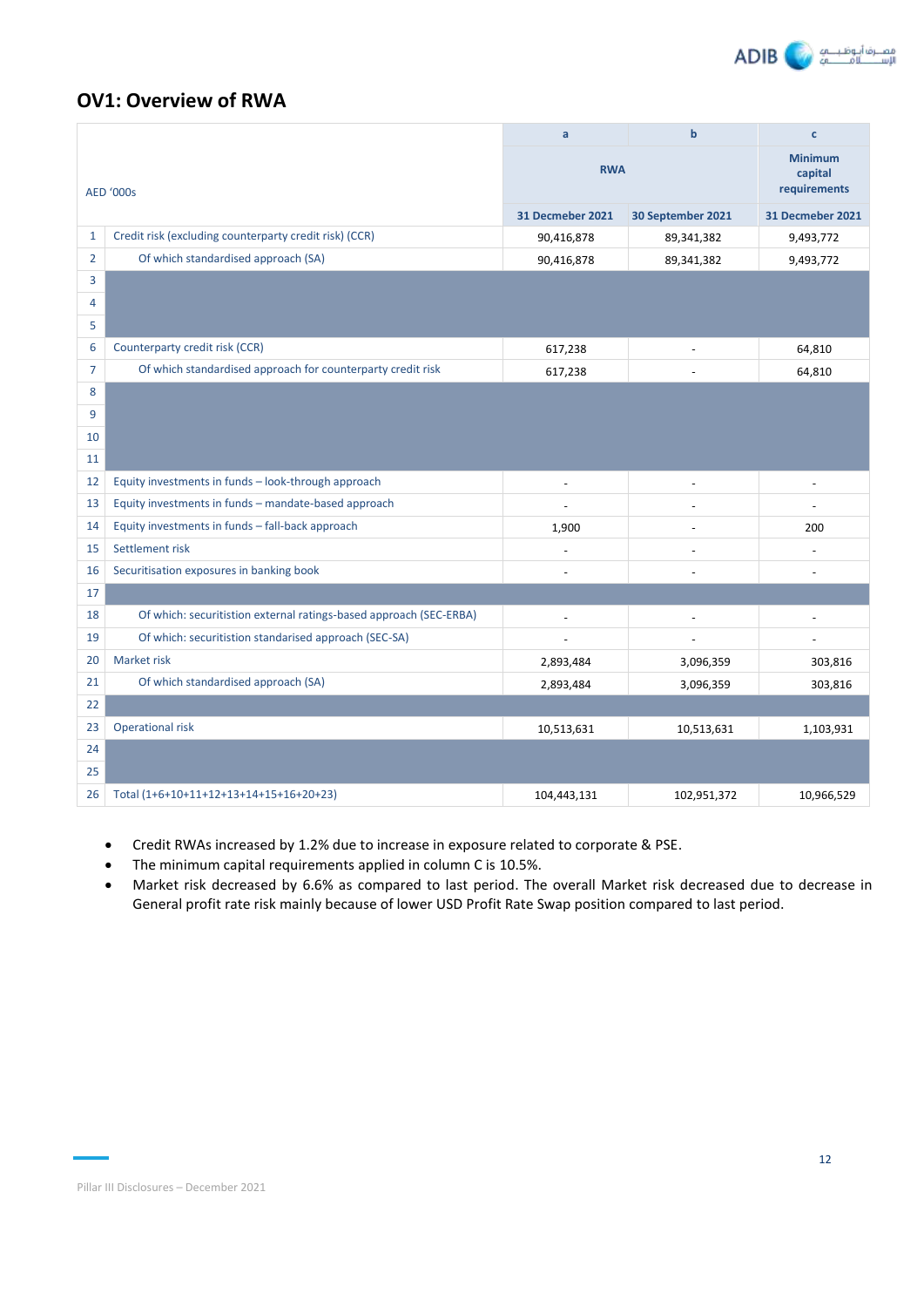## OV1: Overview of RWA

| AED '000s | | a | b | c |
|---|---|---|---|---|
| | | RWA | | Minimum capital requirements |
| | | 31 Decmeber 2021 | 30 September 2021 | 31 Decmeber 2021 |
| 1 | Credit risk (excluding counterparty credit risk) (CCR) | 90,416,878 | 89,341,382 | 9,493,772 |
| 2 | Of which standardised approach (SA) | 90,416,878 | 89,341,382 | 9,493,772 |
| 3 | | | | |
| 4 | | | | |
| 5 | | | | |
| 6 | Counterparty credit risk (CCR) | 617,238 | - | 64,810 |
| 7 | Of which standardised approach for counterparty credit risk | 617,238 | - | 64,810 |
| 8 | | | | |
| 9 | | | | |
| 10 | | | | |
| 11 | | | | |
| 12 | Equity investments in funds – look-through approach | - | - | - |
| 13 | Equity investments in funds – mandate-based approach | - | - | - |
| 14 | Equity investments in funds – fall-back approach | 1,900 | - | 200 |
| 15 | Settlement risk | - | - | - |
| 16 | Securitisation exposures in banking book | - | - | - |
| 17 | | | | |
| 18 | Of which: securitistion external ratings-based approach (SEC-ERBA) | - | - | - |
| 19 | Of which: securitistion standarised approach (SEC-SA) | - | - | - |
| 20 | Market risk | 2,893,484 | 3,096,359 | 303,816 |
| 21 | Of which standardised approach (SA) | 2,893,484 | 3,096,359 | 303,816 |
| 22 | | | | |
| 23 | Operational risk | 10,513,631 | 10,513,631 | 1,103,931 |
| 24 | | | | |
| 25 | | | | |
| 26 | Total (1+6+10+11+12+13+14+15+16+20+23) | 104,443,131 | 102,951,372 | 10,966,529 |

- Credit RWAs increased by 1.2% due to increase in exposure related to corporate & PSE.
- The minimum capital requirements applied in column C is 10.5%.
- Market risk decreased by 6.6% as compared to last period. The overall Market risk decreased due to decrease in General profit rate risk mainly because of lower USD Profit Rate Swap position compared to last period.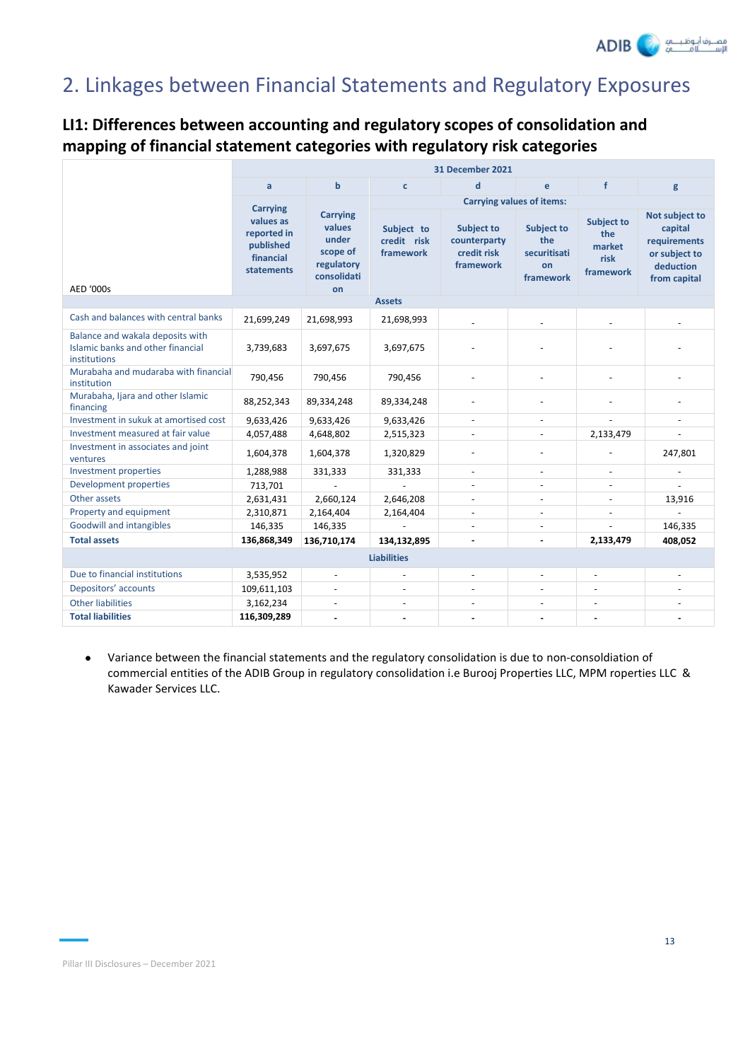## 2. Linkages between Financial Statements and Regulatory Exposures

### LI1: Differences between accounting and regulatory scopes of consolidation and mapping of financial statement categories with regulatory risk categories

| AED '000s | 31 December 2021 | | | | | | |
|---|---|---|---|---|---|---|---|
| | a | b | c | d | e | f | g |
| | Carrying values as reported in published financial statements | Carrying values under scope of regulatory consolidation | Carrying values of items: | | | | |
| | | | Subject to credit risk framework | Subject to counterparty credit risk framework | Subject to the securitisation framework | Subject to the market risk framework | Not subject to capital requirements or subject to deduction from capital |
| **Assets** | | | | | | | |
| Cash and balances with central banks | 21,699,249 | 21,698,993 | 21,698,993 | - | - | - | - |
| Balance and wakala deposits with Islamic banks and other financial institutions | 3,739,683 | 3,697,675 | 3,697,675 | - | - | - | - |
| Murabaha and mudaraba with financial institution | 790,456 | 790,456 | 790,456 | - | - | - | - |
| Murabaha, Ijara and other Islamic financing | 88,252,343 | 89,334,248 | 89,334,248 | - | - | - | - |
| Investment in sukuk at amortised cost | 9,633,426 | 9,633,426 | 9,633,426 | - | - | - | - |
| Investment measured at fair value | 4,057,488 | 4,648,802 | 2,515,323 | - | - | 2,133,479 | - |
| Investment in associates and joint ventures | 1,604,378 | 1,604,378 | 1,320,829 | - | - | - | 247,801 |
| Investment properties | 1,288,988 | 331,333 | 331,333 | - | - | - | - |
| Development properties | 713,701 | - | - | - | - | - | - |
| Other assets | 2,631,431 | 2,660,124 | 2,646,208 | - | - | - | 13,916 |
| Property and equipment | 2,310,871 | 2,164,404 | 2,164,404 | - | - | - | - |
| Goodwill and intangibles | 146,335 | 146,335 | - | - | - | - | 146,335 |
| **Total assets** | **136,868,349** | **136,710,174** | **134,132,895** | **-** | **-** | **2,133,479** | **408,052** |
| **Liabilities** | | | | | | | |
| Due to financial institutions | 3,535,952 | - | - | - | - | - | - |
| Depositors' accounts | 109,611,103 | - | - | - | - | - | - |
| Other liabilities | 3,162,234 | - | - | - | - | - | - |
| **Total liabilities** | **116,309,289** | **-** | **-** | **-** | **-** | **-** | **-** |

- Variance between the financial statements and the regulatory consolidation is due to non-consoldiation of commercial entities of the ADIB Group in regulatory consolidation i.e Burooj Properties LLC, MPM roperties LLC & Kawader Services LLC.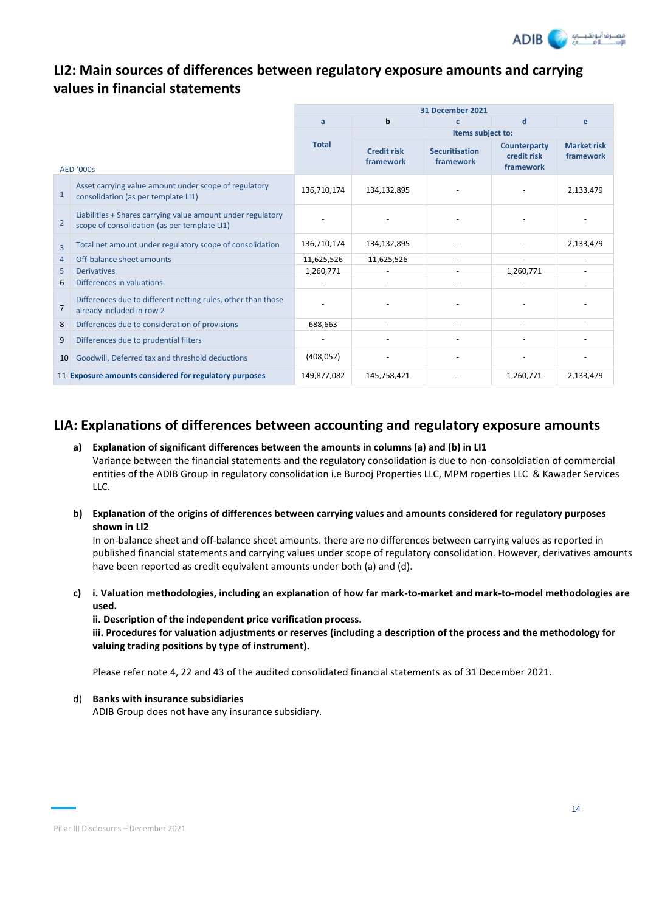## LI2: Main sources of differences between regulatory exposure amounts and carrying values in financial statements

| | AED '000s | 31 December 2021 | | | | |
|---|---|---|---|---|---|---|
| | | a | b | c | d | e |
| | | | Items subject to: | | | |
| | | Total | Credit risk framework | Securitisation framework | Counterparty credit risk framework | Market risk framework |
| 1 | Asset carrying value amount under scope of regulatory consolidation (as per template LI1) | 136,710,174 | 134,132,895 | - | - | 2,133,479 |
| 2 | Liabilities + Shares carrying value amount under regulatory scope of consolidation (as per template LI1) | - | - | - | - | - |
| 3 | Total net amount under regulatory scope of consolidation | 136,710,174 | 134,132,895 | - | - | 2,133,479 |
| 4 | Off-balance sheet amounts | 11,625,526 | 11,625,526 | - | - | - |
| 5 | Derivatives | 1,260,771 | - | - | 1,260,771 | - |
| 6 | Differences in valuations | - | - | - | - | - |
| 7 | Differences due to different netting rules, other than those already included in row 2 | - | - | - | - | - |
| 8 | Differences due to consideration of provisions | 688,663 | - | - | - | - |
| 9 | Differences due to prudential filters | - | - | - | - | - |
| 10 | Goodwill, Deferred tax and threshold deductions | (408,052) | - | - | - | - |
| 11 | **Exposure amounts considered for regulatory purposes** | 149,877,082 | 145,758,421 | - | 1,260,771 | 2,133,479 |

## LIA: Explanations of differences between accounting and regulatory exposure amounts

a) **Explanation of significant differences between the amounts in columns (a) and (b) in LI1**
Variance between the financial statements and the regulatory consolidation is due to non-consoldiation of commercial entities of the ADIB Group in regulatory consolidation i.e Burooj Properties LLC, MPM roperties LLC & Kawader Services LLC.

b) **Explanation of the origins of differences between carrying values and amounts considered for regulatory purposes shown in LI2**
In on-balance sheet and off-balance sheet amounts. there are no differences between carrying values as reported in published financial statements and carrying values under scope of regulatory consolidation. However, derivatives amounts have been reported as credit equivalent amounts under both (a) and (d).

c) **i. Valuation methodologies, including an explanation of how far mark-to-market and mark-to-model methodologies are used.**
**ii. Description of the independent price verification process.**
**iii. Procedures for valuation adjustments or reserves (including a description of the process and the methodology for valuing trading positions by type of instrument).**

Please refer note 4, 22 and 43 of the audited consolidated financial statements as of 31 December 2021.

d) **Banks with insurance subsidiaries**
ADIB Group does not have any insurance subsidiary.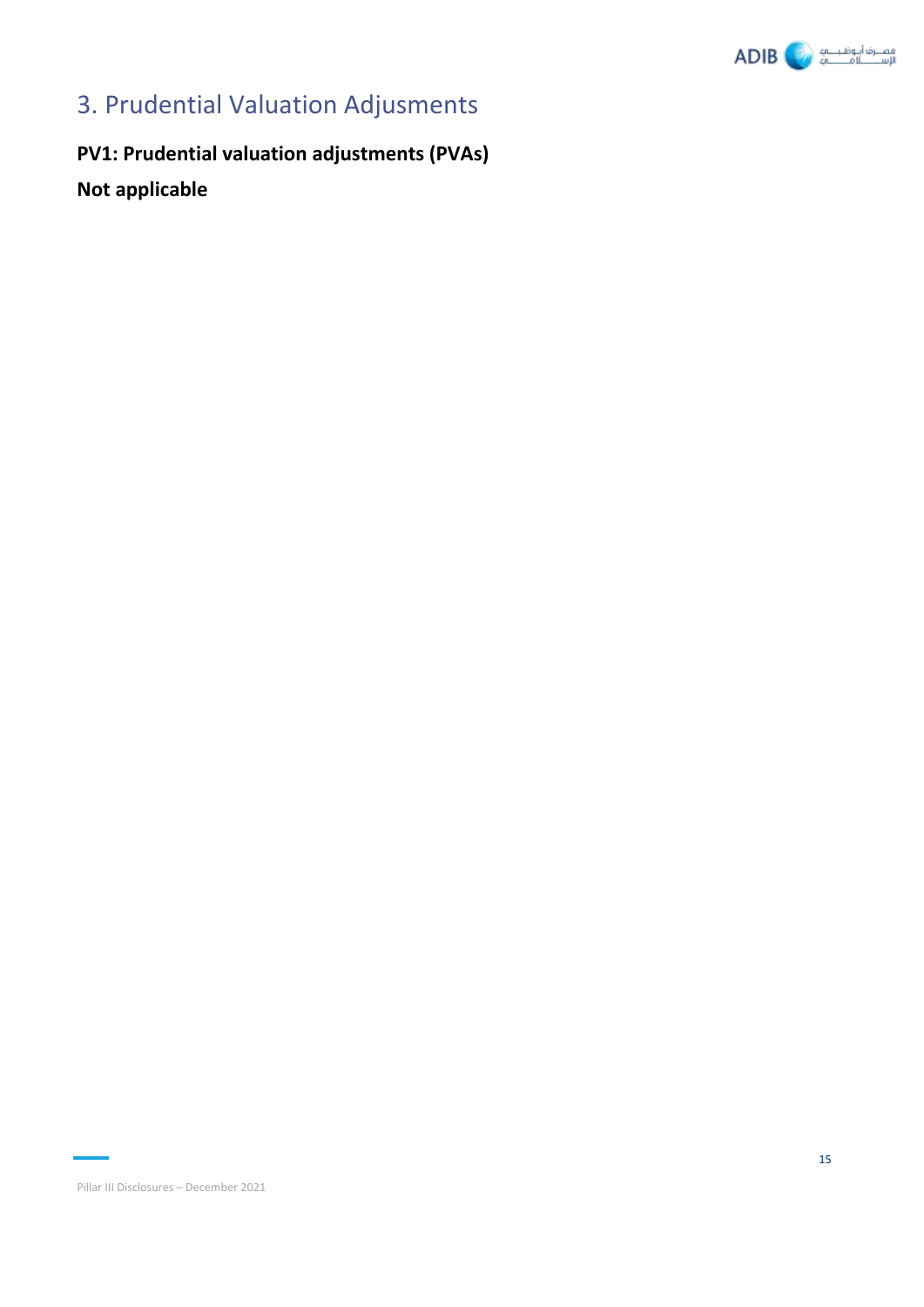# 3. Prudential Valuation Adjusments

**PV1: Prudential valuation adjustments (PVAs)**

**Not applicable**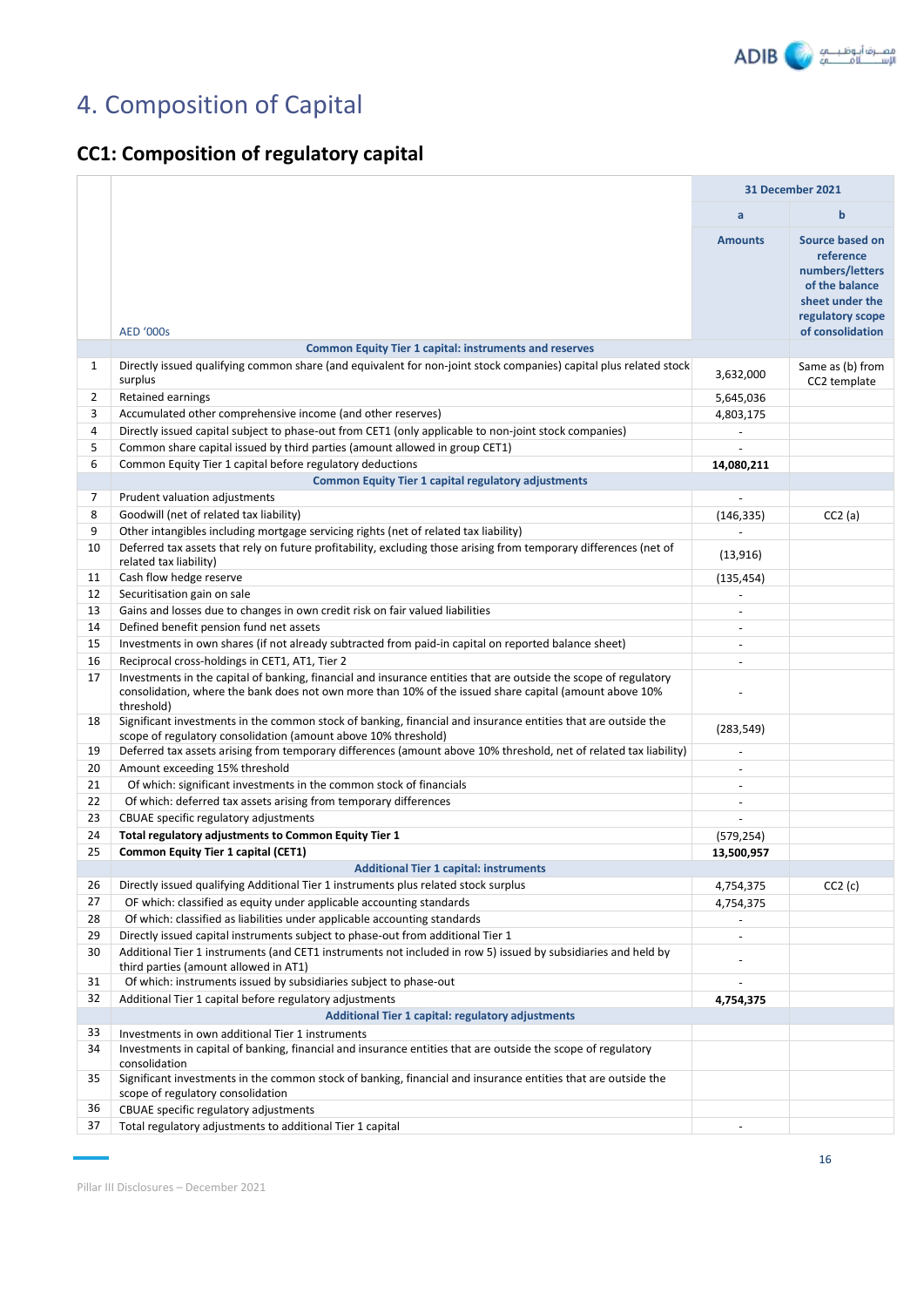# 4. Composition of Capital

## CC1: Composition of regulatory capital

| | | 31 December 2021 | |
|---|---|---|---|
| | | a | b |
| | AED '000s | Amounts | Source based on reference numbers/letters of the balance sheet under the regulatory scope of consolidation |
| | **Common Equity Tier 1 capital: instruments and reserves** | | |
| 1 | Directly issued qualifying common share (and equivalent for non-joint stock companies) capital plus related stock surplus | 3,632,000 | Same as (b) from CC2 template |
| 2 | Retained earnings | 5,645,036 | |
| 3 | Accumulated other comprehensive income (and other reserves) | 4,803,175 | |
| 4 | Directly issued capital subject to phase-out from CET1 (only applicable to non-joint stock companies) | - | |
| 5 | Common share capital issued by third parties (amount allowed in group CET1) | - | |
| 6 | Common Equity Tier 1 capital before regulatory deductions | **14,080,211** | |
| | **Common Equity Tier 1 capital regulatory adjustments** | | |
| 7 | Prudent valuation adjustments | - | |
| 8 | Goodwill (net of related tax liability) | (146,335) | CC2 (a) |
| 9 | Other intangibles including mortgage servicing rights (net of related tax liability) | - | |
| 10 | Deferred tax assets that rely on future profitability, excluding those arising from temporary differences (net of related tax liability) | (13,916) | |
| 11 | Cash flow hedge reserve | (135,454) | |
| 12 | Securitisation gain on sale | - | |
| 13 | Gains and losses due to changes in own credit risk on fair valued liabilities | - | |
| 14 | Defined benefit pension fund net assets | - | |
| 15 | Investments in own shares (if not already subtracted from paid-in capital on reported balance sheet) | - | |
| 16 | Reciprocal cross-holdings in CET1, AT1, Tier 2 | - | |
| 17 | Investments in the capital of banking, financial and insurance entities that are outside the scope of regulatory consolidation, where the bank does not own more than 10% of the issued share capital (amount above 10% threshold) | - | |
| 18 | Significant investments in the common stock of banking, financial and insurance entities that are outside the scope of regulatory consolidation (amount above 10% threshold) | (283,549) | |
| 19 | Deferred tax assets arising from temporary differences (amount above 10% threshold, net of related tax liability) | - | |
| 20 | Amount exceeding 15% threshold | - | |
| 21 | Of which: significant investments in the common stock of financials | - | |
| 22 | Of which: deferred tax assets arising from temporary differences | - | |
| 23 | CBUAE specific regulatory adjustments | - | |
| 24 | **Total regulatory adjustments to Common Equity Tier 1** | (579,254) | |
| 25 | **Common Equity Tier 1 capital (CET1)** | **13,500,957** | |
| | **Additional Tier 1 capital: instruments** | | |
| 26 | Directly issued qualifying Additional Tier 1 instruments plus related stock surplus | 4,754,375 | CC2 (c) |
| 27 | OF which: classified as equity under applicable accounting standards | 4,754,375 | |
| 28 | Of which: classified as liabilities under applicable accounting standards | - | |
| 29 | Directly issued capital instruments subject to phase-out from additional Tier 1 | - | |
| 30 | Additional Tier 1 instruments (and CET1 instruments not included in row 5) issued by subsidiaries and held by third parties (amount allowed in AT1) | - | |
| 31 | Of which: instruments issued by subsidiaries subject to phase-out | - | |
| 32 | Additional Tier 1 capital before regulatory adjustments | **4,754,375** | |
| | **Additional Tier 1 capital: regulatory adjustments** | | |
| 33 | Investments in own additional Tier 1 instruments | | |
| 34 | Investments in capital of banking, financial and insurance entities that are outside the scope of regulatory consolidation | | |
| 35 | Significant investments in the common stock of banking, financial and insurance entities that are outside the scope of regulatory consolidation | | |
| 36 | CBUAE specific regulatory adjustments | | |
| 37 | Total regulatory adjustments to additional Tier 1 capital | - | |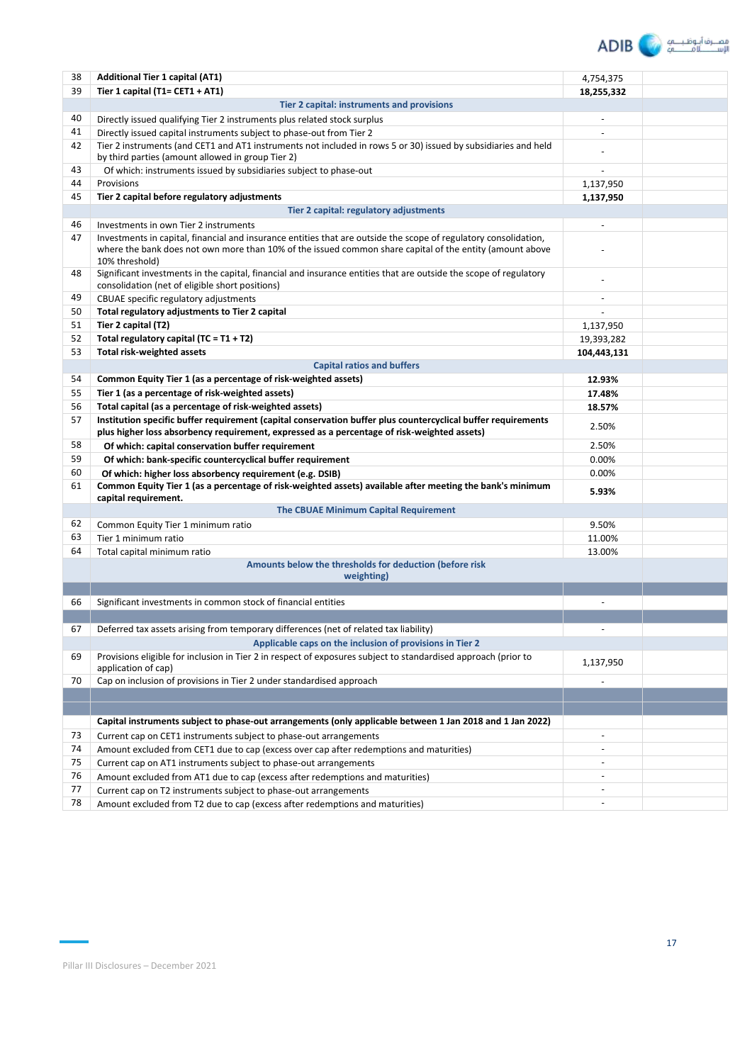| | | | |
|---|---|---|---|
| 38 | **Additional Tier 1 capital (AT1)** | 4,754,375 | |
| 39 | **Tier 1 capital (T1= CET1 + AT1)** | **18,255,332** | |
| | **Tier 2 capital: instruments and provisions** | | |
| 40 | Directly issued qualifying Tier 2 instruments plus related stock surplus | - | |
| 41 | Directly issued capital instruments subject to phase-out from Tier 2 | - | |
| 42 | Tier 2 instruments (and CET1 and AT1 instruments not included in rows 5 or 30) issued by subsidiaries and held by third parties (amount allowed in group Tier 2) | - | |
| 43 | Of which: instruments issued by subsidiaries subject to phase-out | - | |
| 44 | Provisions | 1,137,950 | |
| 45 | **Tier 2 capital before regulatory adjustments** | **1,137,950** | |
| | **Tier 2 capital: regulatory adjustments** | | |
| 46 | Investments in own Tier 2 instruments | - | |
| 47 | Investments in capital, financial and insurance entities that are outside the scope of regulatory consolidation, where the bank does not own more than 10% of the issued common share capital of the entity (amount above 10% threshold) | - | |
| 48 | Significant investments in the capital, financial and insurance entities that are outside the scope of regulatory consolidation (net of eligible short positions) | - | |
| 49 | CBUAE specific regulatory adjustments | - | |
| 50 | **Total regulatory adjustments to Tier 2 capital** | - | |
| 51 | **Tier 2 capital (T2)** | 1,137,950 | |
| 52 | **Total regulatory capital (TC = T1 + T2)** | 19,393,282 | |
| 53 | **Total risk-weighted assets** | **104,443,131** | |
| | **Capital ratios and buffers** | | |
| 54 | **Common Equity Tier 1 (as a percentage of risk-weighted assets)** | **12.93%** | |
| 55 | **Tier 1 (as a percentage of risk-weighted assets)** | **17.48%** | |
| 56 | **Total capital (as a percentage of risk-weighted assets)** | **18.57%** | |
| 57 | **Institution specific buffer requirement (capital conservation buffer plus countercyclical buffer requirements plus higher loss absorbency requirement, expressed as a percentage of risk-weighted assets)** | 2.50% | |
| 58 | **Of which: capital conservation buffer requirement** | 2.50% | |
| 59 | **Of which: bank-specific countercyclical buffer requirement** | 0.00% | |
| 60 | **Of which: higher loss absorbency requirement (e.g. DSIB)** | 0.00% | |
| 61 | **Common Equity Tier 1 (as a percentage of risk-weighted assets) available after meeting the bank's minimum capital requirement.** | **5.93%** | |
| | **The CBUAE Minimum Capital Requirement** | | |
| 62 | Common Equity Tier 1 minimum ratio | 9.50% | |
| 63 | Tier 1 minimum ratio | 11.00% | |
| 64 | Total capital minimum ratio | 13.00% | |
| | **Amounts below the thresholds for deduction (before risk weighting)** | | |
| | | | |
| 66 | Significant investments in common stock of financial entities | - | |
| | | | |
| 67 | Deferred tax assets arising from temporary differences (net of related tax liability) | - | |
| | **Applicable caps on the inclusion of provisions in Tier 2** | | |
| 69 | Provisions eligible for inclusion in Tier 2 in respect of exposures subject to standardised approach (prior to application of cap) | 1,137,950 | |
| 70 | Cap on inclusion of provisions in Tier 2 under standardised approach | - | |
| | | | |
| | | | |
| | **Capital instruments subject to phase-out arrangements (only applicable between 1 Jan 2018 and 1 Jan 2022)** | | |
| 73 | Current cap on CET1 instruments subject to phase-out arrangements | - | |
| 74 | Amount excluded from CET1 due to cap (excess over cap after redemptions and maturities) | - | |
| 75 | Current cap on AT1 instruments subject to phase-out arrangements | - | |
| 76 | Amount excluded from AT1 due to cap (excess after redemptions and maturities) | - | |
| 77 | Current cap on T2 instruments subject to phase-out arrangements | - | |
| 78 | Amount excluded from T2 due to cap (excess after redemptions and maturities) | - | |

Pillar III Disclosures – December 2021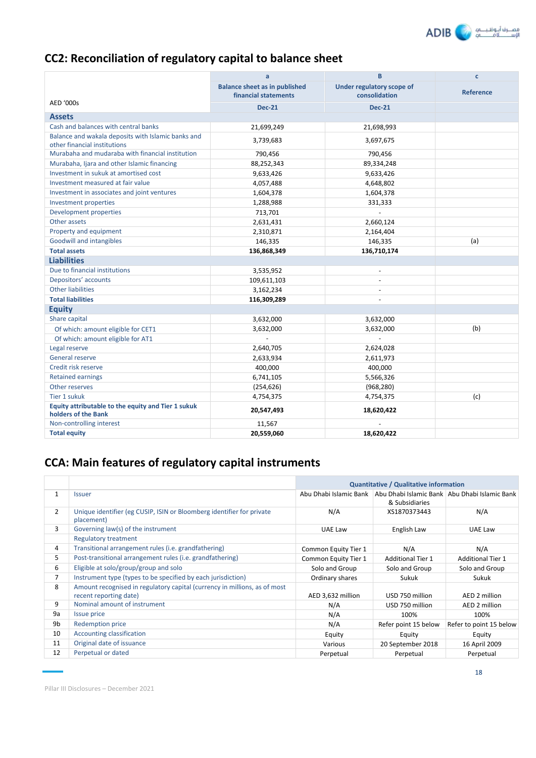## CC2: Reconciliation of regulatory capital to balance sheet

| AED '000s | a | B | c |
|---|---|---|---|
| | Balance sheet as in published financial statements | Under regulatory scope of consolidation | Reference |
| | Dec-21 | Dec-21 | |
| **Assets** | | | |
| Cash and balances with central banks | 21,699,249 | 21,698,993 | |
| Balance and wakala deposits with Islamic banks and other financial institutions | 3,739,683 | 3,697,675 | |
| Murabaha and mudaraba with financial institution | 790,456 | 790,456 | |
| Murabaha, Ijara and other Islamic financing | 88,252,343 | 89,334,248 | |
| Investment in sukuk at amortised cost | 9,633,426 | 9,633,426 | |
| Investment measured at fair value | 4,057,488 | 4,648,802 | |
| Investment in associates and joint ventures | 1,604,378 | 1,604,378 | |
| Investment properties | 1,288,988 | 331,333 | |
| Development properties | 713,701 | - | |
| Other assets | 2,631,431 | 2,660,124 | |
| Property and equipment | 2,310,871 | 2,164,404 | |
| Goodwill and intangibles | 146,335 | 146,335 | (a) |
| **Total assets** | **136,868,349** | **136,710,174** | |
| **Liabilities** | | | |
| Due to financial institutions | 3,535,952 | - | |
| Depositors' accounts | 109,611,103 | - | |
| Other liabilities | 3,162,234 | - | |
| **Total liabilities** | **116,309,289** | - | |
| **Equity** | | | |
| Share capital | 3,632,000 | 3,632,000 | |
| Of which: amount eligible for CET1 | 3,632,000 | 3,632,000 | (b) |
| Of which: amount eligible for AT1 | - | - | |
| Legal reserve | 2,640,705 | 2,624,028 | |
| General reserve | 2,633,934 | 2,611,973 | |
| Credit risk reserve | 400,000 | 400,000 | |
| Retained earnings | 6,741,105 | 5,566,326 | |
| Other reserves | (254,626) | (968,280) | |
| Tier 1 sukuk | 4,754,375 | 4,754,375 | (c) |
| **Equity attributable to the equity and Tier 1 sukuk holders of the Bank** | **20,547,493** | **18,620,422** | |
| Non-controlling interest | 11,567 | - | |
| **Total equity** | **20,559,060** | **18,620,422** | |

## CCA: Main features of regulatory capital instruments

| | | Quantitative / Qualitative information | | |
|---|---|---|---|---|
| 1 | Issuer | Abu Dhabi Islamic Bank | Abu Dhabi Islamic Bank & Subsidiaries | Abu Dhabi Islamic Bank |
| 2 | Unique identifier (eg CUSIP, ISIN or Bloomberg identifier for private placement) | N/A | XS1870373443 | N/A |
| 3 | Governing law(s) of the instrument | UAE Law | English Law | UAE Law |
| | Regulatory treatment | | | |
| 4 | Transitional arrangement rules (i.e. grandfathering) | Common Equity Tier 1 | N/A | N/A |
| 5 | Post-transitional arrangement rules (i.e. grandfathering) | Common Equity Tier 1 | Additional Tier 1 | Additional Tier 1 |
| 6 | Eligible at solo/group/group and solo | Solo and Group | Solo and Group | Solo and Group |
| 7 | Instrument type (types to be specified by each jurisdiction) | Ordinary shares | Sukuk | Sukuk |
| 8 | Amount recognised in regulatory capital (currency in millions, as of most recent reporting date) | AED 3,632 million | USD 750 million | AED 2 million |
| 9 | Nominal amount of instrument | N/A | USD 750 million | AED 2 million |
| 9a | Issue price | N/A | 100% | 100% |
| 9b | Redemption price | N/A | Refer point 15 below | Refer to point 15 below |
| 10 | Accounting classification | Equity | Equity | Equity |
| 11 | Original date of issuance | Various | 20 September 2018 | 16 April 2009 |
| 12 | Perpetual or dated | Perpetual | Perpetual | Perpetual |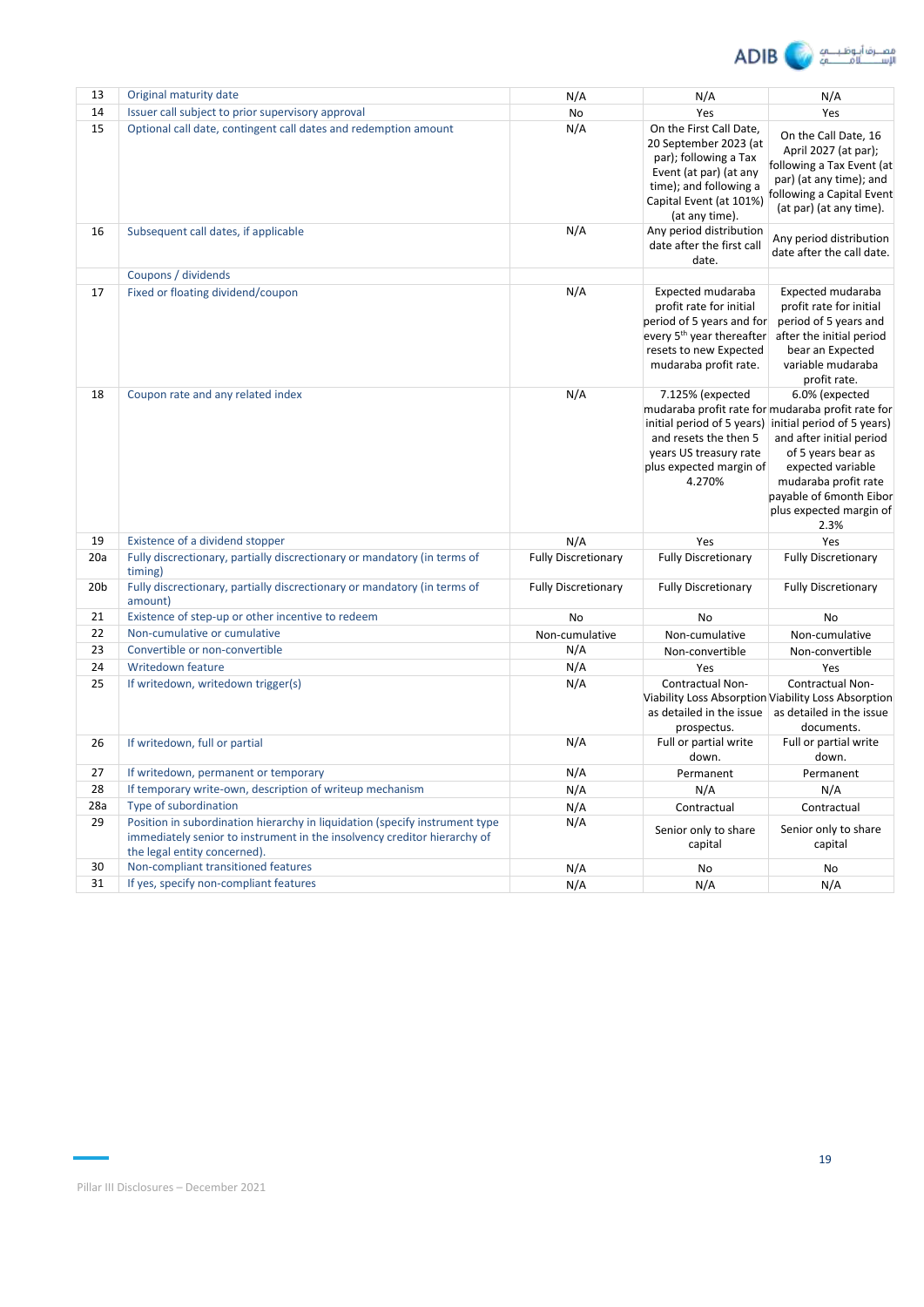| | | | | |
|---|---|---|---|---|
| 13 | Original maturity date | N/A | N/A | N/A |
| 14 | Issuer call subject to prior supervisory approval | No | Yes | Yes |
| 15 | Optional call date, contingent call dates and redemption amount | N/A | On the First Call Date, 20 September 2023 (at par); following a Tax Event (at par) (at any time); and following a Capital Event (at 101%) (at any time). | On the Call Date, 16 April 2027 (at par); following a Tax Event (at par) (at any time); and following a Capital Event (at par) (at any time). |
| 16 | Subsequent call dates, if applicable | N/A | Any period distribution date after the first call date. | Any period distribution date after the call date. |
| | Coupons / dividends | | | |
| 17 | Fixed or floating dividend/coupon | N/A | Expected mudaraba profit rate for initial period of 5 years and for every 5th year thereafter resets to new Expected mudaraba profit rate. | Expected mudaraba profit rate for initial period of 5 years and after the initial period bear an Expected variable mudaraba profit rate. |
| 18 | Coupon rate and any related index | N/A | 7.125% (expected mudaraba profit rate for initial period of 5 years) and resets the then 5 years US treasury rate plus expected margin of 4.270% | 6.0% (expected mudaraba profit rate for initial period of 5 years) and after initial period of 5 years bear as expected variable mudaraba profit rate payable of 6month Eibor plus expected margin of 2.3% |
| 19 | Existence of a dividend stopper | N/A | Yes | Yes |
| 20a | Fully discretionary, partially discretionary or mandatory (in terms of timing) | Fully Discretionary | Fully Discretionary | Fully Discretionary |
| 20b | Fully discretionary, partially discretionary or mandatory (in terms of amount) | Fully Discretionary | Fully Discretionary | Fully Discretionary |
| 21 | Existence of step-up or other incentive to redeem | No | No | No |
| 22 | Non-cumulative or cumulative | Non-cumulative | Non-cumulative | Non-cumulative |
| 23 | Convertible or non-convertible | N/A | Non-convertible | Non-convertible |
| 24 | Writedown feature | N/A | Yes | Yes |
| 25 | If writedown, writedown trigger(s) | N/A | Contractual Non-Viability Loss Absorption as detailed in the issue prospectus. | Contractual Non-Viability Loss Absorption as detailed in the issue documents. |
| 26 | If writedown, full or partial | N/A | Full or partial write down. | Full or partial write down. |
| 27 | If writedown, permanent or temporary | N/A | Permanent | Permanent |
| 28 | If temporary write-own, description of writeup mechanism | N/A | N/A | N/A |
| 28a | Type of subordination | N/A | Contractual | Contractual |
| 29 | Position in subordination hierarchy in liquidation (specify instrument type immediately senior to instrument in the insolvency creditor hierarchy of the legal entity concerned). | N/A | Senior only to share capital | Senior only to share capital |
| 30 | Non-compliant transitioned features | N/A | No | No |
| 31 | If yes, specify non-compliant features | N/A | N/A | N/A |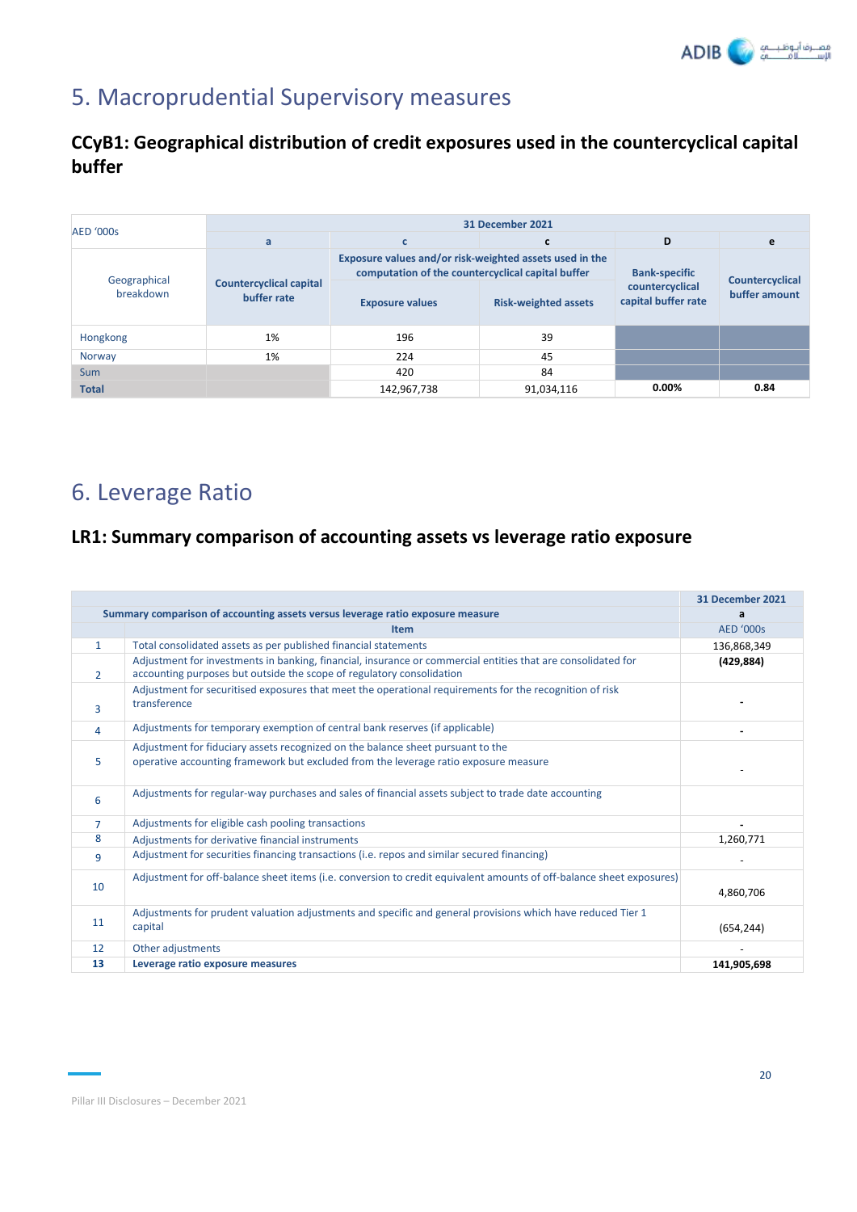# 5. Macroprudential Supervisory measures

## CCyB1: Geographical distribution of credit exposures used in the countercyclical capital buffer

| AED '000s | 31 December 2021 | | | | |
|---|---|---|---|---|---|
| | a | c | c | D | e |
| Geographical breakdown | Countercyclical capital buffer rate | Exposure values and/or risk-weighted assets used in the computation of the countercyclical capital buffer | | Bank-specific countercyclical capital buffer rate | Countercyclical buffer amount |
| | | Exposure values | Risk-weighted assets | | |
| Hongkong | 1% | 196 | 39 | | |
| Norway | 1% | 224 | 45 | | |
| Sum | | 420 | 84 | | |
| **Total** | | 142,967,738 | 91,034,116 | **0.00%** | **0.84** |

# 6. Leverage Ratio

## LR1: Summary comparison of accounting assets vs leverage ratio exposure

| | Summary comparison of accounting assets versus leverage ratio exposure measure | 31 December 2021 |
|---|---|---|
| | | a |
| | Item | AED '000s |
| 1 | Total consolidated assets as per published financial statements | 136,868,349 |
| 2 | Adjustment for investments in banking, financial, insurance or commercial entities that are consolidated for accounting purposes but outside the scope of regulatory consolidation | **(429,884)** |
| 3 | Adjustment for securitised exposures that meet the operational requirements for the recognition of risk transference | - |
| 4 | Adjustments for temporary exemption of central bank reserves (if applicable) | - |
| 5 | Adjustment for fiduciary assets recognized on the balance sheet pursuant to the operative accounting framework but excluded from the leverage ratio exposure measure | - |
| 6 | Adjustments for regular-way purchases and sales of financial assets subject to trade date accounting | |
| 7 | Adjustments for eligible cash pooling transactions | - |
| 8 | Adjustments for derivative financial instruments | 1,260,771 |
| 9 | Adjustment for securities financing transactions (i.e. repos and similar secured financing) | - |
| 10 | Adjustment for off-balance sheet items (i.e. conversion to credit equivalent amounts of off-balance sheet exposures) | 4,860,706 |
| 11 | Adjustments for prudent valuation adjustments and specific and general provisions which have reduced Tier 1 capital | (654,244) |
| 12 | Other adjustments | - |
| **13** | **Leverage ratio exposure measures** | **141,905,698** |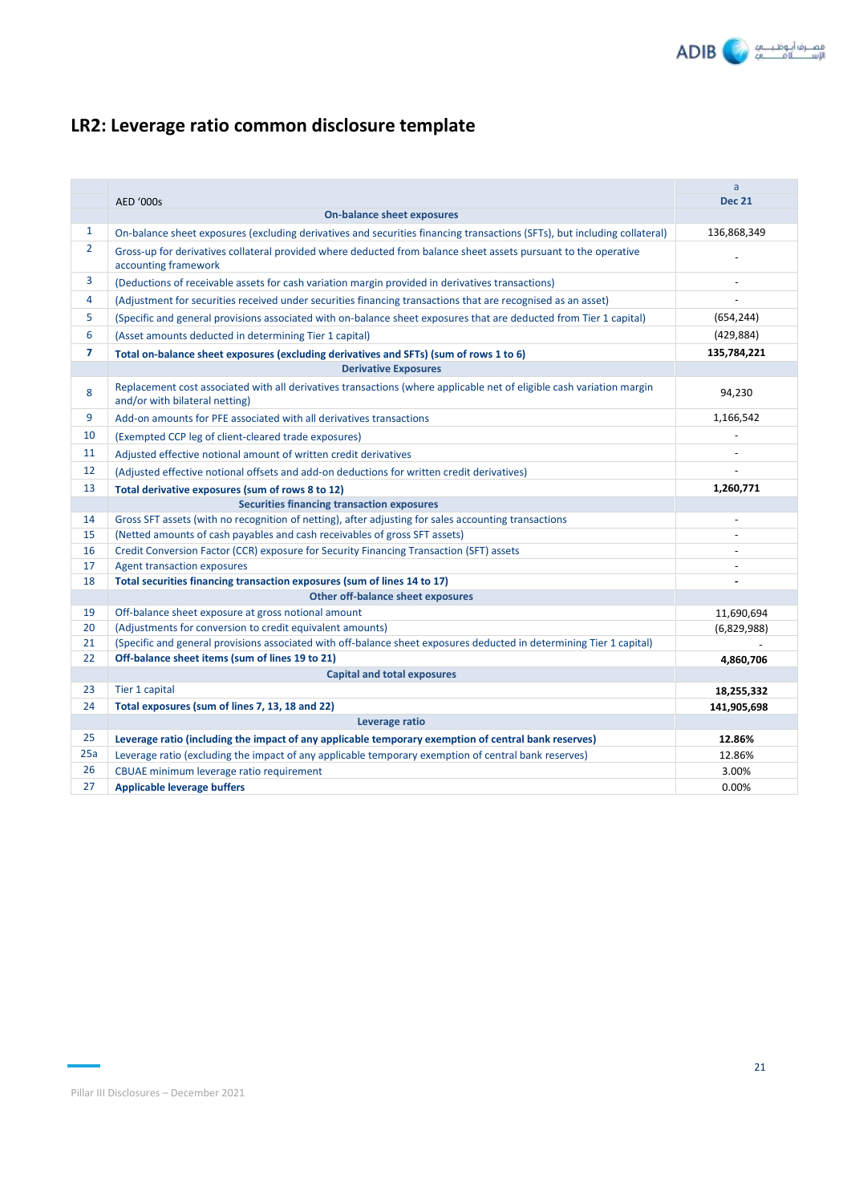## LR2: Leverage ratio common disclosure template

| | AED '000s | a<br>Dec 21 |
|---|---|---|
| | **On-balance sheet exposures** | |
| 1 | On-balance sheet exposures (excluding derivatives and securities financing transactions (SFTs), but including collateral) | 136,868,349 |
| 2 | Gross-up for derivatives collateral provided where deducted from balance sheet assets pursuant to the operative accounting framework | - |
| 3 | (Deductions of receivable assets for cash variation margin provided in derivatives transactions) | - |
| 4 | (Adjustment for securities received under securities financing transactions that are recognised as an asset) | - |
| 5 | (Specific and general provisions associated with on-balance sheet exposures that are deducted from Tier 1 capital) | (654,244) |
| 6 | (Asset amounts deducted in determining Tier 1 capital) | (429,884) |
| **7** | **Total on-balance sheet exposures (excluding derivatives and SFTs) (sum of rows 1 to 6)** | **135,784,221** |
| | **Derivative Exposures** | |
| 8 | Replacement cost associated with all derivatives transactions (where applicable net of eligible cash variation margin and/or with bilateral netting) | 94,230 |
| 9 | Add-on amounts for PFE associated with all derivatives transactions | 1,166,542 |
| 10 | (Exempted CCP leg of client-cleared trade exposures) | - |
| 11 | Adjusted effective notional amount of written credit derivatives | - |
| 12 | (Adjusted effective notional offsets and add-on deductions for written credit derivatives) | - |
| 13 | **Total derivative exposures (sum of rows 8 to 12)** | **1,260,771** |
| | **Securities financing transaction exposures** | |
| 14 | Gross SFT assets (with no recognition of netting), after adjusting for sales accounting transactions | - |
| 15 | (Netted amounts of cash payables and cash receivables of gross SFT assets) | - |
| 16 | Credit Conversion Factor (CCR) exposure for Security Financing Transaction (SFT) assets | - |
| 17 | Agent transaction exposures | - |
| 18 | **Total securities financing transaction exposures (sum of lines 14 to 17)** | **-** |
| | **Other off-balance sheet exposures** | |
| 19 | Off-balance sheet exposure at gross notional amount | 11,690,694 |
| 20 | (Adjustments for conversion to credit equivalent amounts) | (6,829,988) |
| 21 | (Specific and general provisions associated with off-balance sheet exposures deducted in determining Tier 1 capital) | - |
| 22 | **Off-balance sheet items (sum of lines 19 to 21)** | **4,860,706** |
| | **Capital and total exposures** | |
| 23 | Tier 1 capital | **18,255,332** |
| 24 | **Total exposures (sum of lines 7, 13, 18 and 22)** | **141,905,698** |
| | **Leverage ratio** | |
| 25 | **Leverage ratio (including the impact of any applicable temporary exemption of central bank reserves)** | **12.86%** |
| 25a | Leverage ratio (excluding the impact of any applicable temporary exemption of central bank reserves) | 12.86% |
| 26 | CBUAE minimum leverage ratio requirement | 3.00% |
| 27 | **Applicable leverage buffers** | 0.00% |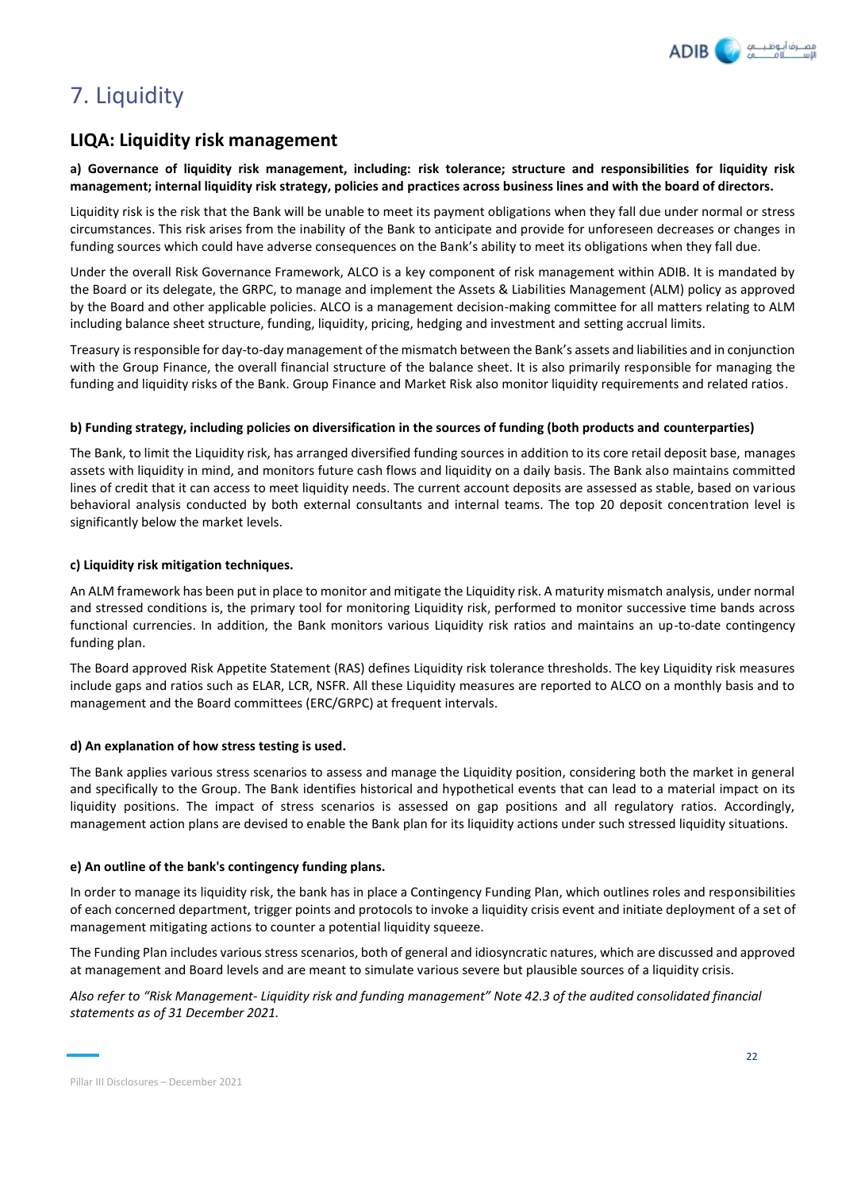# 7. Liquidity

## LIQA: Liquidity risk management

**a) Governance of liquidity risk management, including: risk tolerance; structure and responsibilities for liquidity risk management; internal liquidity risk strategy, policies and practices across business lines and with the board of directors.**

Liquidity risk is the risk that the Bank will be unable to meet its payment obligations when they fall due under normal or stress circumstances. This risk arises from the inability of the Bank to anticipate and provide for unforeseen decreases or changes in funding sources which could have adverse consequences on the Bank's ability to meet its obligations when they fall due.

Under the overall Risk Governance Framework, ALCO is a key component of risk management within ADIB. It is mandated by the Board or its delegate, the GRPC, to manage and implement the Assets & Liabilities Management (ALM) policy as approved by the Board and other applicable policies. ALCO is a management decision-making committee for all matters relating to ALM including balance sheet structure, funding, liquidity, pricing, hedging and investment and setting accrual limits.

Treasury is responsible for day-to-day management of the mismatch between the Bank's assets and liabilities and in conjunction with the Group Finance, the overall financial structure of the balance sheet. It is also primarily responsible for managing the funding and liquidity risks of the Bank. Group Finance and Market Risk also monitor liquidity requirements and related ratios.

**b) Funding strategy, including policies on diversification in the sources of funding (both products and counterparties)**

The Bank, to limit the Liquidity risk, has arranged diversified funding sources in addition to its core retail deposit base, manages assets with liquidity in mind, and monitors future cash flows and liquidity on a daily basis. The Bank also maintains committed lines of credit that it can access to meet liquidity needs. The current account deposits are assessed as stable, based on various behavioral analysis conducted by both external consultants and internal teams. The top 20 deposit concentration level is significantly below the market levels.

**c) Liquidity risk mitigation techniques.**

An ALM framework has been put in place to monitor and mitigate the Liquidity risk. A maturity mismatch analysis, under normal and stressed conditions is, the primary tool for monitoring Liquidity risk, performed to monitor successive time bands across functional currencies. In addition, the Bank monitors various Liquidity risk ratios and maintains an up-to-date contingency funding plan.

The Board approved Risk Appetite Statement (RAS) defines Liquidity risk tolerance thresholds. The key Liquidity risk measures include gaps and ratios such as ELAR, LCR, NSFR. All these Liquidity measures are reported to ALCO on a monthly basis and to management and the Board committees (ERC/GRPC) at frequent intervals.

**d) An explanation of how stress testing is used.**

The Bank applies various stress scenarios to assess and manage the Liquidity position, considering both the market in general and specifically to the Group. The Bank identifies historical and hypothetical events that can lead to a material impact on its liquidity positions. The impact of stress scenarios is assessed on gap positions and all regulatory ratios. Accordingly, management action plans are devised to enable the Bank plan for its liquidity actions under such stressed liquidity situations.

**e) An outline of the bank's contingency funding plans.**

In order to manage its liquidity risk, the bank has in place a Contingency Funding Plan, which outlines roles and responsibilities of each concerned department, trigger points and protocols to invoke a liquidity crisis event and initiate deployment of a set of management mitigating actions to counter a potential liquidity squeeze.

The Funding Plan includes various stress scenarios, both of general and idiosyncratic natures, which are discussed and approved at management and Board levels and are meant to simulate various severe but plausible sources of a liquidity crisis.

*Also refer to "Risk Management- Liquidity risk and funding management" Note 42.3 of the audited consolidated financial statements as of 31 December 2021.*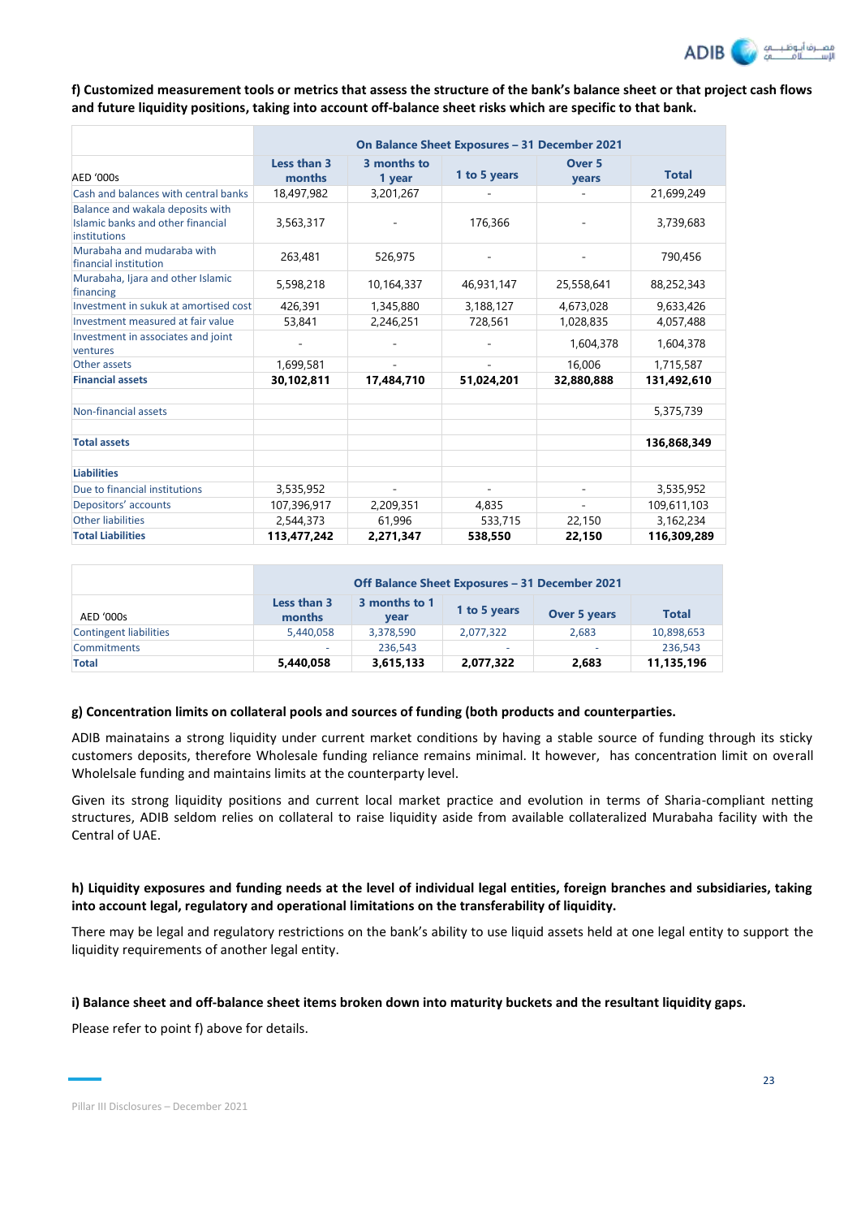**f) Customized measurement tools or metrics that assess the structure of the bank's balance sheet or that project cash flows and future liquidity positions, taking into account off-balance sheet risks which are specific to that bank.**

| | On Balance Sheet Exposures – 31 December 2021 | | | | |
|---|---|---|---|---|---|
| AED '000s | Less than 3 months | 3 months to 1 year | 1 to 5 years | Over 5 years | Total |
| Cash and balances with central banks | 18,497,982 | 3,201,267 | - | - | 21,699,249 |
| Balance and wakala deposits with Islamic banks and other financial institutions | 3,563,317 | - | 176,366 | - | 3,739,683 |
| Murabaha and mudaraba with financial institution | 263,481 | 526,975 | - | - | 790,456 |
| Murabaha, Ijara and other Islamic financing | 5,598,218 | 10,164,337 | 46,931,147 | 25,558,641 | 88,252,343 |
| Investment in sukuk at amortised cost | 426,391 | 1,345,880 | 3,188,127 | 4,673,028 | 9,633,426 |
| Investment measured at fair value | 53,841 | 2,246,251 | 728,561 | 1,028,835 | 4,057,488 |
| Investment in associates and joint ventures | - | - | - | 1,604,378 | 1,604,378 |
| Other assets | 1,699,581 | - | - | 16,006 | 1,715,587 |
| **Financial assets** | **30,102,811** | **17,484,710** | **51,024,201** | **32,880,888** | **131,492,610** |
| | | | | | |
| Non-financial assets | | | | | 5,375,739 |
| | | | | | |
| **Total assets** | | | | | **136,868,349** |
| | | | | | |
| **Liabilities** | | | | | |
| Due to financial institutions | 3,535,952 | - | - | - | 3,535,952 |
| Depositors' accounts | 107,396,917 | 2,209,351 | 4,835 | - | 109,611,103 |
| Other liabilities | 2,544,373 | 61,996 | 533,715 | 22,150 | 3,162,234 |
| **Total Liabilities** | **113,477,242** | **2,271,347** | **538,550** | **22,150** | **116,309,289** |

| | Off Balance Sheet Exposures – 31 December 2021 | | | | |
|---|---|---|---|---|---|
| AED '000s | Less than 3 months | 3 months to 1 year | 1 to 5 years | Over 5 years | Total |
| Contingent liabilities | 5,440,058 | 3,378,590 | 2,077,322 | 2,683 | 10,898,653 |
| Commitments | - | 236,543 | - | - | 236,543 |
| **Total** | **5,440,058** | **3,615,133** | **2,077,322** | **2,683** | **11,135,196** |

**g) Concentration limits on collateral pools and sources of funding (both products and counterparties.**

ADIB mainatains a strong liquidity under current market conditions by having a stable source of funding through its sticky customers deposits, therefore Wholesale funding reliance remains minimal. It however, has concentration limit on overall Wholelsale funding and maintains limits at the counterparty level.

Given its strong liquidity positions and current local market practice and evolution in terms of Sharia-compliant netting structures, ADIB seldom relies on collateral to raise liquidity aside from available collateralized Murabaha facility with the Central of UAE.

**h) Liquidity exposures and funding needs at the level of individual legal entities, foreign branches and subsidiaries, taking into account legal, regulatory and operational limitations on the transferability of liquidity.**

There may be legal and regulatory restrictions on the bank's ability to use liquid assets held at one legal entity to support the liquidity requirements of another legal entity.

**i) Balance sheet and off-balance sheet items broken down into maturity buckets and the resultant liquidity gaps.**

Please refer to point f) above for details.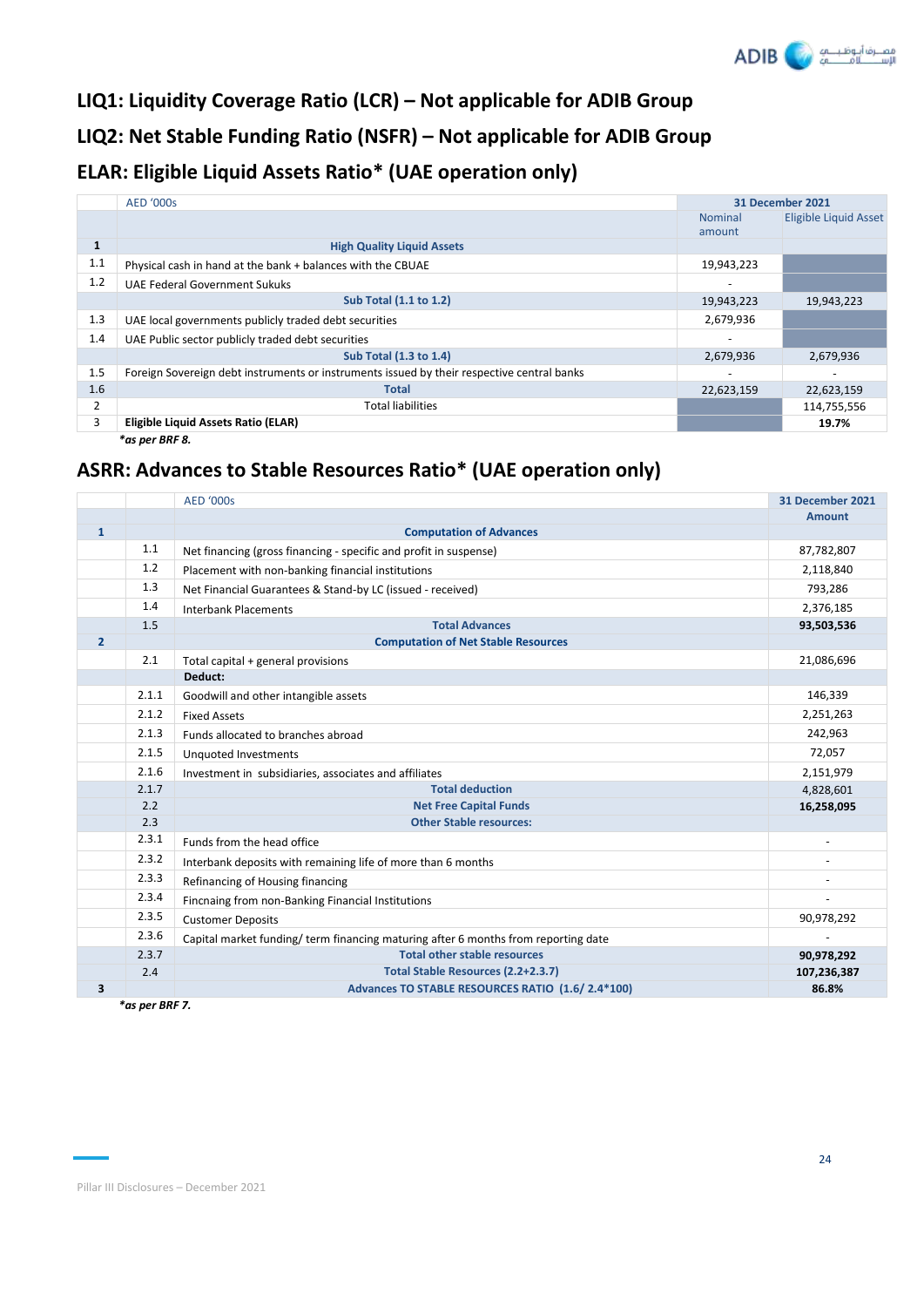## LIQ1: Liquidity Coverage Ratio (LCR) – Not applicable for ADIB Group

## LIQ2: Net Stable Funding Ratio (NSFR) – Not applicable for ADIB Group

## ELAR: Eligible Liquid Assets Ratio* (UAE operation only)

| | AED '000s | 31 December 2021 | |
|---|---|---|---|
| | | Nominal amount | Eligible Liquid Asset |
| 1 | **High Quality Liquid Assets** | | |
| 1.1 | Physical cash in hand at the bank + balances with the CBUAE | 19,943,223 | |
| 1.2 | UAE Federal Government Sukuks | - | |
| | **Sub Total (1.1 to 1.2)** | 19,943,223 | 19,943,223 |
| 1.3 | UAE local governments publicly traded debt securities | 2,679,936 | |
| 1.4 | UAE Public sector publicly traded debt securities | - | |
| | **Sub Total (1.3 to 1.4)** | 2,679,936 | 2,679,936 |
| 1.5 | Foreign Sovereign debt instruments or instruments issued by their respective central banks | - | - |
| 1.6 | **Total** | 22,623,159 | 22,623,159 |
| 2 | Total liabilities | | 114,755,556 |
| 3 | **Eligible Liquid Assets Ratio (ELAR)** | | **19.7%** |

***as per BRF 8.***

## ASRR: Advances to Stable Resources Ratio* (UAE operation only)

| | | AED '000s | 31 December 2021 |
|---|---|---|---|
| | | | **Amount** |
| **1** | | **Computation of Advances** | |
| | 1.1 | Net financing (gross financing - specific and profit in suspense) | 87,782,807 |
| | 1.2 | Placement with non-banking financial institutions | 2,118,840 |
| | 1.3 | Net Financial Guarantees & Stand-by LC (issued - received) | 793,286 |
| | 1.4 | Interbank Placements | 2,376,185 |
| | 1.5 | **Total Advances** | **93,503,536** |
| **2** | | **Computation of Net Stable Resources** | |
| | 2.1 | Total capital + general provisions | 21,086,696 |
| | | **Deduct:** | |
| | 2.1.1 | Goodwill and other intangible assets | 146,339 |
| | 2.1.2 | Fixed Assets | 2,251,263 |
| | 2.1.3 | Funds allocated to branches abroad | 242,963 |
| | 2.1.5 | Unquoted Investments | 72,057 |
| | 2.1.6 | Investment in subsidiaries, associates and affiliates | 2,151,979 |
| | 2.1.7 | **Total deduction** | 4,828,601 |
| | 2.2 | **Net Free Capital Funds** | **16,258,095** |
| | 2.3 | **Other Stable resources:** | |
| | 2.3.1 | Funds from the head office | - |
| | 2.3.2 | Interbank deposits with remaining life of more than 6 months | - |
| | 2.3.3 | Refinancing of Housing financing | - |
| | 2.3.4 | Fincnaing from non-Banking Financial Institutions | - |
| | 2.3.5 | Customer Deposits | 90,978,292 |
| | 2.3.6 | Capital market funding/ term financing maturing after 6 months from reporting date | - |
| | 2.3.7 | **Total other stable resources** | **90,978,292** |
| | 2.4 | **Total Stable Resources (2.2+2.3.7)** | **107,236,387** |
| **3** | | **Advances TO STABLE RESOURCES RATIO (1.6/ 2.4*100)** | **86.8%** |

***as per BRF 7.***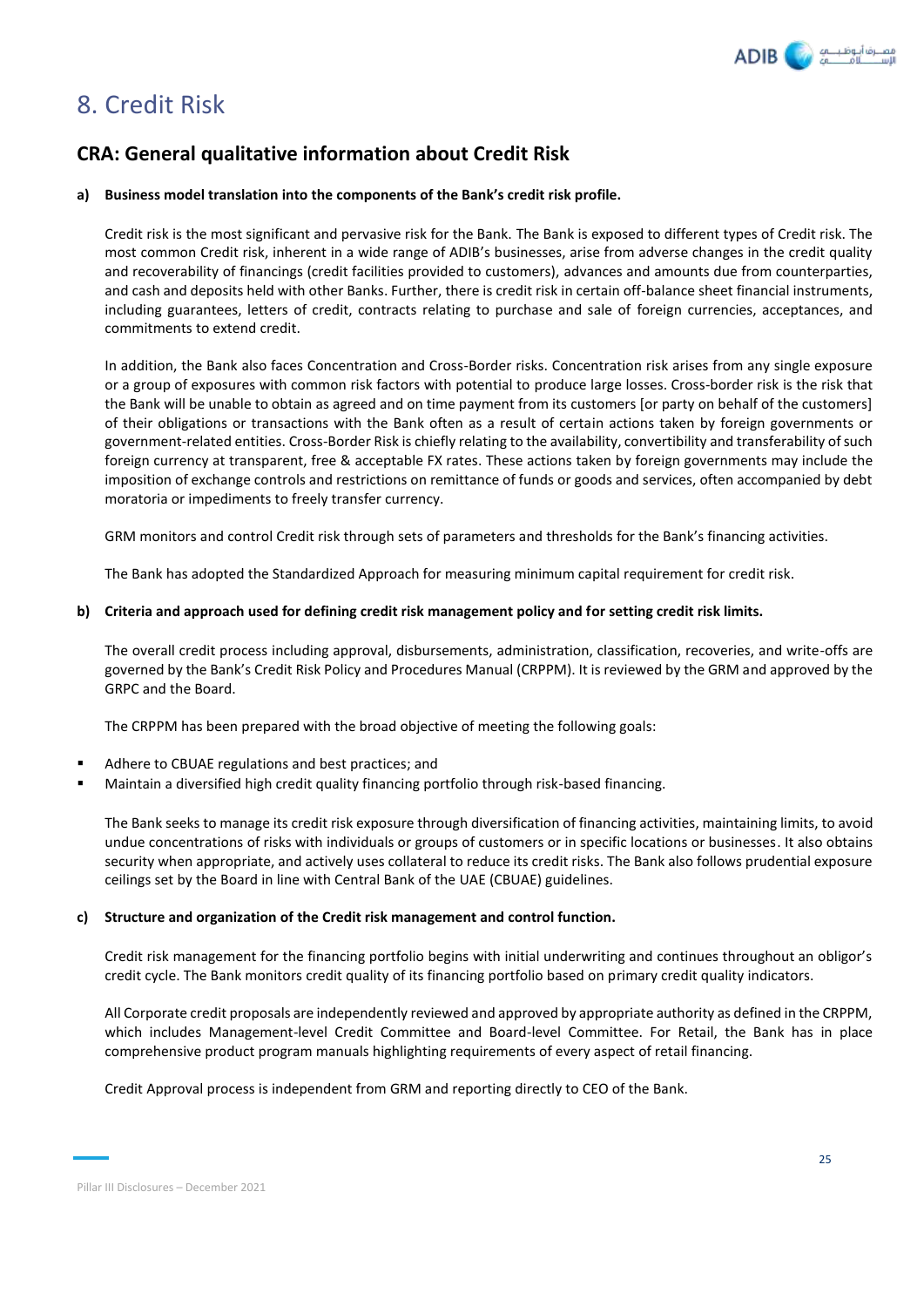# 8. Credit Risk

## CRA: General qualitative information about Credit Risk

**a) Business model translation into the components of the Bank's credit risk profile.**

Credit risk is the most significant and pervasive risk for the Bank. The Bank is exposed to different types of Credit risk. The most common Credit risk, inherent in a wide range of ADIB's businesses, arise from adverse changes in the credit quality and recoverability of financings (credit facilities provided to customers), advances and amounts due from counterparties, and cash and deposits held with other Banks. Further, there is credit risk in certain off-balance sheet financial instruments, including guarantees, letters of credit, contracts relating to purchase and sale of foreign currencies, acceptances, and commitments to extend credit.

In addition, the Bank also faces Concentration and Cross-Border risks. Concentration risk arises from any single exposure or a group of exposures with common risk factors with potential to produce large losses. Cross-border risk is the risk that the Bank will be unable to obtain as agreed and on time payment from its customers [or party on behalf of the customers] of their obligations or transactions with the Bank often as a result of certain actions taken by foreign governments or government-related entities. Cross-Border Risk is chiefly relating to the availability, convertibility and transferability of such foreign currency at transparent, free & acceptable FX rates. These actions taken by foreign governments may include the imposition of exchange controls and restrictions on remittance of funds or goods and services, often accompanied by debt moratoria or impediments to freely transfer currency.

GRM monitors and control Credit risk through sets of parameters and thresholds for the Bank's financing activities.

The Bank has adopted the Standardized Approach for measuring minimum capital requirement for credit risk.

**b) Criteria and approach used for defining credit risk management policy and for setting credit risk limits.**

The overall credit process including approval, disbursements, administration, classification, recoveries, and write-offs are governed by the Bank's Credit Risk Policy and Procedures Manual (CRPPM). It is reviewed by the GRM and approved by the GRPC and the Board.

The CRPPM has been prepared with the broad objective of meeting the following goals:

- Adhere to CBUAE regulations and best practices; and
- Maintain a diversified high credit quality financing portfolio through risk-based financing.

The Bank seeks to manage its credit risk exposure through diversification of financing activities, maintaining limits, to avoid undue concentrations of risks with individuals or groups of customers or in specific locations or businesses. It also obtains security when appropriate, and actively uses collateral to reduce its credit risks. The Bank also follows prudential exposure ceilings set by the Board in line with Central Bank of the UAE (CBUAE) guidelines.

**c) Structure and organization of the Credit risk management and control function.**

Credit risk management for the financing portfolio begins with initial underwriting and continues throughout an obligor's credit cycle. The Bank monitors credit quality of its financing portfolio based on primary credit quality indicators.

All Corporate credit proposals are independently reviewed and approved by appropriate authority as defined in the CRPPM, which includes Management-level Credit Committee and Board-level Committee. For Retail, the Bank has in place comprehensive product program manuals highlighting requirements of every aspect of retail financing.

Credit Approval process is independent from GRM and reporting directly to CEO of the Bank.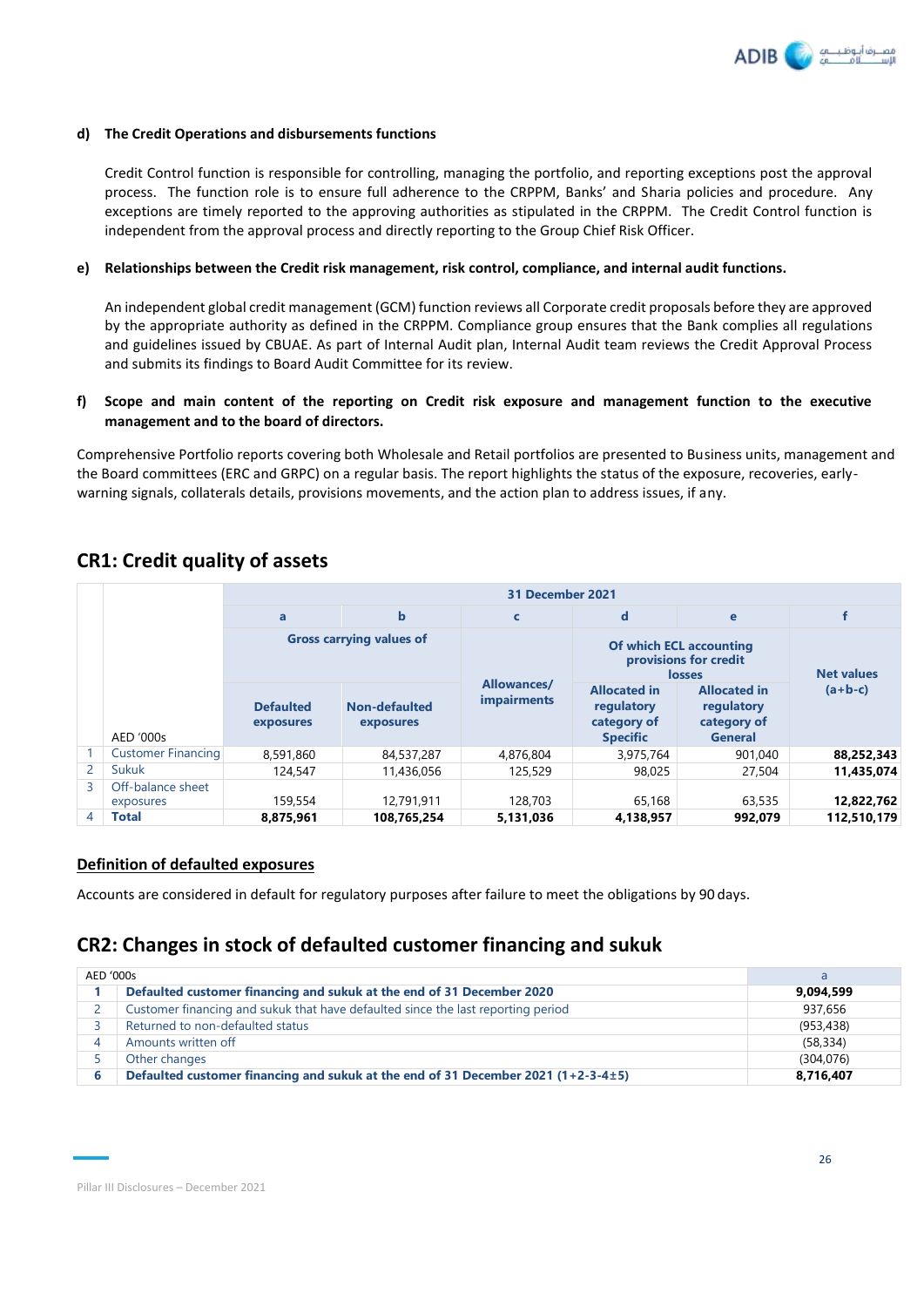**d) The Credit Operations and disbursements functions**

Credit Control function is responsible for controlling, managing the portfolio, and reporting exceptions post the approval process. The function role is to ensure full adherence to the CRPPM, Banks' and Sharia policies and procedure. Any exceptions are timely reported to the approving authorities as stipulated in the CRPPM. The Credit Control function is independent from the approval process and directly reporting to the Group Chief Risk Officer.

**e) Relationships between the Credit risk management, risk control, compliance, and internal audit functions.**

An independent global credit management (GCM) function reviews all Corporate credit proposals before they are approved by the appropriate authority as defined in the CRPPM. Compliance group ensures that the Bank complies all regulations and guidelines issued by CBUAE. As part of Internal Audit plan, Internal Audit team reviews the Credit Approval Process and submits its findings to Board Audit Committee for its review.

**f) Scope and main content of the reporting on Credit risk exposure and management function to the executive management and to the board of directors.**

Comprehensive Portfolio reports covering both Wholesale and Retail portfolios are presented to Business units, management and the Board committees (ERC and GRPC) on a regular basis. The report highlights the status of the exposure, recoveries, early-warning signals, collaterals details, provisions movements, and the action plan to address issues, if any.

## CR1: Credit quality of assets

| | | 31 December 2021 | | | | | |
|---|---|---|---|---|---|---|---|
| | | a | b | c | d | e | f |
| | | Gross carrying values of | | Allowances/ impairments | Of which ECL accounting provisions for credit losses | | Net values (a+b-c) |
| | AED '000s | Defaulted exposures | Non-defaulted exposures | | Allocated in regulatory category of Specific | Allocated in regulatory category of General | |
| 1 | Customer Financing | 8,591,860 | 84,537,287 | 4,876,804 | 3,975,764 | 901,040 | **88,252,343** |
| 2 | Sukuk | 124,547 | 11,436,056 | 125,529 | 98,025 | 27,504 | **11,435,074** |
| 3 | Off-balance sheet exposures | 159,554 | 12,791,911 | 128,703 | 65,168 | 63,535 | **12,822,762** |
| 4 | **Total** | **8,875,961** | **108,765,254** | **5,131,036** | **4,138,957** | **992,079** | **112,510,179** |

### Definition of defaulted exposures

Accounts are considered in default for regulatory purposes after failure to meet the obligations by 90 days.

## CR2: Changes in stock of defaulted customer financing and sukuk

| AED '000s | | a |
|---|---|---|
| **1** | **Defaulted customer financing and sukuk at the end of 31 December 2020** | **9,094,599** |
| 2 | Customer financing and sukuk that have defaulted since the last reporting period | 937,656 |
| 3 | Returned to non-defaulted status | (953,438) |
| 4 | Amounts written off | (58,334) |
| 5 | Other changes | (304,076) |
| **6** | **Defaulted customer financing and sukuk at the end of 31 December 2021 (1+2-3-4±5)** | **8,716,407** |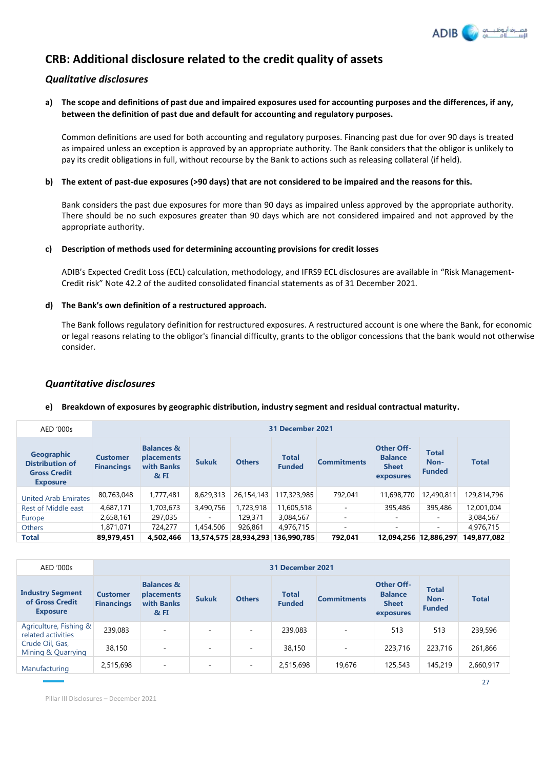# CRB: Additional disclosure related to the credit quality of assets

## *Qualitative disclosures*

**a) The scope and definitions of past due and impaired exposures used for accounting purposes and the differences, if any, between the definition of past due and default for accounting and regulatory purposes.**

Common definitions are used for both accounting and regulatory purposes. Financing past due for over 90 days is treated as impaired unless an exception is approved by an appropriate authority. The Bank considers that the obligor is unlikely to pay its credit obligations in full, without recourse by the Bank to actions such as releasing collateral (if held).

**b) The extent of past-due exposures (>90 days) that are not considered to be impaired and the reasons for this.**

Bank considers the past due exposures for more than 90 days as impaired unless approved by the appropriate authority. There should be no such exposures greater than 90 days which are not considered impaired and not approved by the appropriate authority.

**c) Description of methods used for determining accounting provisions for credit losses**

ADIB's Expected Credit Loss (ECL) calculation, methodology, and IFRS9 ECL disclosures are available in "Risk Management-Credit risk" Note 42.2 of the audited consolidated financial statements as of 31 December 2021.

**d) The Bank's own definition of a restructured approach.**

The Bank follows regulatory definition for restructured exposures. A restructured account is one where the Bank, for economic or legal reasons relating to the obligor's financial difficulty, grants to the obligor concessions that the bank would not otherwise consider.

## *Quantitative disclosures*

**e) Breakdown of exposures by geographic distribution, industry segment and residual contractual maturity.**

| AED '000s | 31 December 2021 | | | | | | | | |
|---|---|---|---|---|---|---|---|---|---|
| **Geographic Distribution of Gross Credit Exposure** | **Customer Financings** | **Balances & placements with Banks & FI** | **Sukuk** | **Others** | **Total Funded** | **Commitments** | **Other Off-Balance Sheet exposures** | **Total Non-Funded** | **Total** |
| United Arab Emirates | 80,763,048 | 1,777,481 | 8,629,313 | 26,154,143 | 117,323,985 | 792,041 | 11,698,770 | 12,490,811 | 129,814,796 |
| Rest of Middle east | 4,687,171 | 1,703,673 | 3,490,756 | 1,723,918 | 11,605,518 | - | 395,486 | 395,486 | 12,001,004 |
| Europe | 2,658,161 | 297,035 | - | 129,371 | 3,084,567 | - | - | - | 3,084,567 |
| Others | 1,871,071 | 724,277 | 1,454,506 | 926,861 | 4,976,715 | - | - | - | 4,976,715 |
| **Total** | **89,979,451** | **4,502,466** | **13,574,575** | **28,934,293** | **136,990,785** | **792,041** | **12,094,256** | **12,886,297** | **149,877,082** |

| AED '000s | 31 December 2021 | | | | | | | | |
|---|---|---|---|---|---|---|---|---|---|
| **Industry Segment of Gross Credit Exposure** | **Customer Financings** | **Balances & placements with Banks & FI** | **Sukuk** | **Others** | **Total Funded** | **Commitments** | **Other Off-Balance Sheet exposures** | **Total Non-Funded** | **Total** |
| Agriculture, Fishing & related activities | 239,083 | - | - | - | 239,083 | - | 513 | 513 | 239,596 |
| Crude Oil, Gas, Mining & Quarrying | 38,150 | - | - | - | 38,150 | - | 223,716 | 223,716 | 261,866 |
| Manufacturing | 2,515,698 | - | - | - | 2,515,698 | 19,676 | 125,543 | 145,219 | 2,660,917 |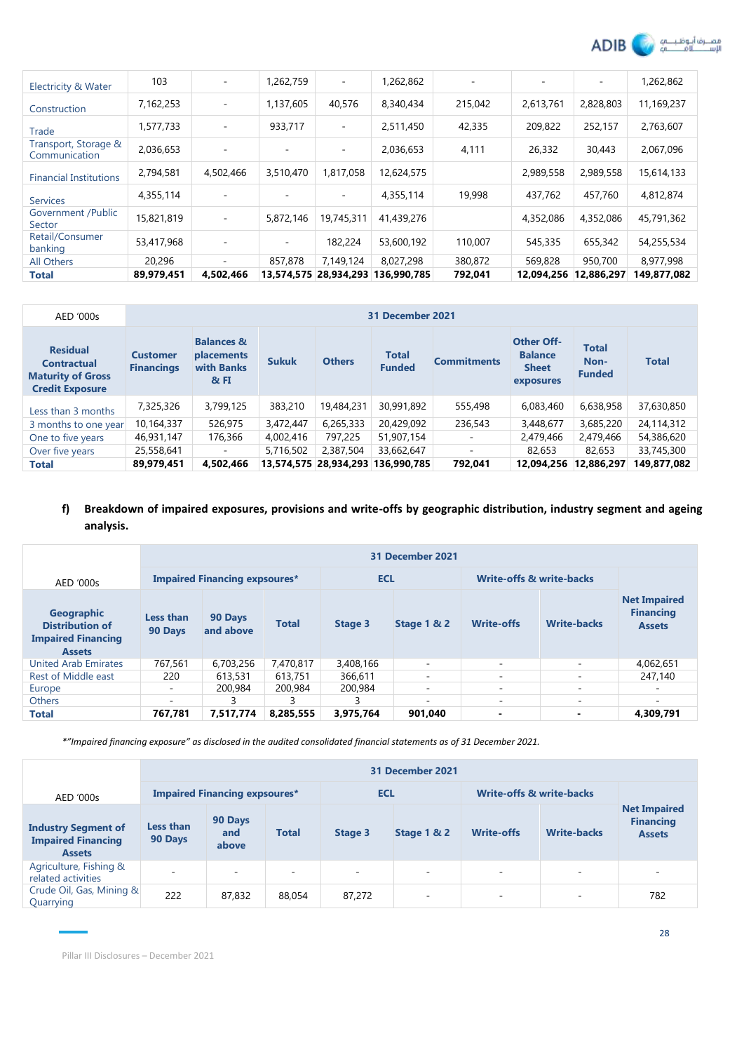| | | | | | | | | | |
|---|---|---|---|---|---|---|---|---|---|
| Electricity & Water | 103 | - | 1,262,759 | - | 1,262,862 | - | - | - | 1,262,862 |
| Construction | 7,162,253 | - | 1,137,605 | 40,576 | 8,340,434 | 215,042 | 2,613,761 | 2,828,803 | 11,169,237 |
| Trade | 1,577,733 | - | 933,717 | - | 2,511,450 | 42,335 | 209,822 | 252,157 | 2,763,607 |
| Transport, Storage & Communication | 2,036,653 | - | - | - | 2,036,653 | 4,111 | 26,332 | 30,443 | 2,067,096 |
| Financial Institutions | 2,794,581 | 4,502,466 | 3,510,470 | 1,817,058 | 12,624,575 | | 2,989,558 | 2,989,558 | 15,614,133 |
| Services | 4,355,114 | - | - | - | 4,355,114 | 19,998 | 437,762 | 457,760 | 4,812,874 |
| Government /Public Sector | 15,821,819 | - | 5,872,146 | 19,745,311 | 41,439,276 | | 4,352,086 | 4,352,086 | 45,791,362 |
| Retail/Consumer banking | 53,417,968 | - | - | 182,224 | 53,600,192 | 110,007 | 545,335 | 655,342 | 54,255,534 |
| All Others | 20,296 | - | 857,878 | 7,149,124 | 8,027,298 | 380,872 | 569,828 | 950,700 | 8,977,998 |
| **Total** | **89,979,451** | **4,502,466** | **13,574,575** | **28,934,293** | **136,990,785** | **792,041** | **12,094,256** | **12,886,297** | **149,877,082** |

| AED '000s | 31 December 2021 | | | | | | | | |
|---|---|---|---|---|---|---|---|---|---|
| **Residual Contractual Maturity of Gross Credit Exposure** | **Customer Financings** | **Balances & placements with Banks & FI** | **Sukuk** | **Others** | **Total Funded** | **Commitments** | **Other Off-Balance Sheet exposures** | **Total Non-Funded** | **Total** |
| Less than 3 months | 7,325,326 | 3,799,125 | 383,210 | 19,484,231 | 30,991,892 | 555,498 | 6,083,460 | 6,638,958 | 37,630,850 |
| 3 months to one year | 10,164,337 | 526,975 | 3,472,447 | 6,265,333 | 20,429,092 | 236,543 | 3,448,677 | 3,685,220 | 24,114,312 |
| One to five years | 46,931,147 | 176,366 | 4,002,416 | 797,225 | 51,907,154 | - | 2,479,466 | 2,479,466 | 54,386,620 |
| Over five years | 25,558,641 | - | 5,716,502 | 2,387,504 | 33,662,647 | - | 82,653 | 82,653 | 33,745,300 |
| **Total** | **89,979,451** | **4,502,466** | **13,574,575** | **28,934,293** | **136,990,785** | **792,041** | **12,094,256** | **12,886,297** | **149,877,082** |

**f) Breakdown of impaired exposures, provisions and write-offs by geographic distribution, industry segment and ageing analysis.**

| AED '000s | 31 December 2021 | | | | | | | |
|---|---|---|---|---|---|---|---|---|
| | Impaired Financing exposures* | | | ECL | | Write-offs & write-backs | | |
| **Geographic Distribution of Impaired Financing Assets** | **Less than 90 Days** | **90 Days and above** | **Total** | **Stage 3** | **Stage 1 & 2** | **Write-offs** | **Write-backs** | **Net Impaired Financing Assets** |
| United Arab Emirates | 767,561 | 6,703,256 | 7,470,817 | 3,408,166 | - | - | - | 4,062,651 |
| Rest of Middle east | 220 | 613,531 | 613,751 | 366,611 | - | - | - | 247,140 |
| Europe | - | 200,984 | 200,984 | 200,984 | - | - | - | - |
| Others | - | 3 | 3 | 3 | - | - | - | - |
| **Total** | **767,781** | **7,517,774** | **8,285,555** | **3,975,764** | **901,040** | **-** | **-** | **4,309,791** |

*\*"Impaired financing exposure" as disclosed in the audited consolidated financial statements as of 31 December 2021.*

| AED '000s | 31 December 2021 | | | | | | | |
|---|---|---|---|---|---|---|---|---|
| | Impaired Financing exposures* | | | ECL | | Write-offs & write-backs | | |
| **Industry Segment of Impaired Financing Assets** | **Less than 90 Days** | **90 Days and above** | **Total** | **Stage 3** | **Stage 1 & 2** | **Write-offs** | **Write-backs** | **Net Impaired Financing Assets** |
| Agriculture, Fishing & related activities | - | - | - | - | - | - | - | - |
| Crude Oil, Gas, Mining & Quarrying | 222 | 87,832 | 88,054 | 87,272 | - | - | - | 782 |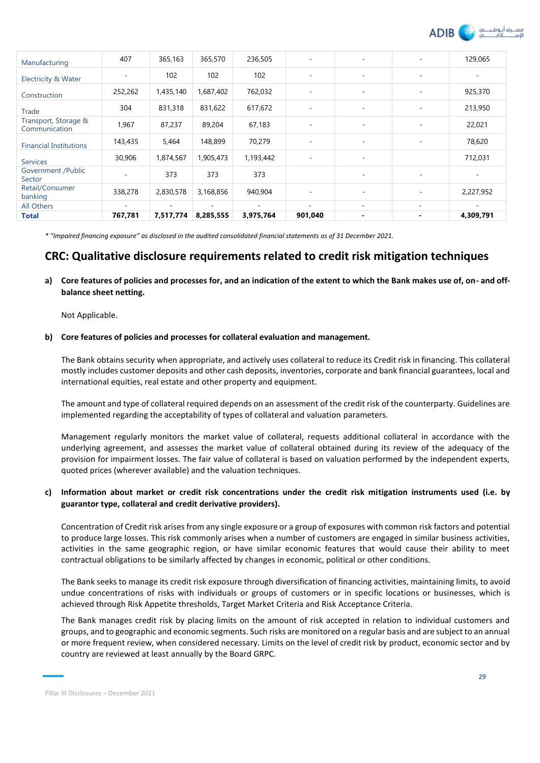| | | | | | | | | |
|---|---|---|---|---|---|---|---|---|
| Manufacturing | 407 | 365,163 | 365,570 | 236,505 | - | - | - | 129,065 |
| Electricity & Water | - | 102 | 102 | 102 | - | - | - | - |
| Construction | 252,262 | 1,435,140 | 1,687,402 | 762,032 | - | - | - | 925,370 |
| Trade | 304 | 831,318 | 831,622 | 617,672 | - | - | - | 213,950 |
| Transport, Storage & Communication | 1,967 | 87,237 | 89,204 | 67,183 | - | - | - | 22,021 |
| Financial Institutions | 143,435 | 5,464 | 148,899 | 70,279 | - | - | - | 78,620 |
| Services | 30,906 | 1,874,567 | 1,905,473 | 1,193,442 | - | - | | 712,031 |
| Government /Public Sector | - | 373 | 373 | 373 | | - | - | - |
| Retail/Consumer banking | 338,278 | 2,830,578 | 3,168,856 | 940,904 | - | - | - | 2,227,952 |
| All Others | - | - | - | - | - | - | - | - |
| **Total** | **767,781** | **7,517,774** | **8,285,555** | **3,975,764** | **901,040** | **-** | **-** | **4,309,791** |

* *"Impaired financing exposure" as disclosed in the audited consolidated financial statements as of 31 December 2021.*

## CRC: Qualitative disclosure requirements related to credit risk mitigation techniques

**a) Core features of policies and processes for, and an indication of the extent to which the Bank makes use of, on- and off-balance sheet netting.**

Not Applicable.

**b) Core features of policies and processes for collateral evaluation and management.**

The Bank obtains security when appropriate, and actively uses collateral to reduce its Credit risk in financing. This collateral mostly includes customer deposits and other cash deposits, inventories, corporate and bank financial guarantees, local and international equities, real estate and other property and equipment.

The amount and type of collateral required depends on an assessment of the credit risk of the counterparty. Guidelines are implemented regarding the acceptability of types of collateral and valuation parameters.

Management regularly monitors the market value of collateral, requests additional collateral in accordance with the underlying agreement, and assesses the market value of collateral obtained during its review of the adequacy of the provision for impairment losses. The fair value of collateral is based on valuation performed by the independent experts, quoted prices (wherever available) and the valuation techniques.

**c) Information about market or credit risk concentrations under the credit risk mitigation instruments used (i.e. by guarantor type, collateral and credit derivative providers).**

Concentration of Credit risk arises from any single exposure or a group of exposures with common risk factors and potential to produce large losses. This risk commonly arises when a number of customers are engaged in similar business activities, activities in the same geographic region, or have similar economic features that would cause their ability to meet contractual obligations to be similarly affected by changes in economic, political or other conditions.

The Bank seeks to manage its credit risk exposure through diversification of financing activities, maintaining limits, to avoid undue concentrations of risks with individuals or groups of customers or in specific locations or businesses, which is achieved through Risk Appetite thresholds, Target Market Criteria and Risk Acceptance Criteria.

The Bank manages credit risk by placing limits on the amount of risk accepted in relation to individual customers and groups, and to geographic and economic segments. Such risks are monitored on a regular basis and are subject to an annual or more frequent review, when considered necessary. Limits on the level of credit risk by product, economic sector and by country are reviewed at least annually by the Board GRPC.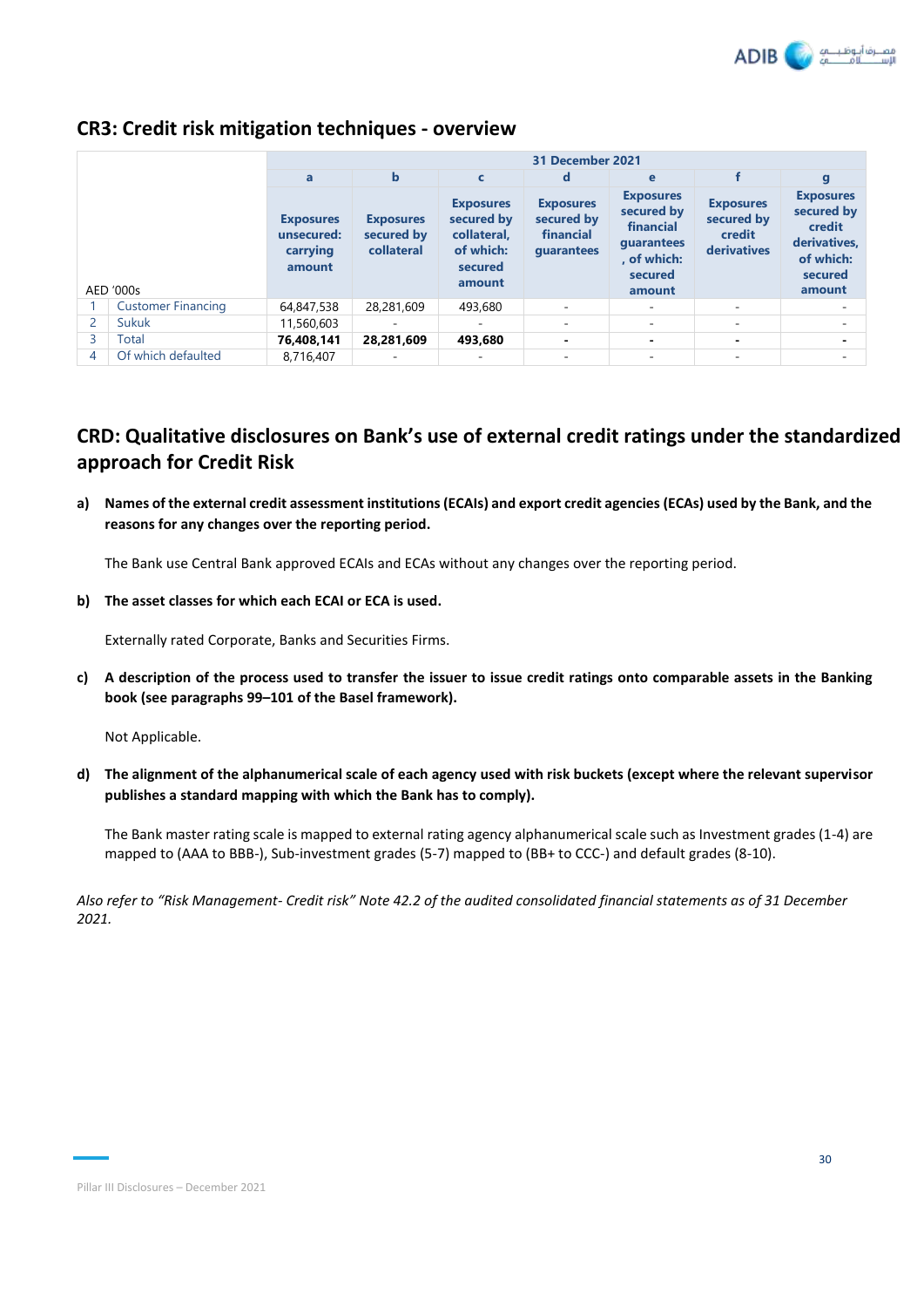## CR3: Credit risk mitigation techniques - overview

| AED '000s | | 31 December 2021 | | | | | | |
|---|---|---|---|---|---|---|---|---|
| | | a | b | c | d | e | f | g |
| | | Exposures unsecured: carrying amount | Exposures secured by collateral | Exposures secured by collateral, of which: secured amount | Exposures secured by financial guarantees | Exposures secured by financial guarantees, of which: secured amount | Exposures secured by credit derivatives | Exposures secured by credit derivatives, of which: secured amount |
| 1 | Customer Financing | 64,847,538 | 28,281,609 | 493,680 | - | - | - | - |
| 2 | Sukuk | 11,560,603 | - | - | - | - | - | - |
| 3 | Total | **76,408,141** | **28,281,609** | **493,680** | **-** | **-** | **-** | **-** |
| 4 | Of which defaulted | 8,716,407 | - | - | - | - | - | - |

## CRD: Qualitative disclosures on Bank's use of external credit ratings under the standardized approach for Credit Risk

**a) Names of the external credit assessment institutions (ECAIs) and export credit agencies (ECAs) used by the Bank, and the reasons for any changes over the reporting period.**

The Bank use Central Bank approved ECAIs and ECAs without any changes over the reporting period.

**b) The asset classes for which each ECAI or ECA is used.**

Externally rated Corporate, Banks and Securities Firms.

**c) A description of the process used to transfer the issuer to issue credit ratings onto comparable assets in the Banking book (see paragraphs 99–101 of the Basel framework).**

Not Applicable.

**d) The alignment of the alphanumerical scale of each agency used with risk buckets (except where the relevant supervisor publishes a standard mapping with which the Bank has to comply).**

The Bank master rating scale is mapped to external rating agency alphanumerical scale such as Investment grades (1-4) are mapped to (AAA to BBB-), Sub-investment grades (5-7) mapped to (BB+ to CCC-) and default grades (8-10).

*Also refer to "Risk Management- Credit risk" Note 42.2 of the audited consolidated financial statements as of 31 December 2021.*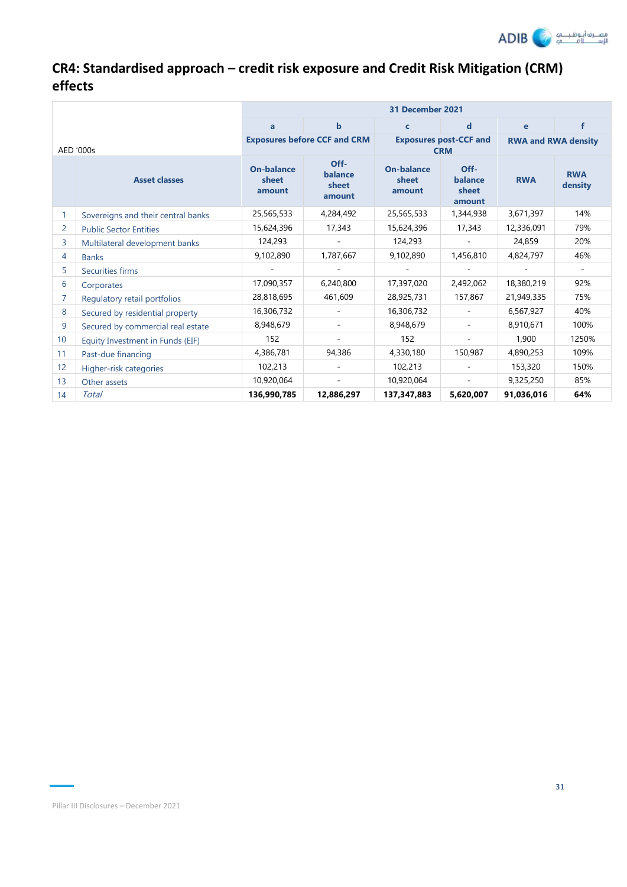## CR4: Standardised approach – credit risk exposure and Credit Risk Mitigation (CRM) effects

| AED '000s | | 31 December 2021 | | | | | |
|---|---|---|---|---|---|---|---|
| | | a | b | c | d | e | f |
| | | Exposures before CCF and CRM | | Exposures post-CCF and CRM | | RWA and RWA density | |
| | Asset classes | On-balance sheet amount | Off-balance sheet amount | On-balance sheet amount | Off-balance sheet amount | RWA | RWA density |
| 1 | Sovereigns and their central banks | 25,565,533 | 4,284,492 | 25,565,533 | 1,344,938 | 3,671,397 | 14% |
| 2 | Public Sector Entities | 15,624,396 | 17,343 | 15,624,396 | 17,343 | 12,336,091 | 79% |
| 3 | Multilateral development banks | 124,293 | - | 124,293 | - | 24,859 | 20% |
| 4 | Banks | 9,102,890 | 1,787,667 | 9,102,890 | 1,456,810 | 4,824,797 | 46% |
| 5 | Securities firms | - | - | - | - | - | - |
| 6 | Corporates | 17,090,357 | 6,240,800 | 17,397,020 | 2,492,062 | 18,380,219 | 92% |
| 7 | Regulatory retail portfolios | 28,818,695 | 461,609 | 28,925,731 | 157,867 | 21,949,335 | 75% |
| 8 | Secured by residential property | 16,306,732 | - | 16,306,732 | - | 6,567,927 | 40% |
| 9 | Secured by commercial real estate | 8,948,679 | - | 8,948,679 | - | 8,910,671 | 100% |
| 10 | Equity Investment in Funds (EIF) | 152 | - | 152 | - | 1,900 | 1250% |
| 11 | Past-due financing | 4,386,781 | 94,386 | 4,330,180 | 150,987 | 4,890,253 | 109% |
| 12 | Higher-risk categories | 102,213 | - | 102,213 | - | 153,320 | 150% |
| 13 | Other assets | 10,920,064 | - | 10,920,064 | - | 9,325,250 | 85% |
| 14 | *Total* | **136,990,785** | **12,886,297** | **137,347,883** | **5,620,007** | **91,036,016** | **64%** |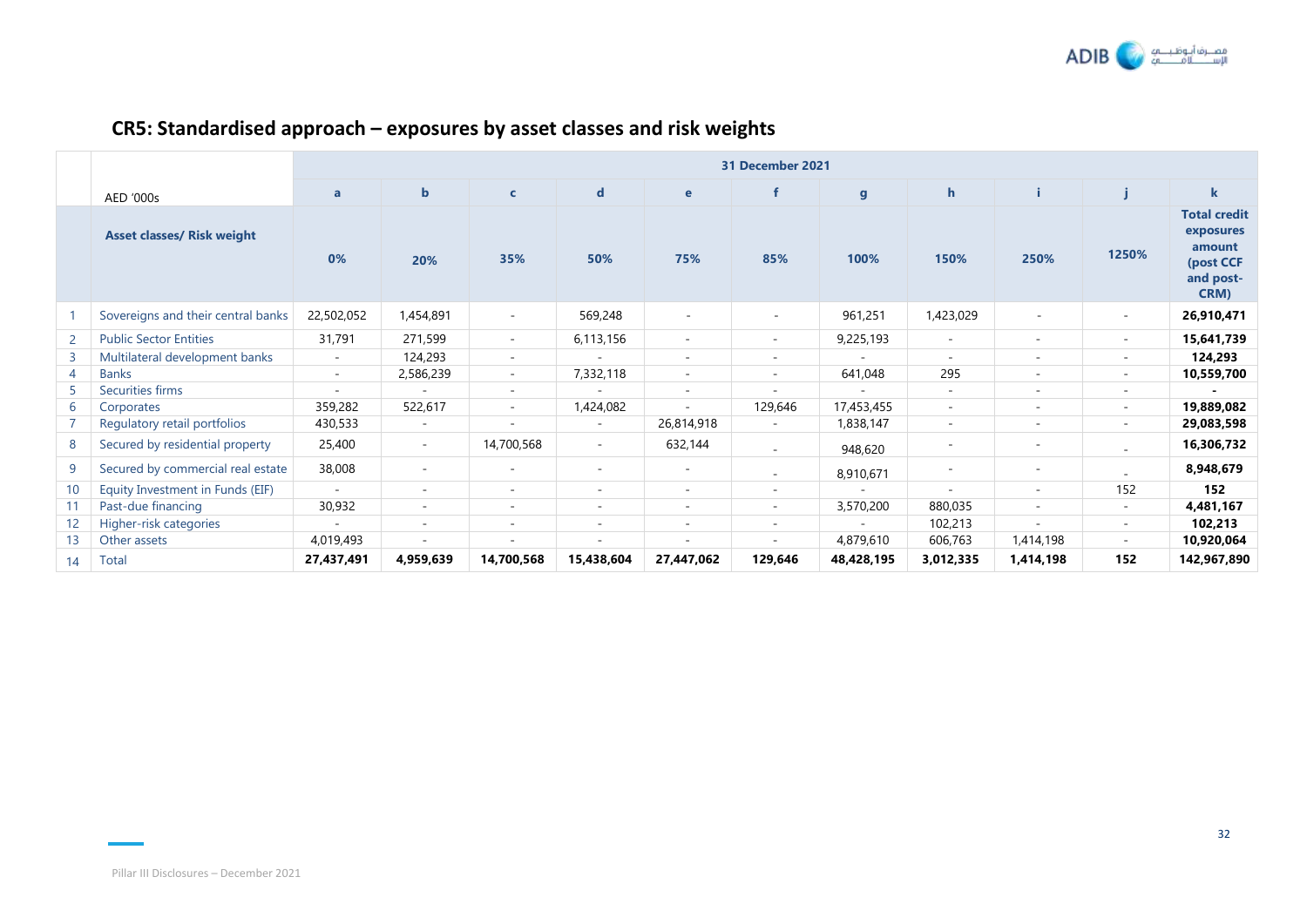## CR5: Standardised approach – exposures by asset classes and risk weights

| | AED '000s | 31 December 2021 | | | | | | | | | | |
|---|---|---|---|---|---|---|---|---|---|---|---|---|
| | | a | b | c | d | e | f | g | h | i | j | k |
| | **Asset classes/ Risk weight** | **0%** | **20%** | **35%** | **50%** | **75%** | **85%** | **100%** | **150%** | **250%** | **1250%** | **Total credit exposures amount (post CCF and post-CRM)** |
| 1 | Sovereigns and their central banks | 22,502,052 | 1,454,891 | - | 569,248 | - | - | 961,251 | 1,423,029 | - | - | **26,910,471** |
| 2 | Public Sector Entities | 31,791 | 271,599 | - | 6,113,156 | - | - | 9,225,193 | - | - | - | **15,641,739** |
| 3 | Multilateral development banks | - | 124,293 | - | - | - | - | - | - | - | - | **124,293** |
| 4 | Banks | - | 2,586,239 | - | 7,332,118 | - | - | 641,048 | 295 | - | - | **10,559,700** |
| 5 | Securities firms | - | - | - | - | - | - | - | - | - | - | **-** |
| 6 | Corporates | 359,282 | 522,617 | - | 1,424,082 | - | 129,646 | 17,453,455 | - | - | - | **19,889,082** |
| 7 | Regulatory retail portfolios | 430,533 | - | - | - | 26,814,918 | - | 1,838,147 | - | - | - | **29,083,598** |
| 8 | Secured by residential property | 25,400 | - | 14,700,568 | - | 632,144 | - | 948,620 | - | - | - | **16,306,732** |
| 9 | Secured by commercial real estate | 38,008 | - | - | - | - | - | 8,910,671 | - | - | - | **8,948,679** |
| 10 | Equity Investment in Funds (EIF) | - | - | - | - | - | - | - | - | - | 152 | **152** |
| 11 | Past-due financing | 30,932 | - | - | - | - | - | 3,570,200 | 880,035 | - | - | **4,481,167** |
| 12 | Higher-risk categories | - | - | - | - | - | - | - | 102,213 | - | - | **102,213** |
| 13 | Other assets | 4,019,493 | - | - | - | - | - | 4,879,610 | 606,763 | 1,414,198 | - | **10,920,064** |
| 14 | Total | **27,437,491** | **4,959,639** | **14,700,568** | **15,438,604** | **27,447,062** | **129,646** | **48,428,195** | **3,012,335** | **1,414,198** | **152** | **142,967,890** |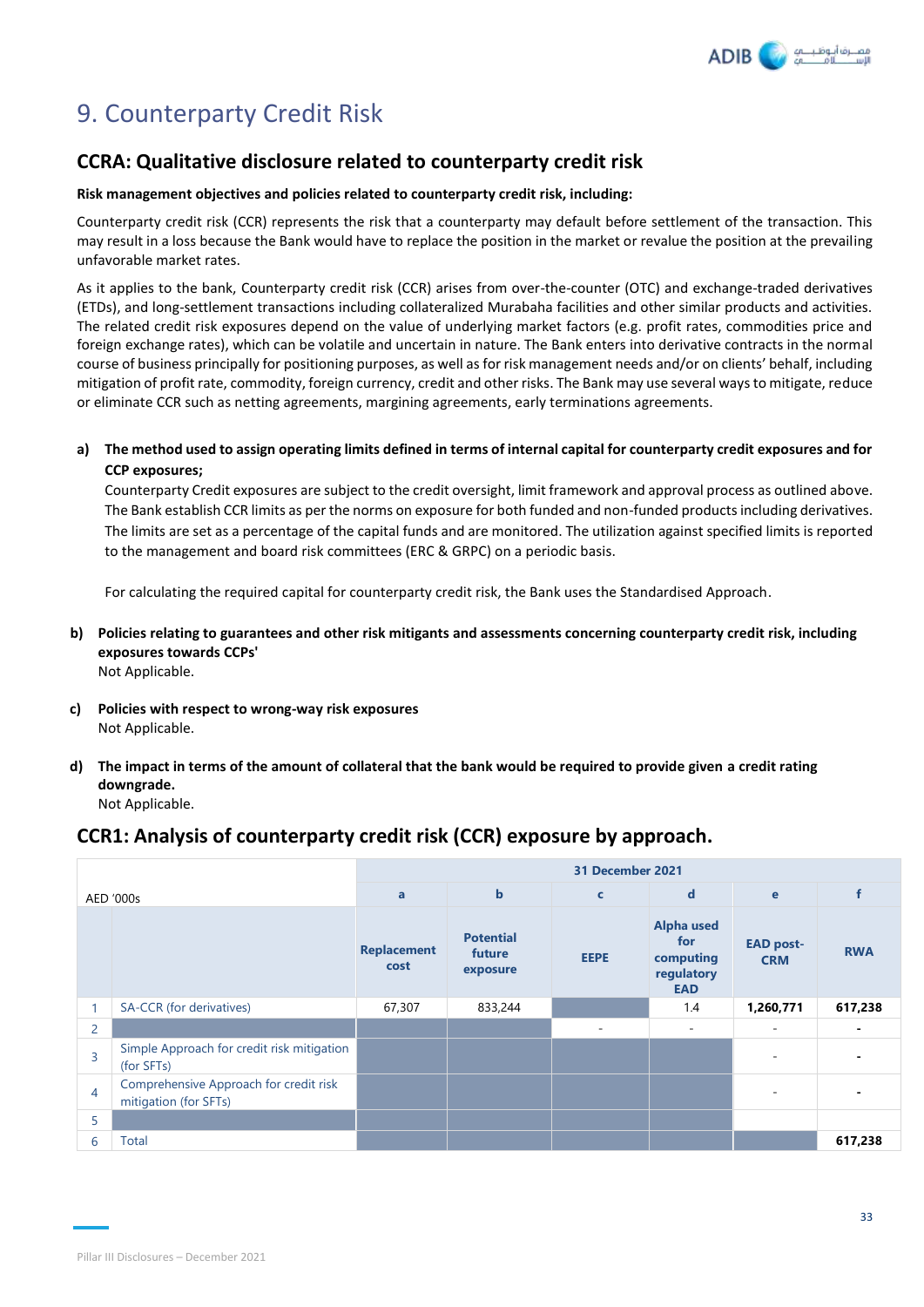# 9. Counterparty Credit Risk

## CCRA: Qualitative disclosure related to counterparty credit risk

**Risk management objectives and policies related to counterparty credit risk, including:**

Counterparty credit risk (CCR) represents the risk that a counterparty may default before settlement of the transaction. This may result in a loss because the Bank would have to replace the position in the market or revalue the position at the prevailing unfavorable market rates.

As it applies to the bank, Counterparty credit risk (CCR) arises from over-the-counter (OTC) and exchange-traded derivatives (ETDs), and long-settlement transactions including collateralized Murabaha facilities and other similar products and activities. The related credit risk exposures depend on the value of underlying market factors (e.g. profit rates, commodities price and foreign exchange rates), which can be volatile and uncertain in nature. The Bank enters into derivative contracts in the normal course of business principally for positioning purposes, as well as for risk management needs and/or on clients' behalf, including mitigation of profit rate, commodity, foreign currency, credit and other risks. The Bank may use several ways to mitigate, reduce or eliminate CCR such as netting agreements, margining agreements, early terminations agreements.

**a) The method used to assign operating limits defined in terms of internal capital for counterparty credit exposures and for CCP exposures;**

Counterparty Credit exposures are subject to the credit oversight, limit framework and approval process as outlined above. The Bank establish CCR limits as per the norms on exposure for both funded and non-funded products including derivatives. The limits are set as a percentage of the capital funds and are monitored. The utilization against specified limits is reported to the management and board risk committees (ERC & GRPC) on a periodic basis.

For calculating the required capital for counterparty credit risk, the Bank uses the Standardised Approach.

**b) Policies relating to guarantees and other risk mitigants and assessments concerning counterparty credit risk, including exposures towards CCPs'**

Not Applicable.

**c) Policies with respect to wrong-way risk exposures**

Not Applicable.

**d) The impact in terms of the amount of collateral that the bank would be required to provide given a credit rating downgrade.**

Not Applicable.

## CCR1: Analysis of counterparty credit risk (CCR) exposure by approach.

| AED '000s | | 31 December 2021 | | | | | |
|---|---|---|---|---|---|---|---|
| | | a | b | c | d | e | f |
| | | Replacement cost | Potential future exposure | EEPE | Alpha used for computing regulatory EAD | EAD post-CRM | RWA |
| 1 | SA-CCR (for derivatives) | 67,307 | 833,244 | | 1.4 | **1,260,771** | **617,238** |
| 2 | | | | - | - | - | - |
| 3 | Simple Approach for credit risk mitigation (for SFTs) | | | | | - | - |
| 4 | Comprehensive Approach for credit risk mitigation (for SFTs) | | | | | - | - |
| 5 | | | | | | | |
| 6 | Total | | | | | | **617,238** |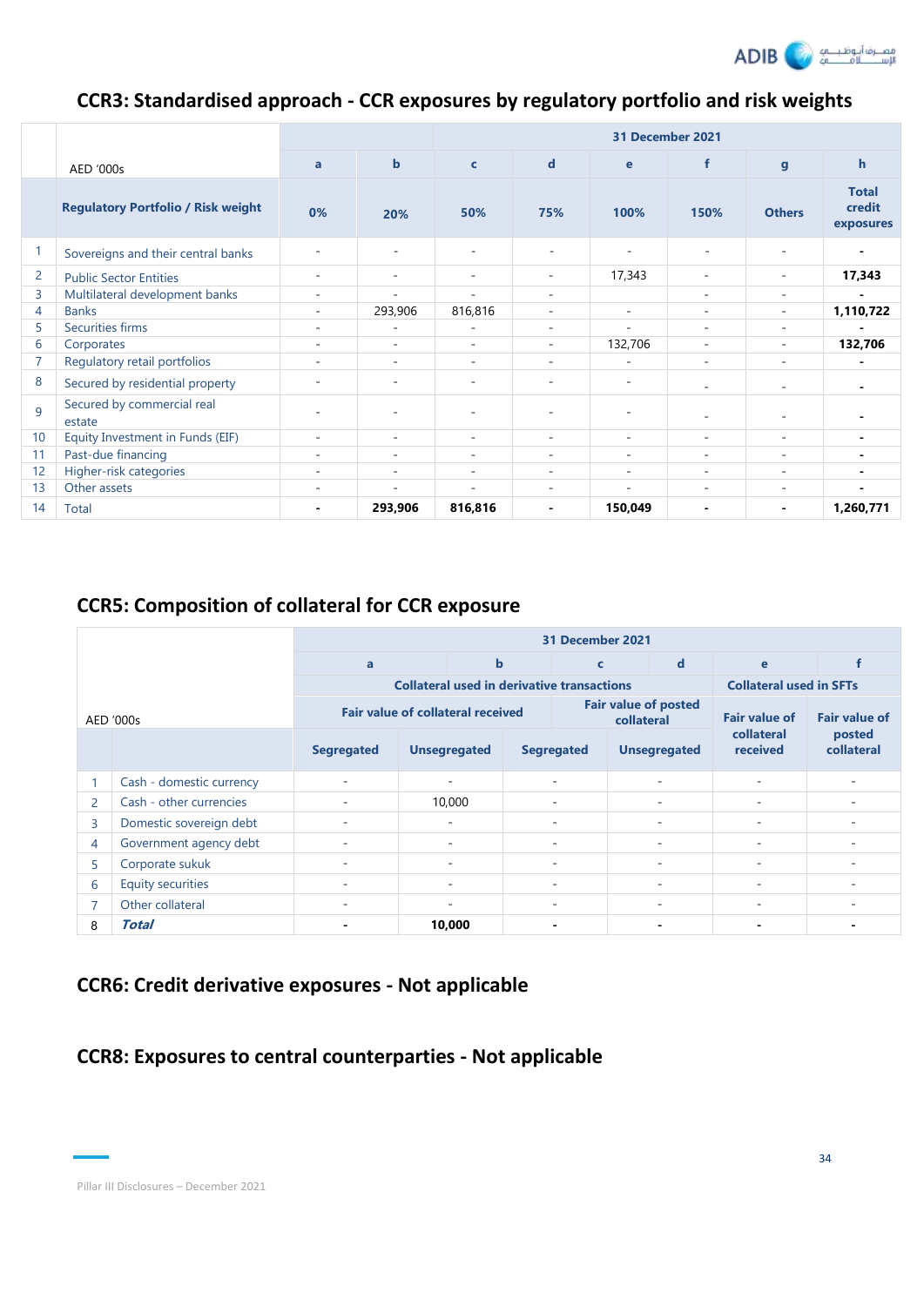## CCR3: Standardised approach - CCR exposures by regulatory portfolio and risk weights

| | AED '000s | a | b | c | d | e | f | g | h |
|---|---|---|---|---|---|---|---|---|---|
| | | 31 December 2021 | | | | | | | |
| | Regulatory Portfolio / Risk weight | 0% | 20% | 50% | 75% | 100% | 150% | Others | Total credit exposures |
| 1 | Sovereigns and their central banks | - | - | - | - | - | - | - | **-** |
| 2 | Public Sector Entities | - | - | - | - | 17,343 | - | - | **17,343** |
| 3 | Multilateral development banks | - | - | - | - | | - | - | **-** |
| 4 | Banks | - | 293,906 | 816,816 | - | - | - | - | **1,110,722** |
| 5 | Securities firms | - | - | - | - | - | - | - | **-** |
| 6 | Corporates | - | - | - | - | 132,706 | - | - | **132,706** |
| 7 | Regulatory retail portfolios | - | - | - | - | - | - | - | **-** |
| 8 | Secured by residential property | - | - | - | - | - | - | - | **-** |
| 9 | Secured by commercial real estate | - | - | - | - | - | - | - | **-** |
| 10 | Equity Investment in Funds (EIF) | - | - | - | - | - | - | - | **-** |
| 11 | Past-due financing | - | - | - | - | - | - | - | **-** |
| 12 | Higher-risk categories | - | - | - | - | - | - | - | **-** |
| 13 | Other assets | - | - | - | - | - | - | - | **-** |
| 14 | Total | **-** | **293,906** | **816,816** | **-** | **150,049** | **-** | **-** | **1,260,771** |

## CCR5: Composition of collateral for CCR exposure

| | AED '000s | a | b | c | d | e | f |
|---|---|---|---|---|---|---|---|
| | | 31 December 2021 | | | | | |
| | | Collateral used in derivative transactions | | | | Collateral used in SFTs | |
| | | Fair value of collateral received | | Fair value of posted collateral | | Fair value of collateral received | Fair value of posted collateral |
| | | Segregated | Unsegregated | Segregated | Unsegregated | | |
| 1 | Cash - domestic currency | - | - | - | - | - | - |
| 2 | Cash - other currencies | - | 10,000 | - | - | - | - |
| 3 | Domestic sovereign debt | - | - | - | - | - | - |
| 4 | Government agency debt | - | - | - | - | - | - |
| 5 | Corporate sukuk | - | - | - | - | - | - |
| 6 | Equity securities | - | - | - | - | - | - |
| 7 | Other collateral | - | - | - | - | - | - |
| 8 | ***Total*** | **-** | **10,000** | **-** | **-** | **-** | **-** |

## CCR6: Credit derivative exposures - Not applicable

## CCR8: Exposures to central counterparties - Not applicable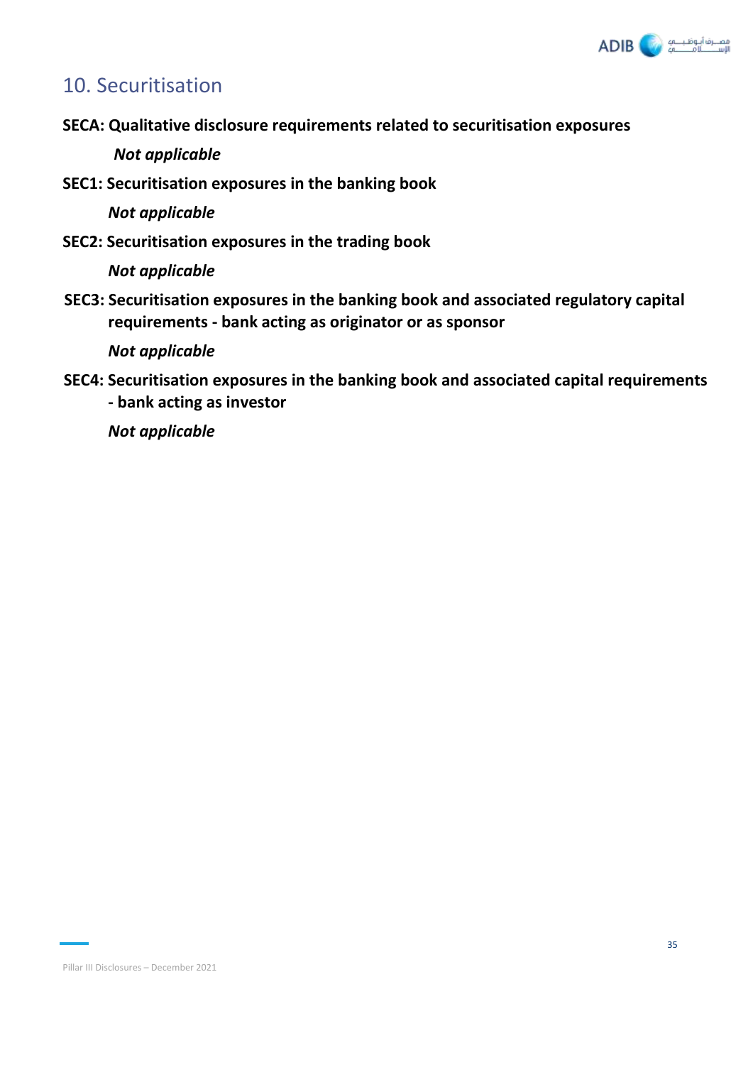# 10. Securitisation

**SECA: Qualitative disclosure requirements related to securitisation exposures**

***Not applicable***

**SEC1: Securitisation exposures in the banking book**

***Not applicable***

**SEC2: Securitisation exposures in the trading book**

***Not applicable***

**SEC3: Securitisation exposures in the banking book and associated regulatory capital requirements - bank acting as originator or as sponsor**

***Not applicable***

**SEC4: Securitisation exposures in the banking book and associated capital requirements - bank acting as investor**

***Not applicable***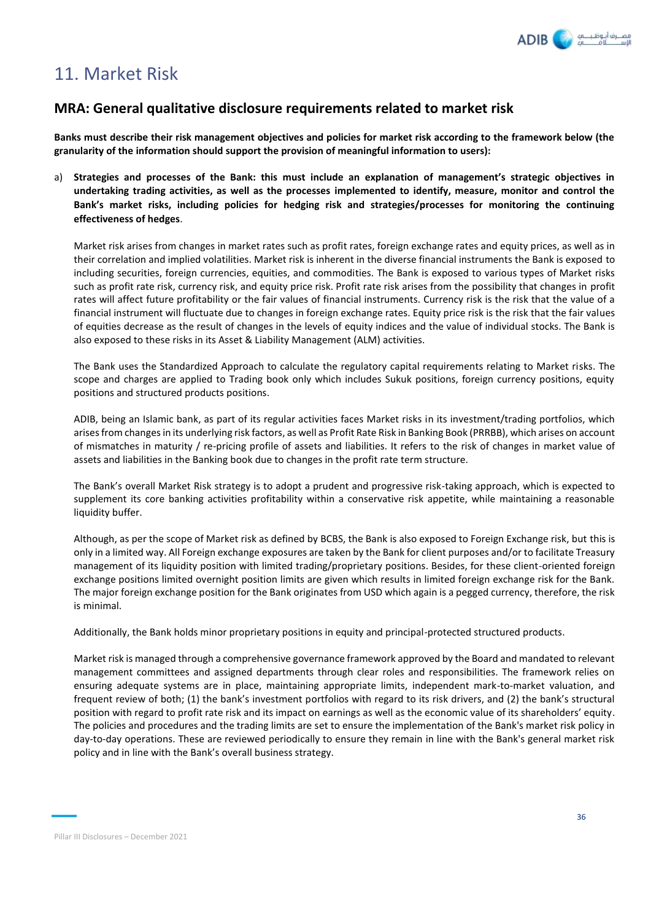# 11. Market Risk

## MRA: General qualitative disclosure requirements related to market risk

**Banks must describe their risk management objectives and policies for market risk according to the framework below (the granularity of the information should support the provision of meaningful information to users):**

a) **Strategies and processes of the Bank: this must include an explanation of management's strategic objectives in undertaking trading activities, as well as the processes implemented to identify, measure, monitor and control the Bank's market risks, including policies for hedging risk and strategies/processes for monitoring the continuing effectiveness of hedges**.

Market risk arises from changes in market rates such as profit rates, foreign exchange rates and equity prices, as well as in their correlation and implied volatilities. Market risk is inherent in the diverse financial instruments the Bank is exposed to including securities, foreign currencies, equities, and commodities. The Bank is exposed to various types of Market risks such as profit rate risk, currency risk, and equity price risk. Profit rate risk arises from the possibility that changes in profit rates will affect future profitability or the fair values of financial instruments. Currency risk is the risk that the value of a financial instrument will fluctuate due to changes in foreign exchange rates. Equity price risk is the risk that the fair values of equities decrease as the result of changes in the levels of equity indices and the value of individual stocks. The Bank is also exposed to these risks in its Asset & Liability Management (ALM) activities.

The Bank uses the Standardized Approach to calculate the regulatory capital requirements relating to Market risks. The scope and charges are applied to Trading book only which includes Sukuk positions, foreign currency positions, equity positions and structured products positions.

ADIB, being an Islamic bank, as part of its regular activities faces Market risks in its investment/trading portfolios, which arises from changes in its underlying risk factors, as well as Profit Rate Risk in Banking Book (PRRBB), which arises on account of mismatches in maturity / re-pricing profile of assets and liabilities. It refers to the risk of changes in market value of assets and liabilities in the Banking book due to changes in the profit rate term structure.

The Bank's overall Market Risk strategy is to adopt a prudent and progressive risk-taking approach, which is expected to supplement its core banking activities profitability within a conservative risk appetite, while maintaining a reasonable liquidity buffer.

Although, as per the scope of Market risk as defined by BCBS, the Bank is also exposed to Foreign Exchange risk, but this is only in a limited way. All Foreign exchange exposures are taken by the Bank for client purposes and/or to facilitate Treasury management of its liquidity position with limited trading/proprietary positions. Besides, for these client-oriented foreign exchange positions limited overnight position limits are given which results in limited foreign exchange risk for the Bank. The major foreign exchange position for the Bank originates from USD which again is a pegged currency, therefore, the risk is minimal.

Additionally, the Bank holds minor proprietary positions in equity and principal-protected structured products.

Market risk is managed through a comprehensive governance framework approved by the Board and mandated to relevant management committees and assigned departments through clear roles and responsibilities. The framework relies on ensuring adequate systems are in place, maintaining appropriate limits, independent mark-to-market valuation, and frequent review of both; (1) the bank's investment portfolios with regard to its risk drivers, and (2) the bank's structural position with regard to profit rate risk and its impact on earnings as well as the economic value of its shareholders' equity. The policies and procedures and the trading limits are set to ensure the implementation of the Bank's market risk policy in day-to-day operations. These are reviewed periodically to ensure they remain in line with the Bank's general market risk policy and in line with the Bank's overall business strategy.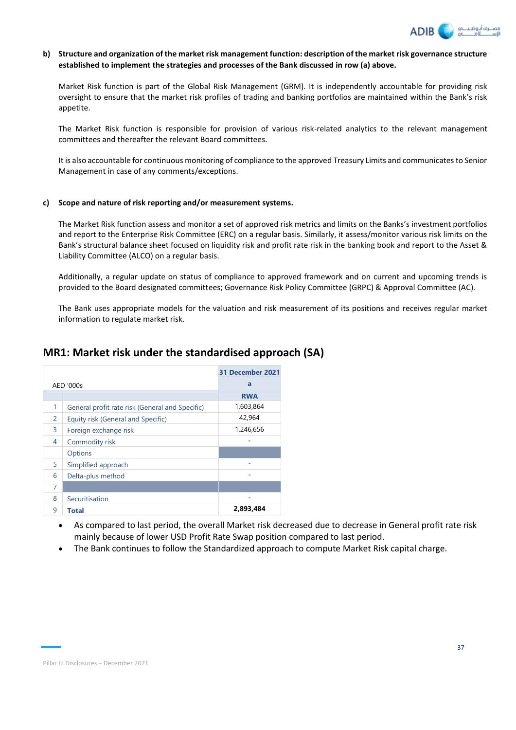**b) Structure and organization of the market risk management function: description of the market risk governance structure established to implement the strategies and processes of the Bank discussed in row (a) above.**

Market Risk function is part of the Global Risk Management (GRM). It is independently accountable for providing risk oversight to ensure that the market risk profiles of trading and banking portfolios are maintained within the Bank's risk appetite.

The Market Risk function is responsible for provision of various risk-related analytics to the relevant management committees and thereafter the relevant Board committees.

It is also accountable for continuous monitoring of compliance to the approved Treasury Limits and communicates to Senior Management in case of any comments/exceptions.

**c) Scope and nature of risk reporting and/or measurement systems.**

The Market Risk function assess and monitor a set of approved risk metrics and limits on the Banks's investment portfolios and report to the Enterprise Risk Committee (ERC) on a regular basis. Similarly, it assess/monitor various risk limits on the Bank's structural balance sheet focused on liquidity risk and profit rate risk in the banking book and report to the Asset & Liability Committee (ALCO) on a regular basis.

Additionally, a regular update on status of compliance to approved framework and on current and upcoming trends is provided to the Board designated committees; Governance Risk Policy Committee (GRPC) & Approval Committee (AC).

The Bank uses appropriate models for the valuation and risk measurement of its positions and receives regular market information to regulate market risk.

## MR1: Market risk under the standardised approach (SA)

| | AED '000s | 31 December 2021<br>a |
|---|---|---|
| | | RWA |
| 1 | General profit rate risk (General and Specific) | 1,603,864 |
| 2 | Equity risk (General and Specific) | 42,964 |
| 3 | Foreign exchange risk | 1,246,656 |
| 4 | Commodity risk | - |
| | Options | |
| 5 | Simplified approach | - |
| 6 | Delta-plus method | - |
| 7 | | |
| 8 | Securitisation | - |
| 9 | **Total** | **2,893,484** |

- As compared to last period, the overall Market risk decreased due to decrease in General profit rate risk mainly because of lower USD Profit Rate Swap position compared to last period.
- The Bank continues to follow the Standardized approach to compute Market Risk capital charge.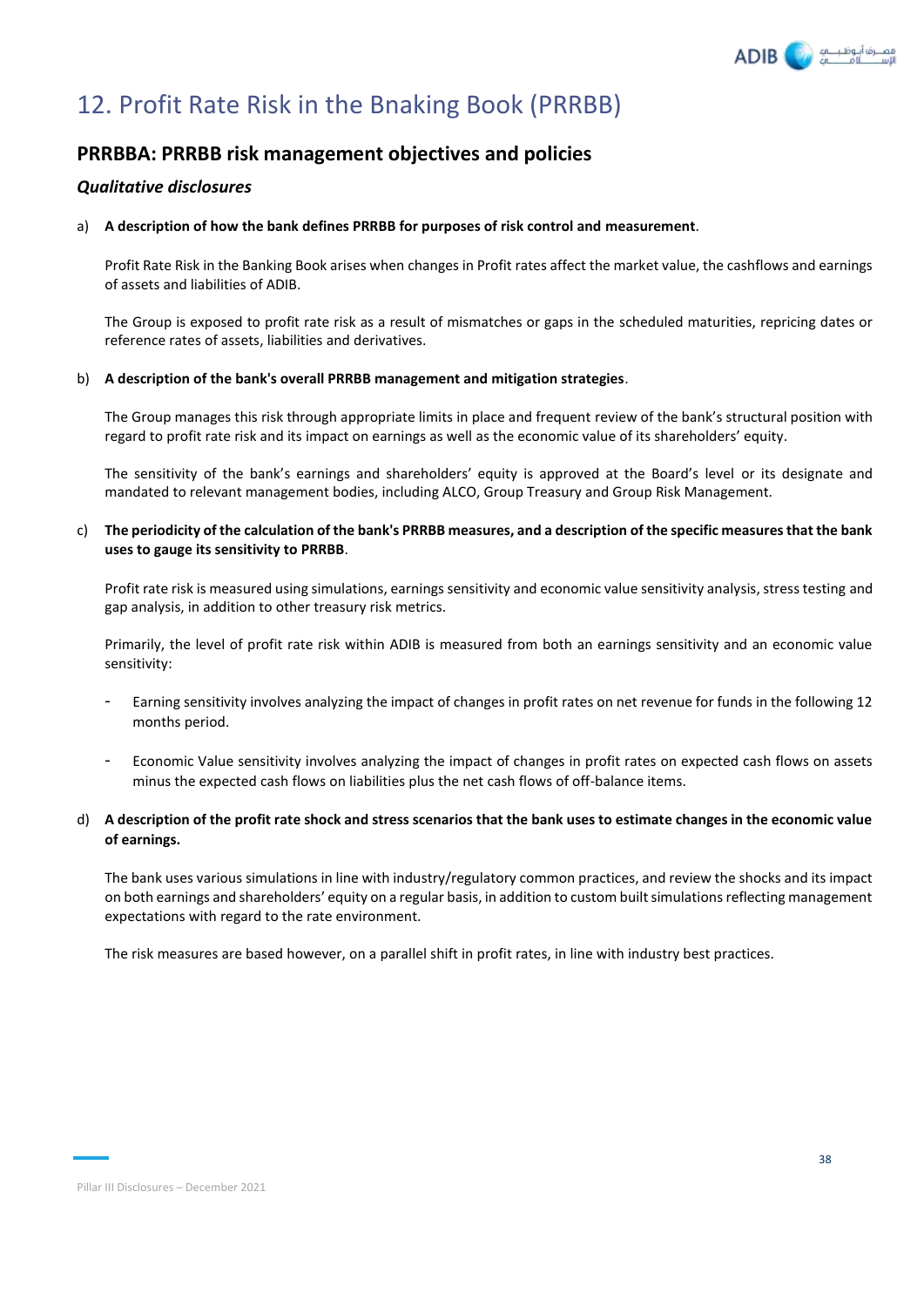# 12. Profit Rate Risk in the Bnaking Book (PRRBB)

## PRRBBA: PRRBB risk management objectives and policies

### *Qualitative disclosures*

a) **A description of how the bank defines PRRBB for purposes of risk control and measurement**.

Profit Rate Risk in the Banking Book arises when changes in Profit rates affect the market value, the cashflows and earnings of assets and liabilities of ADIB.

The Group is exposed to profit rate risk as a result of mismatches or gaps in the scheduled maturities, repricing dates or reference rates of assets, liabilities and derivatives.

b) **A description of the bank's overall PRRBB management and mitigation strategies**.

The Group manages this risk through appropriate limits in place and frequent review of the bank's structural position with regard to profit rate risk and its impact on earnings as well as the economic value of its shareholders' equity.

The sensitivity of the bank's earnings and shareholders' equity is approved at the Board's level or its designate and mandated to relevant management bodies, including ALCO, Group Treasury and Group Risk Management.

c) **The periodicity of the calculation of the bank's PRRBB measures, and a description of the specific measures that the bank uses to gauge its sensitivity to PRRBB**.

Profit rate risk is measured using simulations, earnings sensitivity and economic value sensitivity analysis, stress testing and gap analysis, in addition to other treasury risk metrics.

Primarily, the level of profit rate risk within ADIB is measured from both an earnings sensitivity and an economic value sensitivity:

- Earning sensitivity involves analyzing the impact of changes in profit rates on net revenue for funds in the following 12 months period.
- Economic Value sensitivity involves analyzing the impact of changes in profit rates on expected cash flows on assets minus the expected cash flows on liabilities plus the net cash flows of off-balance items.

d) **A description of the profit rate shock and stress scenarios that the bank uses to estimate changes in the economic value of earnings.**

The bank uses various simulations in line with industry/regulatory common practices, and review the shocks and its impact on both earnings and shareholders' equity on a regular basis, in addition to custom built simulations reflecting management expectations with regard to the rate environment.

The risk measures are based however, on a parallel shift in profit rates, in line with industry best practices.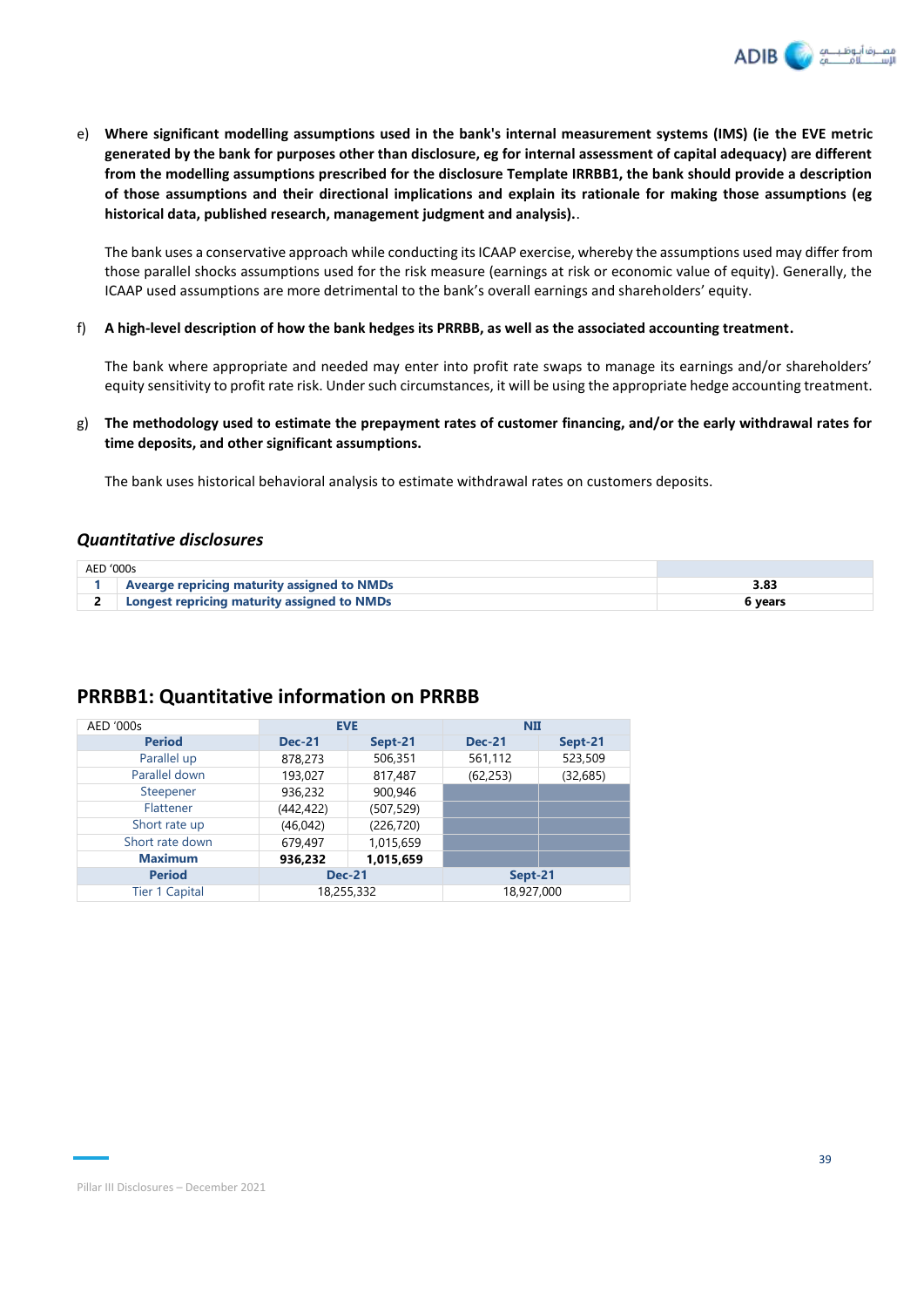e) **Where significant modelling assumptions used in the bank's internal measurement systems (IMS) (ie the EVE metric generated by the bank for purposes other than disclosure, eg for internal assessment of capital adequacy) are different from the modelling assumptions prescribed for the disclosure Template IRRBB1, the bank should provide a description of those assumptions and their directional implications and explain its rationale for making those assumptions (eg historical data, published research, management judgment and analysis).**.

The bank uses a conservative approach while conducting its ICAAP exercise, whereby the assumptions used may differ from those parallel shocks assumptions used for the risk measure (earnings at risk or economic value of equity). Generally, the ICAAP used assumptions are more detrimental to the bank's overall earnings and shareholders' equity.

f) **A high-level description of how the bank hedges its PRRBB, as well as the associated accounting treatment.**

The bank where appropriate and needed may enter into profit rate swaps to manage its earnings and/or shareholders' equity sensitivity to profit rate risk. Under such circumstances, it will be using the appropriate hedge accounting treatment.

g) **The methodology used to estimate the prepayment rates of customer financing, and/or the early withdrawal rates for time deposits, and other significant assumptions.**

The bank uses historical behavioral analysis to estimate withdrawal rates on customers deposits.

### *Quantitative disclosures*

| AED '000s | | |
|---|---|---|
| 1 | **Avearge repricing maturity assigned to NMDs** | **3.83** |
| 2 | **Longest repricing maturity assigned to NMDs** | **6 years** |

## PRRBB1: Quantitative information on PRRBB

| AED '000s | EVE | | NII | |
|---|---|---|---|---|
| **Period** | **Dec-21** | **Sept-21** | **Dec-21** | **Sept-21** |
| Parallel up | 878,273 | 506,351 | 561,112 | 523,509 |
| Parallel down | 193,027 | 817,487 | (62,253) | (32,685) |
| Steepener | 936,232 | 900,946 | | |
| Flattener | (442,422) | (507,529) | | |
| Short rate up | (46,042) | (226,720) | | |
| Short rate down | 679,497 | 1,015,659 | | |
| **Maximum** | **936,232** | **1,015,659** | | |
| **Period** | **Dec-21** | | **Sept-21** | |
| Tier 1 Capital | 18,255,332 | | 18,927,000 | |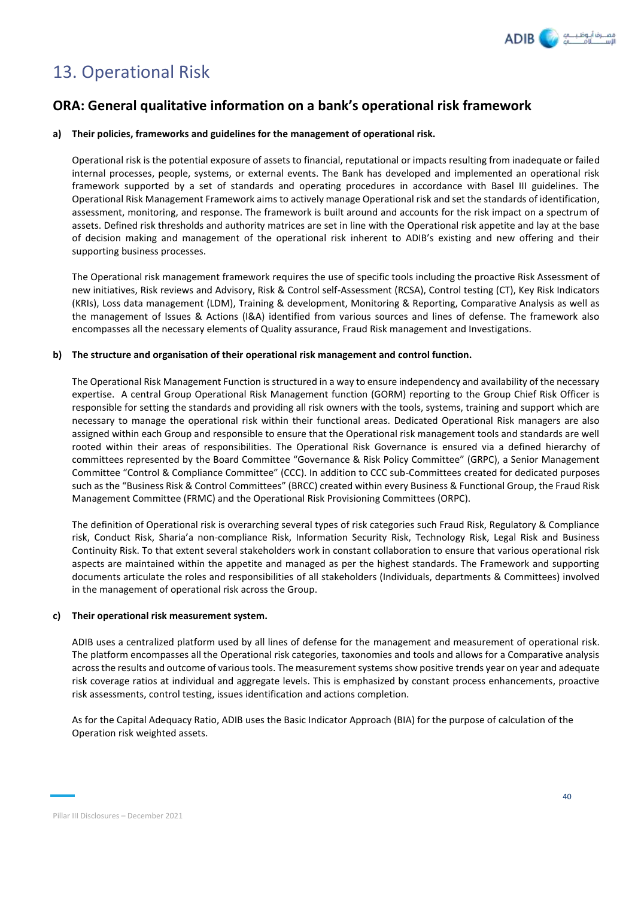# 13. Operational Risk

## ORA: General qualitative information on a bank's operational risk framework

**a) Their policies, frameworks and guidelines for the management of operational risk.**

Operational risk is the potential exposure of assets to financial, reputational or impacts resulting from inadequate or failed internal processes, people, systems, or external events. The Bank has developed and implemented an operational risk framework supported by a set of standards and operating procedures in accordance with Basel III guidelines. The Operational Risk Management Framework aims to actively manage Operational risk and set the standards of identification, assessment, monitoring, and response. The framework is built around and accounts for the risk impact on a spectrum of assets. Defined risk thresholds and authority matrices are set in line with the Operational risk appetite and lay at the base of decision making and management of the operational risk inherent to ADIB's existing and new offering and their supporting business processes.

The Operational risk management framework requires the use of specific tools including the proactive Risk Assessment of new initiatives, Risk reviews and Advisory, Risk & Control self-Assessment (RCSA), Control testing (CT), Key Risk Indicators (KRIs), Loss data management (LDM), Training & development, Monitoring & Reporting, Comparative Analysis as well as the management of Issues & Actions (I&A) identified from various sources and lines of defense. The framework also encompasses all the necessary elements of Quality assurance, Fraud Risk management and Investigations.

**b) The structure and organisation of their operational risk management and control function.**

The Operational Risk Management Function is structured in a way to ensure independency and availability of the necessary expertise. A central Group Operational Risk Management function (GORM) reporting to the Group Chief Risk Officer is responsible for setting the standards and providing all risk owners with the tools, systems, training and support which are necessary to manage the operational risk within their functional areas. Dedicated Operational Risk managers are also assigned within each Group and responsible to ensure that the Operational risk management tools and standards are well rooted within their areas of responsibilities. The Operational Risk Governance is ensured via a defined hierarchy of committees represented by the Board Committee "Governance & Risk Policy Committee" (GRPC), a Senior Management Committee "Control & Compliance Committee" (CCC). In addition to CCC sub-Committees created for dedicated purposes such as the "Business Risk & Control Committees" (BRCC) created within every Business & Functional Group, the Fraud Risk Management Committee (FRMC) and the Operational Risk Provisioning Committees (ORPC).

The definition of Operational risk is overarching several types of risk categories such Fraud Risk, Regulatory & Compliance risk, Conduct Risk, Sharia'a non-compliance Risk, Information Security Risk, Technology Risk, Legal Risk and Business Continuity Risk. To that extent several stakeholders work in constant collaboration to ensure that various operational risk aspects are maintained within the appetite and managed as per the highest standards. The Framework and supporting documents articulate the roles and responsibilities of all stakeholders (Individuals, departments & Committees) involved in the management of operational risk across the Group.

**c) Their operational risk measurement system.**

ADIB uses a centralized platform used by all lines of defense for the management and measurement of operational risk. The platform encompasses all the Operational risk categories, taxonomies and tools and allows for a Comparative analysis across the results and outcome of various tools. The measurement systems show positive trends year on year and adequate risk coverage ratios at individual and aggregate levels. This is emphasized by constant process enhancements, proactive risk assessments, control testing, issues identification and actions completion.

As for the Capital Adequacy Ratio, ADIB uses the Basic Indicator Approach (BIA) for the purpose of calculation of the Operation risk weighted assets.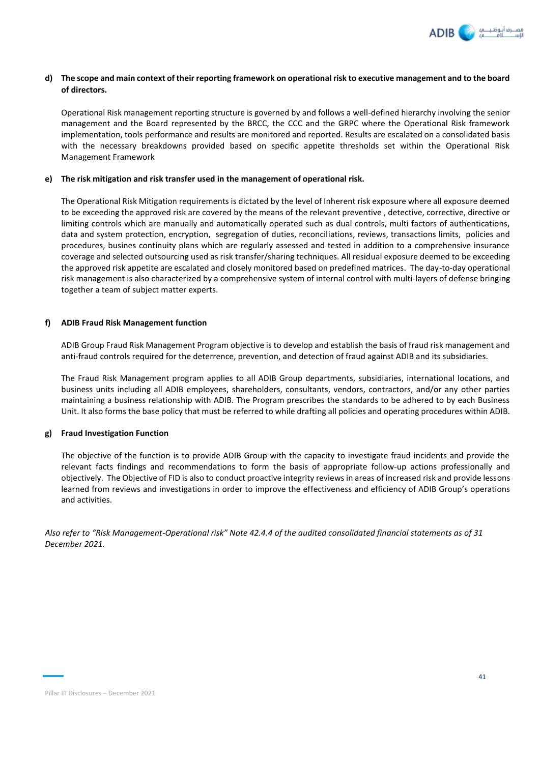**d) The scope and main context of their reporting framework on operational risk to executive management and to the board of directors.**

Operational Risk management reporting structure is governed by and follows a well-defined hierarchy involving the senior management and the Board represented by the BRCC, the CCC and the GRPC where the Operational Risk framework implementation, tools performance and results are monitored and reported. Results are escalated on a consolidated basis with the necessary breakdowns provided based on specific appetite thresholds set within the Operational Risk Management Framework

**e) The risk mitigation and risk transfer used in the management of operational risk.**

The Operational Risk Mitigation requirements is dictated by the level of Inherent risk exposure where all exposure deemed to be exceeding the approved risk are covered by the means of the relevant preventive , detective, corrective, directive or limiting controls which are manually and automatically operated such as dual controls, multi factors of authentications, data and system protection, encryption, segregation of duties, reconciliations, reviews, transactions limits, policies and procedures, busines continuity plans which are regularly assessed and tested in addition to a comprehensive insurance coverage and selected outsourcing used as risk transfer/sharing techniques. All residual exposure deemed to be exceeding the approved risk appetite are escalated and closely monitored based on predefined matrices. The day-to-day operational risk management is also characterized by a comprehensive system of internal control with multi-layers of defense bringing together a team of subject matter experts.

**f) ADIB Fraud Risk Management function**

ADIB Group Fraud Risk Management Program objective is to develop and establish the basis of fraud risk management and anti-fraud controls required for the deterrence, prevention, and detection of fraud against ADIB and its subsidiaries.

The Fraud Risk Management program applies to all ADIB Group departments, subsidiaries, international locations, and business units including all ADIB employees, shareholders, consultants, vendors, contractors, and/or any other parties maintaining a business relationship with ADIB. The Program prescribes the standards to be adhered to by each Business Unit. It also forms the base policy that must be referred to while drafting all policies and operating procedures within ADIB.

**g) Fraud Investigation Function**

The objective of the function is to provide ADIB Group with the capacity to investigate fraud incidents and provide the relevant facts findings and recommendations to form the basis of appropriate follow-up actions professionally and objectively. The Objective of FID is also to conduct proactive integrity reviews in areas of increased risk and provide lessons learned from reviews and investigations in order to improve the effectiveness and efficiency of ADIB Group's operations and activities.

*Also refer to "Risk Management-Operational risk" Note 42.4.4 of the audited consolidated financial statements as of 31 December 2021.*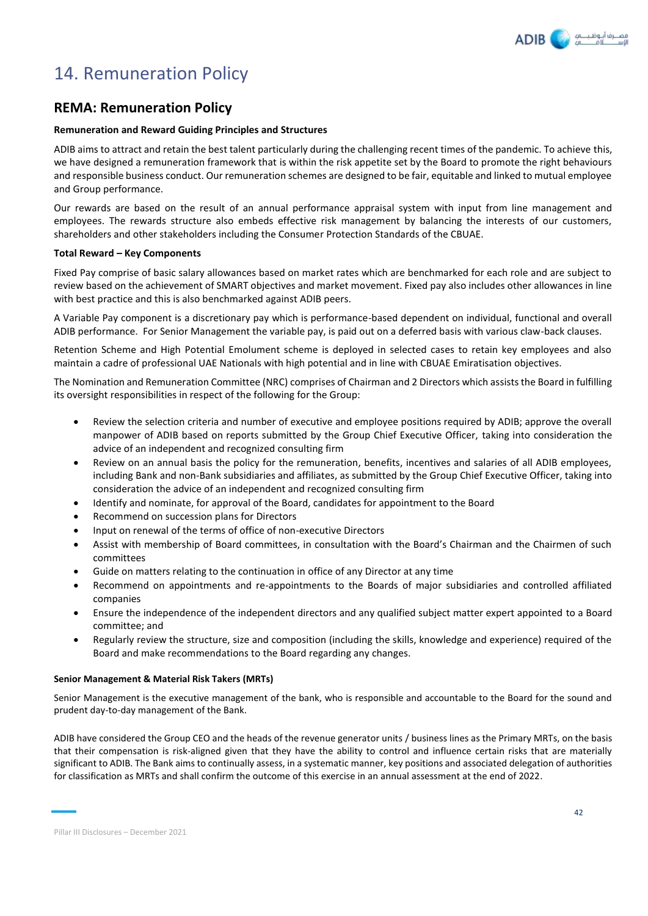# 14. Remuneration Policy

## REMA: Remuneration Policy

**Remuneration and Reward Guiding Principles and Structures**

ADIB aims to attract and retain the best talent particularly during the challenging recent times of the pandemic. To achieve this, we have designed a remuneration framework that is within the risk appetite set by the Board to promote the right behaviours and responsible business conduct. Our remuneration schemes are designed to be fair, equitable and linked to mutual employee and Group performance.

Our rewards are based on the result of an annual performance appraisal system with input from line management and employees. The rewards structure also embeds effective risk management by balancing the interests of our customers, shareholders and other stakeholders including the Consumer Protection Standards of the CBUAE.

**Total Reward – Key Components**

Fixed Pay comprise of basic salary allowances based on market rates which are benchmarked for each role and are subject to review based on the achievement of SMART objectives and market movement. Fixed pay also includes other allowances in line with best practice and this is also benchmarked against ADIB peers.

A Variable Pay component is a discretionary pay which is performance-based dependent on individual, functional and overall ADIB performance. For Senior Management the variable pay, is paid out on a deferred basis with various claw-back clauses.

Retention Scheme and High Potential Emolument scheme is deployed in selected cases to retain key employees and also maintain a cadre of professional UAE Nationals with high potential and in line with CBUAE Emiratisation objectives.

The Nomination and Remuneration Committee (NRC) comprises of Chairman and 2 Directors which assists the Board in fulfilling its oversight responsibilities in respect of the following for the Group:

- Review the selection criteria and number of executive and employee positions required by ADIB; approve the overall manpower of ADIB based on reports submitted by the Group Chief Executive Officer, taking into consideration the advice of an independent and recognized consulting firm
- Review on an annual basis the policy for the remuneration, benefits, incentives and salaries of all ADIB employees, including Bank and non-Bank subsidiaries and affiliates, as submitted by the Group Chief Executive Officer, taking into consideration the advice of an independent and recognized consulting firm
- Identify and nominate, for approval of the Board, candidates for appointment to the Board
- Recommend on succession plans for Directors
- Input on renewal of the terms of office of non-executive Directors
- Assist with membership of Board committees, in consultation with the Board's Chairman and the Chairmen of such committees
- Guide on matters relating to the continuation in office of any Director at any time
- Recommend on appointments and re-appointments to the Boards of major subsidiaries and controlled affiliated companies
- Ensure the independence of the independent directors and any qualified subject matter expert appointed to a Board committee; and
- Regularly review the structure, size and composition (including the skills, knowledge and experience) required of the Board and make recommendations to the Board regarding any changes.

**Senior Management & Material Risk Takers (MRTs)**

Senior Management is the executive management of the bank, who is responsible and accountable to the Board for the sound and prudent day-to-day management of the Bank.

ADIB have considered the Group CEO and the heads of the revenue generator units / business lines as the Primary MRTs, on the basis that their compensation is risk-aligned given that they have the ability to control and influence certain risks that are materially significant to ADIB. The Bank aims to continually assess, in a systematic manner, key positions and associated delegation of authorities for classification as MRTs and shall confirm the outcome of this exercise in an annual assessment at the end of 2022.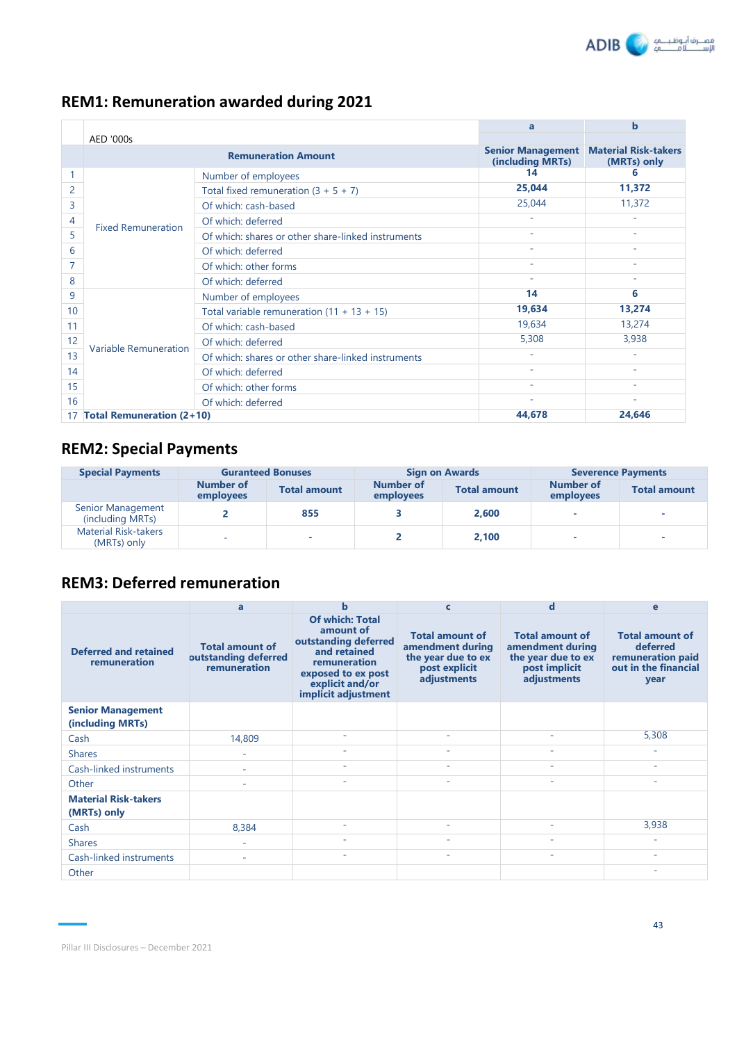## REM1: Remuneration awarded during 2021

| | AED '000s | | a | b |
|---|---|---|---|---|
| | Remuneration Amount | | Senior Management (including MRTs) | Material Risk-takers (MRTs) only |
| 1 | Fixed Remuneration | Number of employees | 14 | 6 |
| 2 | | Total fixed remuneration (3 + 5 + 7) | **25,044** | **11,372** |
| 3 | | Of which: cash-based | 25,044 | 11,372 |
| 4 | | Of which: deferred | - | - |
| 5 | | Of which: shares or other share-linked instruments | - | - |
| 6 | | Of which: deferred | - | - |
| 7 | | Of which: other forms | - | - |
| 8 | | Of which: deferred | - | - |
| 9 | Variable Remuneration | Number of employees | 14 | 6 |
| 10 | | Total variable remuneration (11 + 13 + 15) | **19,634** | **13,274** |
| 11 | | Of which: cash-based | 19,634 | 13,274 |
| 12 | | Of which: deferred | 5,308 | 3,938 |
| 13 | | Of which: shares or other share-linked instruments | - | - |
| 14 | | Of which: deferred | - | - |
| 15 | | Of which: other forms | - | - |
| 16 | | Of which: deferred | - | - |
| 17 | **Total Remuneration (2+10)** | | **44,678** | **24,646** |

## REM2: Special Payments

| Special Payments | Guranteed Bonuses | | Sign on Awards | | Severence Payments | |
|---|---|---|---|---|---|---|
| | Number of employees | Total amount | Number of employees | Total amount | Number of employees | Total amount |
| Senior Management (including MRTs) | 2 | 855 | 3 | 2,600 | - | - |
| Material Risk-takers (MRTs) only | - | - | 2 | 2,100 | - | - |

## REM3: Deferred remuneration

| | a | b | c | d | e |
|---|---|---|---|---|---|
| Deferred and retained remuneration | Total amount of outstanding deferred remuneration | Of which: Total amount of outstanding deferred and retained remuneration exposed to ex post explicit and/or implicit adjustment | Total amount of amendment during the year due to ex post explicit adjustments | Total amount of amendment during the year due to ex post implicit adjustments | Total amount of deferred remuneration paid out in the financial year |
| **Senior Management (including MRTs)** | | | | | |
| Cash | 14,809 | - | - | - | 5,308 |
| Shares | - | - | - | - | - |
| Cash-linked instruments | - | - | - | - | - |
| Other | - | - | - | - | - |
| **Material Risk-takers (MRTs) only** | | | | | |
| Cash | 8,384 | - | - | - | 3,938 |
| Shares | - | - | - | - | - |
| Cash-linked instruments | - | - | - | - | - |
| Other | | | | | - |